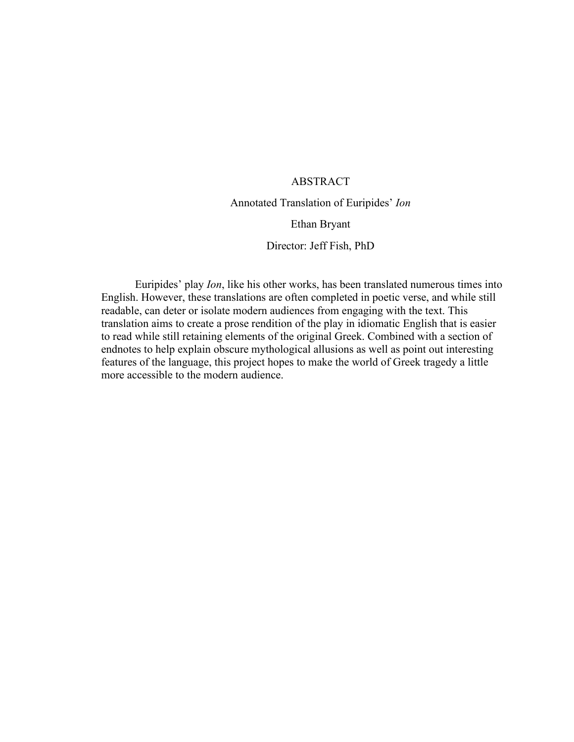# ABSTRACT

Annotated Translation of Euripides' *Ion*

Ethan Bryant

Director: Jeff Fish, PhD

Euripides' play *Ion*, like his other works, has been translated numerous times into English. However, these translations are often completed in poetic verse, and while still readable, can deter or isolate modern audiences from engaging with the text. This translation aims to create a prose rendition of the play in idiomatic English that is easier to read while still retaining elements of the original Greek. Combined with a section of endnotes to help explain obscure mythological allusions as well as point out interesting features of the language, this project hopes to make the world of Greek tragedy a little more accessible to the modern audience.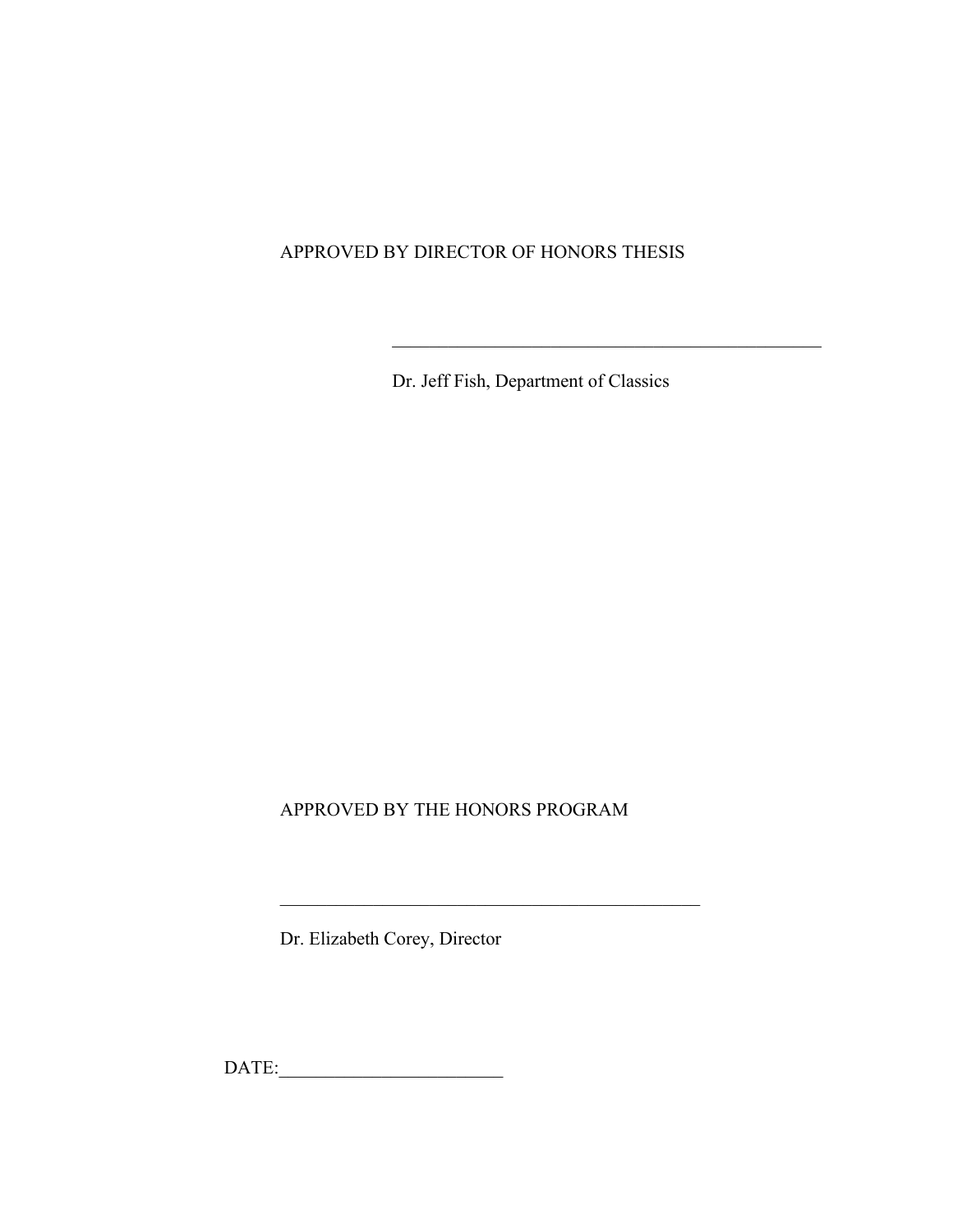APPROVED BY DIRECTOR OF HONORS THESIS

\_\_\_\_\_\_\_\_\_\_\_\_\_\_\_\_\_\_\_\_\_\_\_\_\_\_\_\_\_\_\_\_\_\_\_\_\_\_\_\_\_\_\_\_\_\_

Dr. Jeff Fish, Department of Classics

APPROVED BY THE HONORS PROGRAM

\_\_\_\_\_\_\_\_\_\_\_\_\_\_\_\_\_\_\_\_\_\_\_\_\_\_\_\_\_\_\_\_\_\_\_\_\_\_\_\_\_\_\_\_

Dr. Elizabeth Corey, Director

DATE:\_\_\_\_\_\_\_\_\_\_\_\_\_\_\_\_\_\_\_\_\_\_\_\_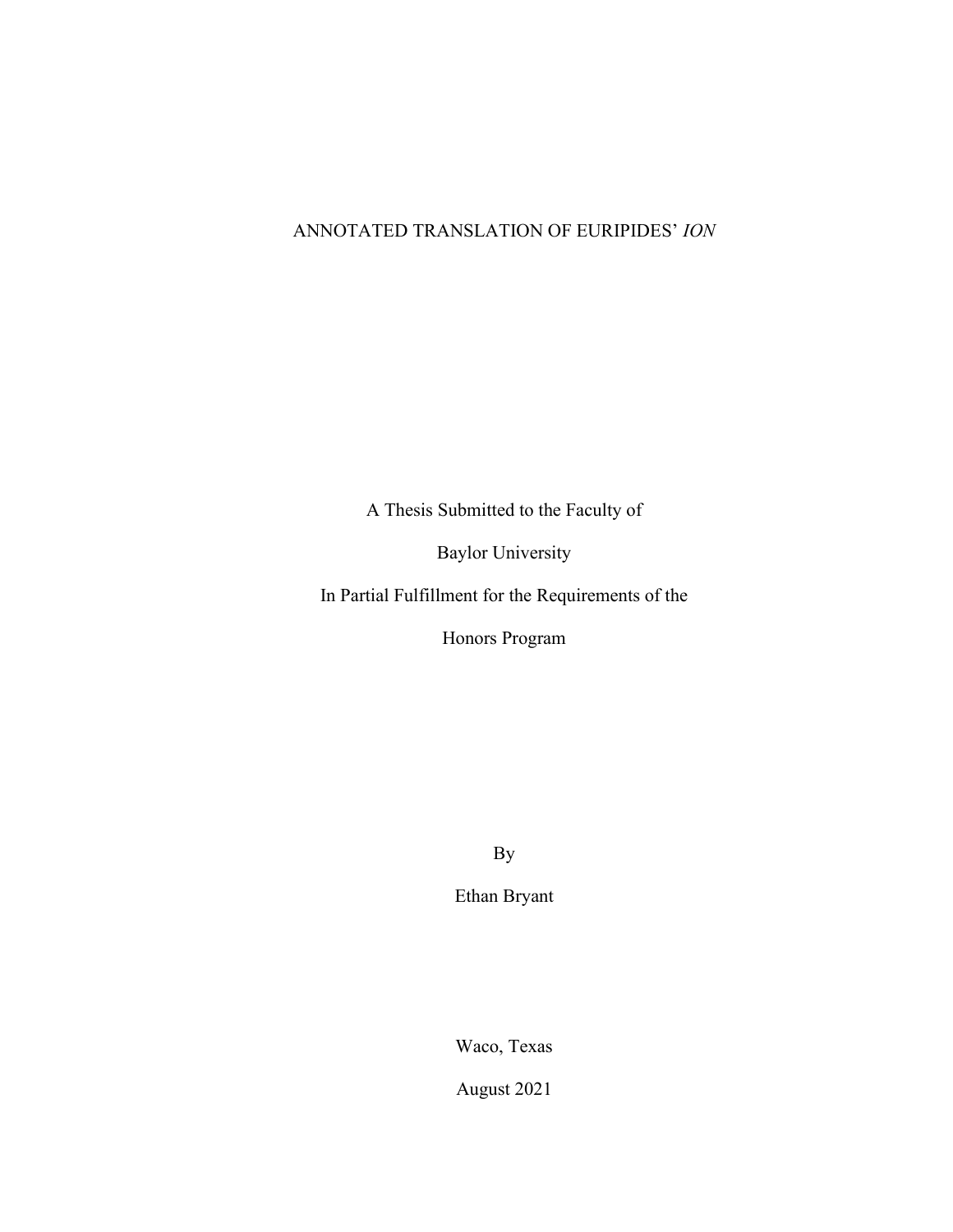# ANNOTATED TRANSLATION OF EURIPIDES' *ION*

A Thesis Submitted to the Faculty of

Baylor University

In Partial Fulfillment for the Requirements of the

Honors Program

By

Ethan Bryant

Waco, Texas

August 2021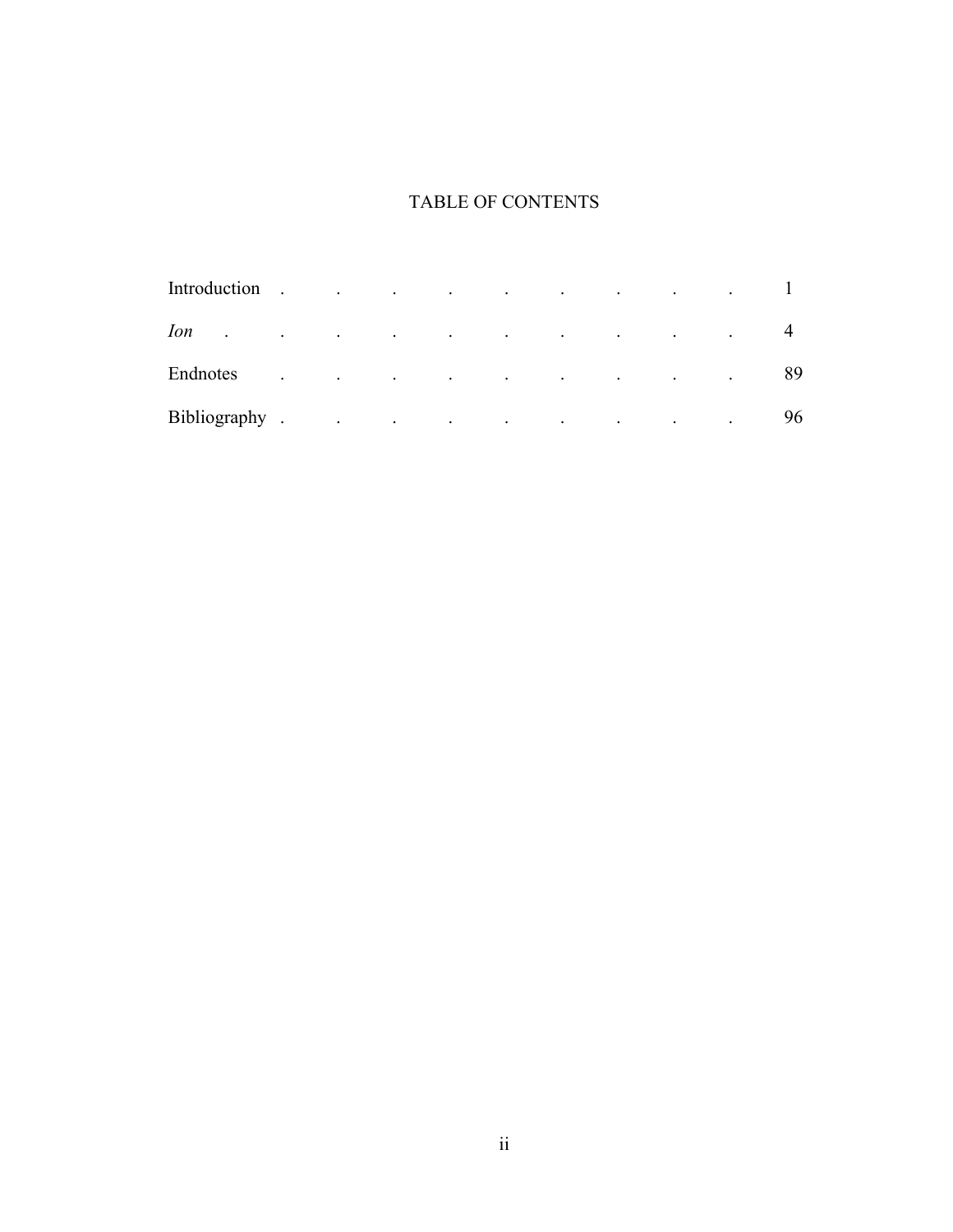# TABLE OF CONTENTS

| | |
|---|---|
| Introduction | 1 |
| *Ion* | 4 |
| Endnotes | 89 |
| Bibliography | 96 |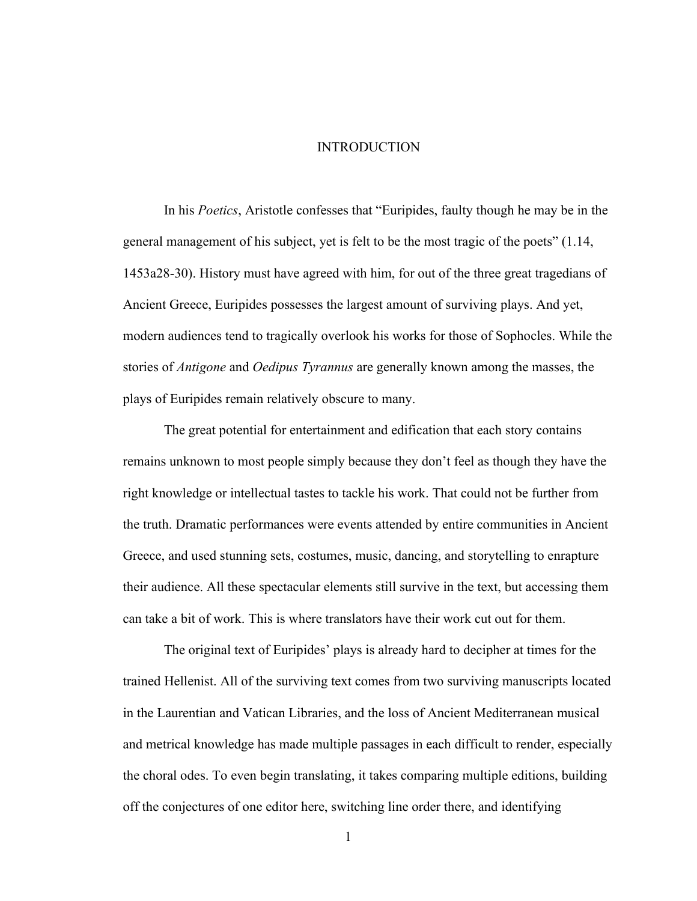# INTRODUCTION

In his *Poetics*, Aristotle confesses that "Euripides, faulty though he may be in the general management of his subject, yet is felt to be the most tragic of the poets" (1.14, 1453a28-30). History must have agreed with him, for out of the three great tragedians of Ancient Greece, Euripides possesses the largest amount of surviving plays. And yet, modern audiences tend to tragically overlook his works for those of Sophocles. While the stories of *Antigone* and *Oedipus Tyrannus* are generally known among the masses, the plays of Euripides remain relatively obscure to many.

The great potential for entertainment and edification that each story contains remains unknown to most people simply because they don't feel as though they have the right knowledge or intellectual tastes to tackle his work. That could not be further from the truth. Dramatic performances were events attended by entire communities in Ancient Greece, and used stunning sets, costumes, music, dancing, and storytelling to enrapture their audience. All these spectacular elements still survive in the text, but accessing them can take a bit of work. This is where translators have their work cut out for them.

The original text of Euripides' plays is already hard to decipher at times for the trained Hellenist. All of the surviving text comes from two surviving manuscripts located in the Laurentian and Vatican Libraries, and the loss of Ancient Mediterranean musical and metrical knowledge has made multiple passages in each difficult to render, especially the choral odes. To even begin translating, it takes comparing multiple editions, building off the conjectures of one editor here, switching line order there, and identifying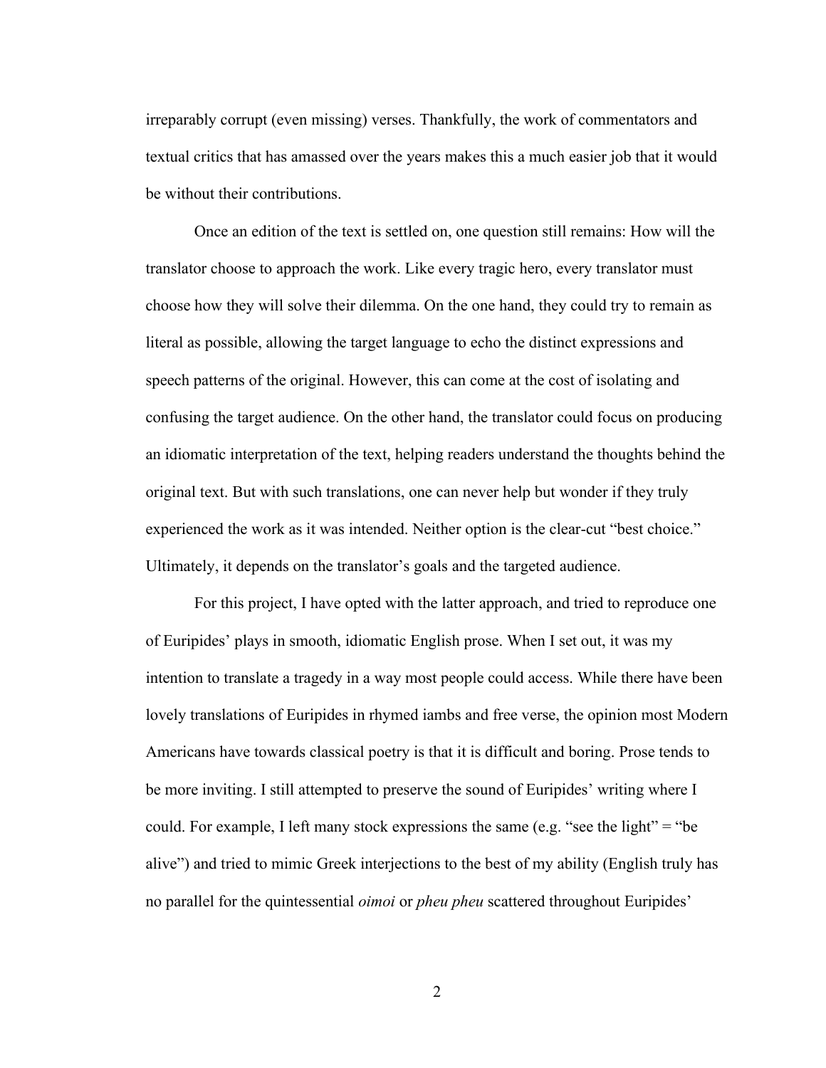irreparably corrupt (even missing) verses. Thankfully, the work of commentators and textual critics that has amassed over the years makes this a much easier job that it would be without their contributions.

Once an edition of the text is settled on, one question still remains: How will the translator choose to approach the work. Like every tragic hero, every translator must choose how they will solve their dilemma. On the one hand, they could try to remain as literal as possible, allowing the target language to echo the distinct expressions and speech patterns of the original. However, this can come at the cost of isolating and confusing the target audience. On the other hand, the translator could focus on producing an idiomatic interpretation of the text, helping readers understand the thoughts behind the original text. But with such translations, one can never help but wonder if they truly experienced the work as it was intended. Neither option is the clear-cut "best choice." Ultimately, it depends on the translator's goals and the targeted audience.

For this project, I have opted with the latter approach, and tried to reproduce one of Euripides' plays in smooth, idiomatic English prose. When I set out, it was my intention to translate a tragedy in a way most people could access. While there have been lovely translations of Euripides in rhymed iambs and free verse, the opinion most Modern Americans have towards classical poetry is that it is difficult and boring. Prose tends to be more inviting. I still attempted to preserve the sound of Euripides' writing where I could. For example, I left many stock expressions the same (e.g. "see the light" = "be alive") and tried to mimic Greek interjections to the best of my ability (English truly has no parallel for the quintessential *oimoi* or *pheu pheu* scattered throughout Euripides'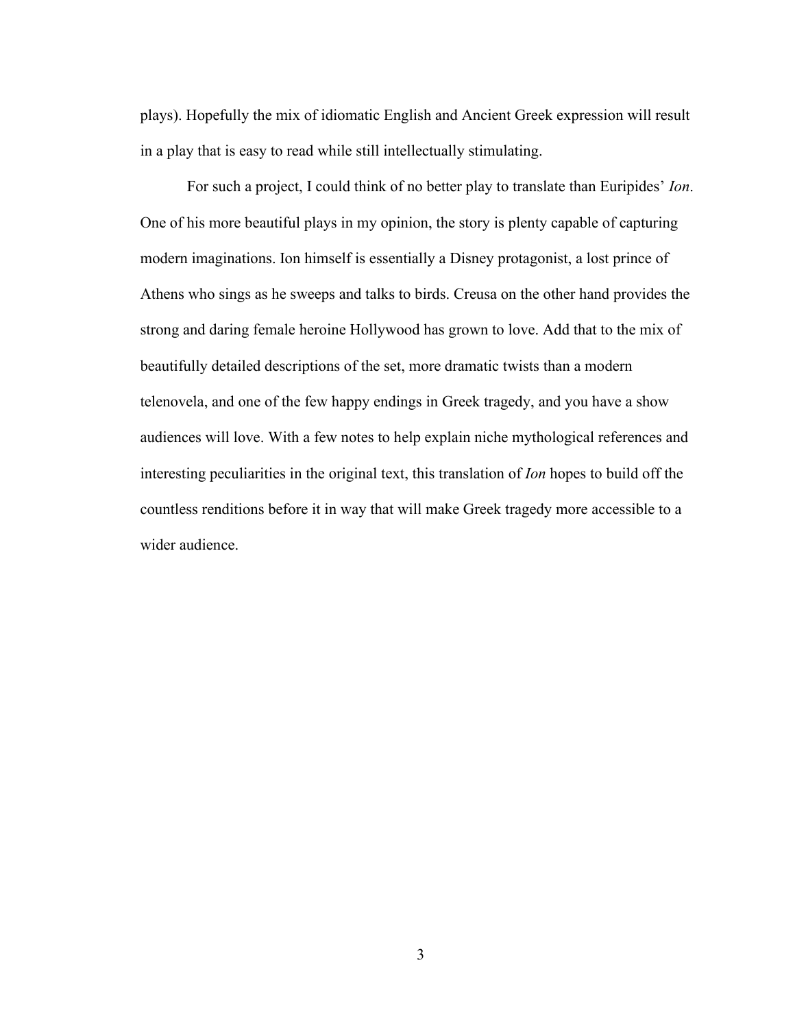plays). Hopefully the mix of idiomatic English and Ancient Greek expression will result in a play that is easy to read while still intellectually stimulating.

For such a project, I could think of no better play to translate than Euripides' *Ion*. One of his more beautiful plays in my opinion, the story is plenty capable of capturing modern imaginations. Ion himself is essentially a Disney protagonist, a lost prince of Athens who sings as he sweeps and talks to birds. Creusa on the other hand provides the strong and daring female heroine Hollywood has grown to love. Add that to the mix of beautifully detailed descriptions of the set, more dramatic twists than a modern telenovela, and one of the few happy endings in Greek tragedy, and you have a show audiences will love. With a few notes to help explain niche mythological references and interesting peculiarities in the original text, this translation of *Ion* hopes to build off the countless renditions before it in way that will make Greek tragedy more accessible to a wider audience.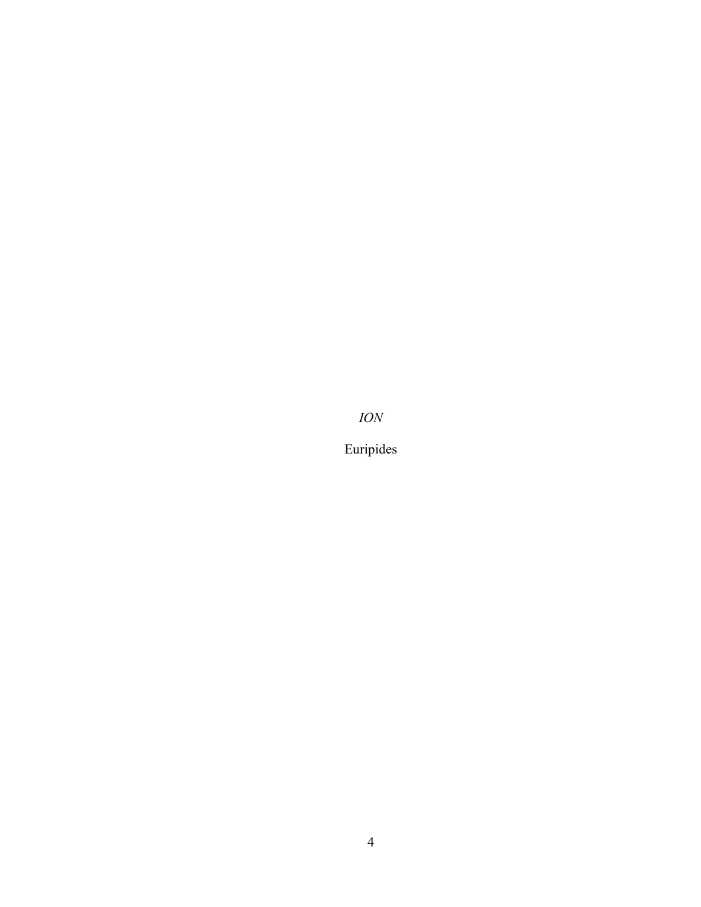*ION*

Euripides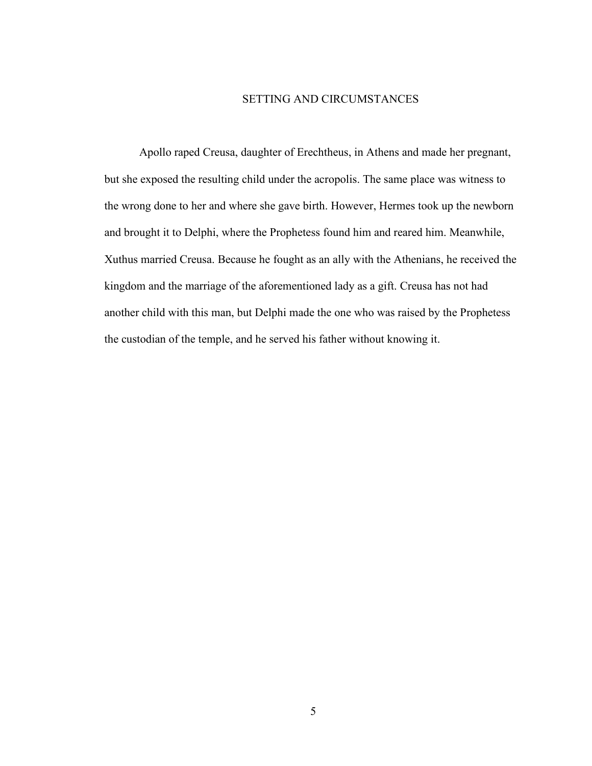# SETTING AND CIRCUMSTANCES

Apollo raped Creusa, daughter of Erechtheus, in Athens and made her pregnant, but she exposed the resulting child under the acropolis. The same place was witness to the wrong done to her and where she gave birth. However, Hermes took up the newborn and brought it to Delphi, where the Prophetess found him and reared him. Meanwhile, Xuthus married Creusa. Because he fought as an ally with the Athenians, he received the kingdom and the marriage of the aforementioned lady as a gift. Creusa has not had another child with this man, but Delphi made the one who was raised by the Prophetess the custodian of the temple, and he served his father without knowing it.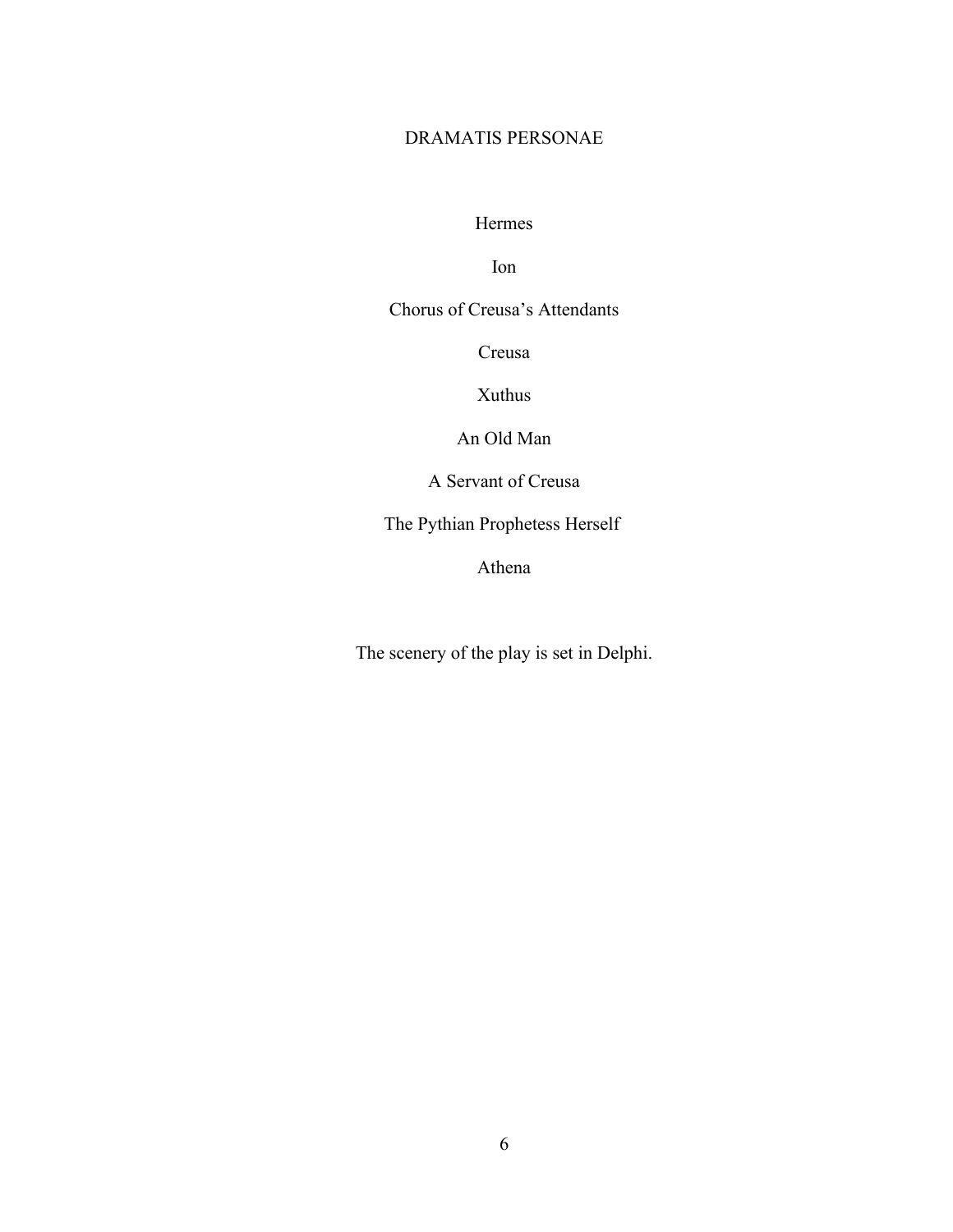# DRAMATIS PERSONAE

Hermes

Ion

Chorus of Creusa's Attendants

Creusa

Xuthus

An Old Man

A Servant of Creusa

The Pythian Prophetess Herself

Athena

The scenery of the play is set in Delphi.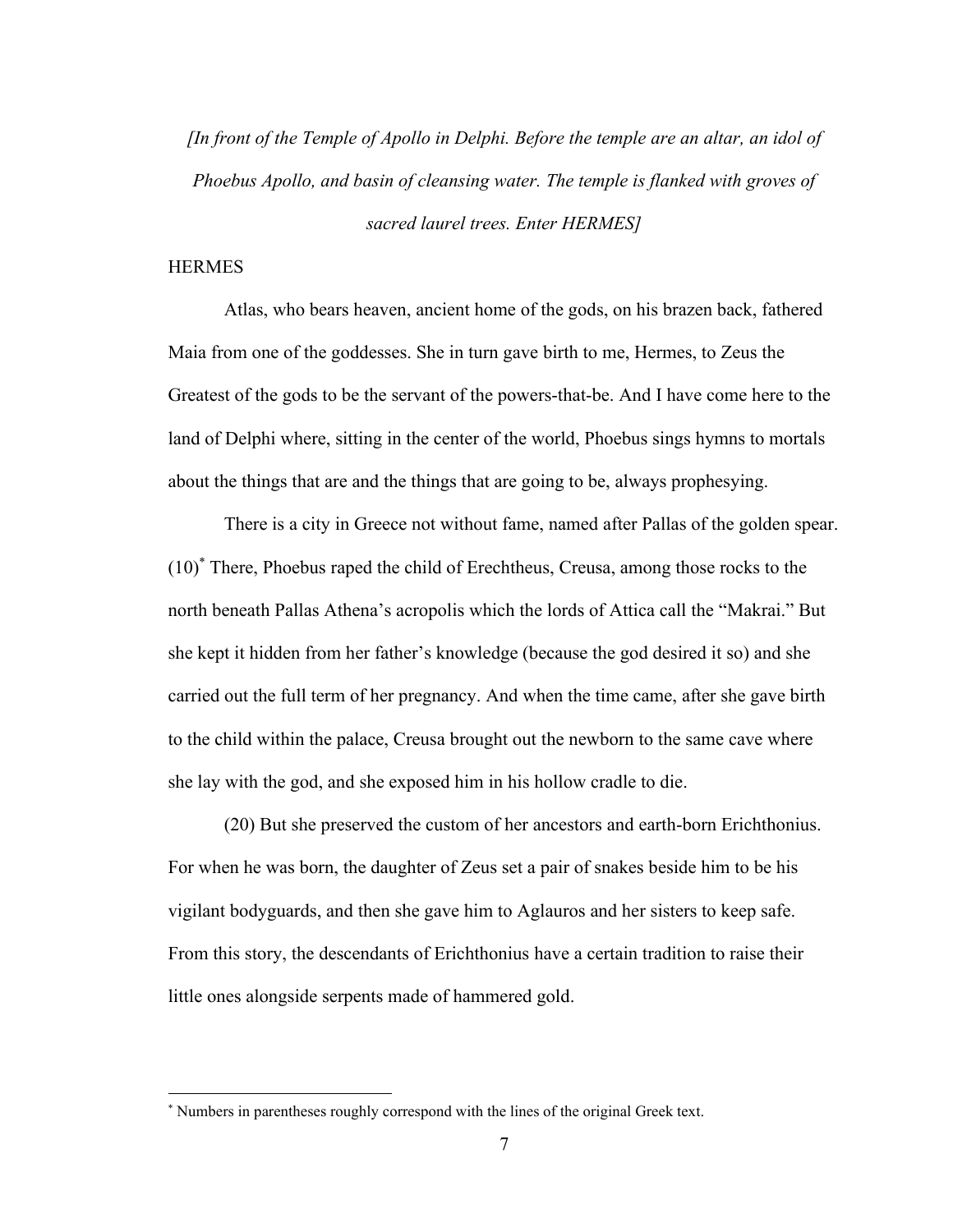*[In front of the Temple of Apollo in Delphi. Before the temple are an altar, an idol of Phoebus Apollo, and basin of cleansing water. The temple is flanked with groves of sacred laurel trees. Enter HERMES]*

HERMES

Atlas, who bears heaven, ancient home of the gods, on his brazen back, fathered Maia from one of the goddesses. She in turn gave birth to me, Hermes, to Zeus the Greatest of the gods to be the servant of the powers-that-be. And I have come here to the land of Delphi where, sitting in the center of the world, Phoebus sings hymns to mortals about the things that are and the things that are going to be, always prophesying.

There is a city in Greece not without fame, named after Pallas of the golden spear. (10)[*] There, Phoebus raped the child of Erechtheus, Creusa, among those rocks to the north beneath Pallas Athena's acropolis which the lords of Attica call the "Makrai." But she kept it hidden from her father's knowledge (because the god desired it so) and she carried out the full term of her pregnancy. And when the time came, after she gave birth to the child within the palace, Creusa brought out the newborn to the same cave where she lay with the god, and she exposed him in his hollow cradle to die.

(20) But she preserved the custom of her ancestors and earth-born Erichthonius. For when he was born, the daughter of Zeus set a pair of snakes beside him to be his vigilant bodyguards, and then she gave him to Aglauros and her sisters to keep safe. From this story, the descendants of Erichthonius have a certain tradition to raise their little ones alongside serpents made of hammered gold.

[*] Numbers in parentheses roughly correspond with the lines of the original Greek text.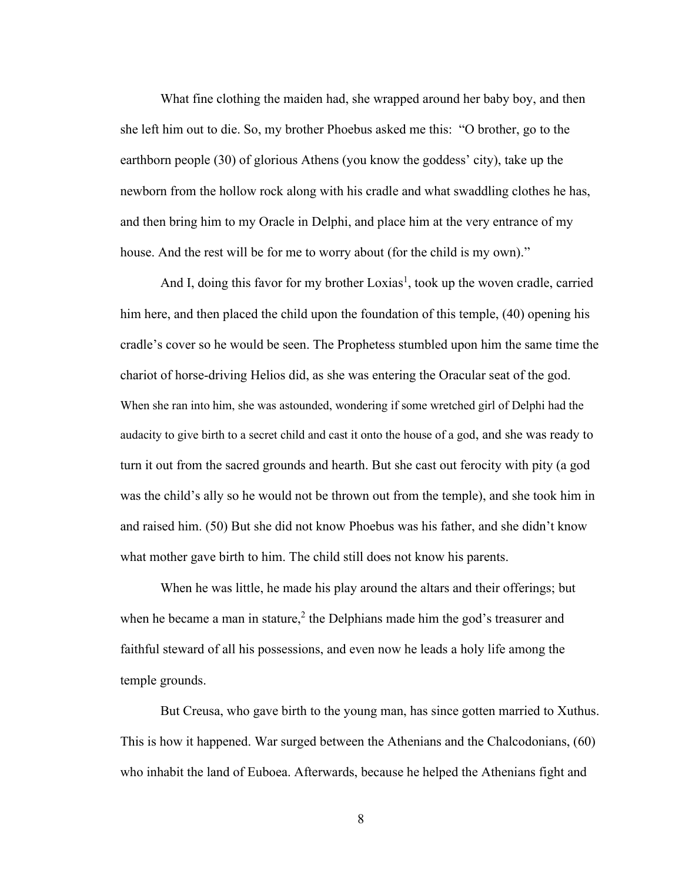What fine clothing the maiden had, she wrapped around her baby boy, and then she left him out to die. So, my brother Phoebus asked me this: "O brother, go to the earthborn people (30) of glorious Athens (you know the goddess' city), take up the newborn from the hollow rock along with his cradle and what swaddling clothes he has, and then bring him to my Oracle in Delphi, and place him at the very entrance of my house. And the rest will be for me to worry about (for the child is my own)."

And I, doing this favor for my brother Loxias[1], took up the woven cradle, carried him here, and then placed the child upon the foundation of this temple, (40) opening his cradle's cover so he would be seen. The Prophetess stumbled upon him the same time the chariot of horse-driving Helios did, as she was entering the Oracular seat of the god. When she ran into him, she was astounded, wondering if some wretched girl of Delphi had the audacity to give birth to a secret child and cast it onto the house of a god, and she was ready to turn it out from the sacred grounds and hearth. But she cast out ferocity with pity (a god was the child's ally so he would not be thrown out from the temple), and she took him in and raised him. (50) But she did not know Phoebus was his father, and she didn't know what mother gave birth to him. The child still does not know his parents.

When he was little, he made his play around the altars and their offerings; but when he became a man in stature,[2] the Delphians made him the god's treasurer and faithful steward of all his possessions, and even now he leads a holy life among the temple grounds.

But Creusa, who gave birth to the young man, has since gotten married to Xuthus. This is how it happened. War surged between the Athenians and the Chalcodonians, (60) who inhabit the land of Euboea. Afterwards, because he helped the Athenians fight and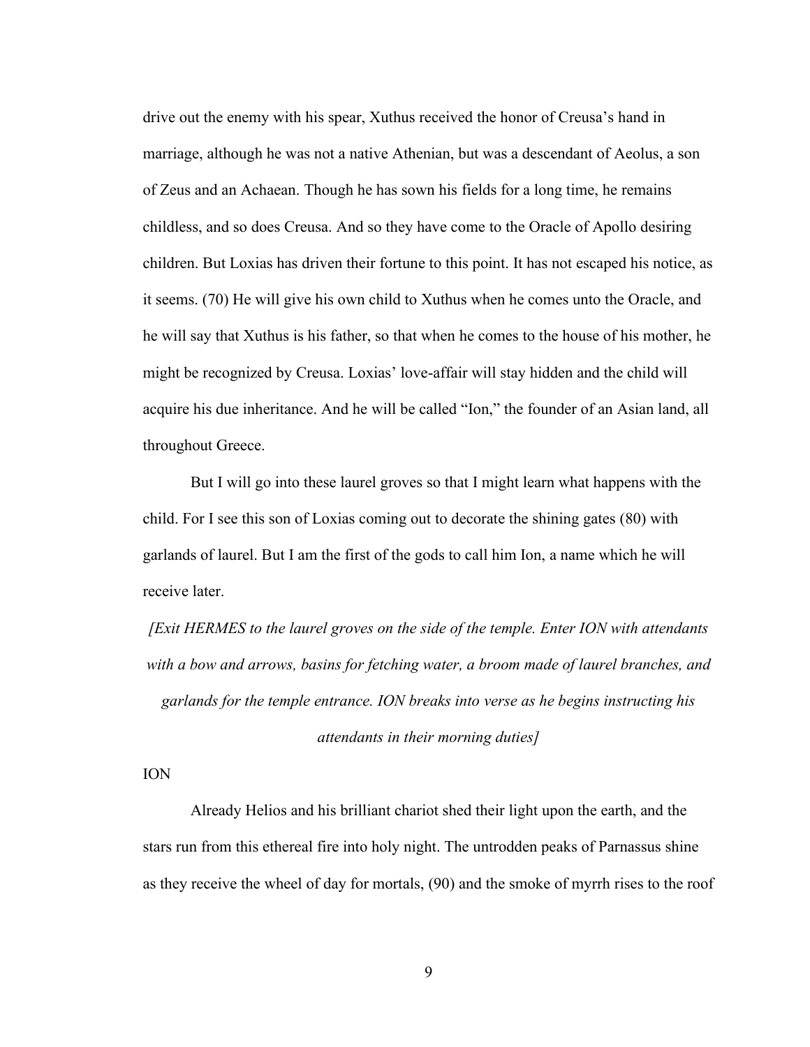drive out the enemy with his spear, Xuthus received the honor of Creusa's hand in marriage, although he was not a native Athenian, but was a descendant of Aeolus, a son of Zeus and an Achaean. Though he has sown his fields for a long time, he remains childless, and so does Creusa. And so they have come to the Oracle of Apollo desiring children. But Loxias has driven their fortune to this point. It has not escaped his notice, as it seems. (70) He will give his own child to Xuthus when he comes unto the Oracle, and he will say that Xuthus is his father, so that when he comes to the house of his mother, he might be recognized by Creusa. Loxias' love-affair will stay hidden and the child will acquire his due inheritance. And he will be called "Ion," the founder of an Asian land, all throughout Greece.

But I will go into these laurel groves so that I might learn what happens with the child. For I see this son of Loxias coming out to decorate the shining gates (80) with garlands of laurel. But I am the first of the gods to call him Ion, a name which he will receive later.

*[Exit HERMES to the laurel groves on the side of the temple. Enter ION with attendants with a bow and arrows, basins for fetching water, a broom made of laurel branches, and garlands for the temple entrance. ION breaks into verse as he begins instructing his attendants in their morning duties]*

ION

Already Helios and his brilliant chariot shed their light upon the earth, and the stars run from this ethereal fire into holy night. The untrodden peaks of Parnassus shine as they receive the wheel of day for mortals, (90) and the smoke of myrrh rises to the roof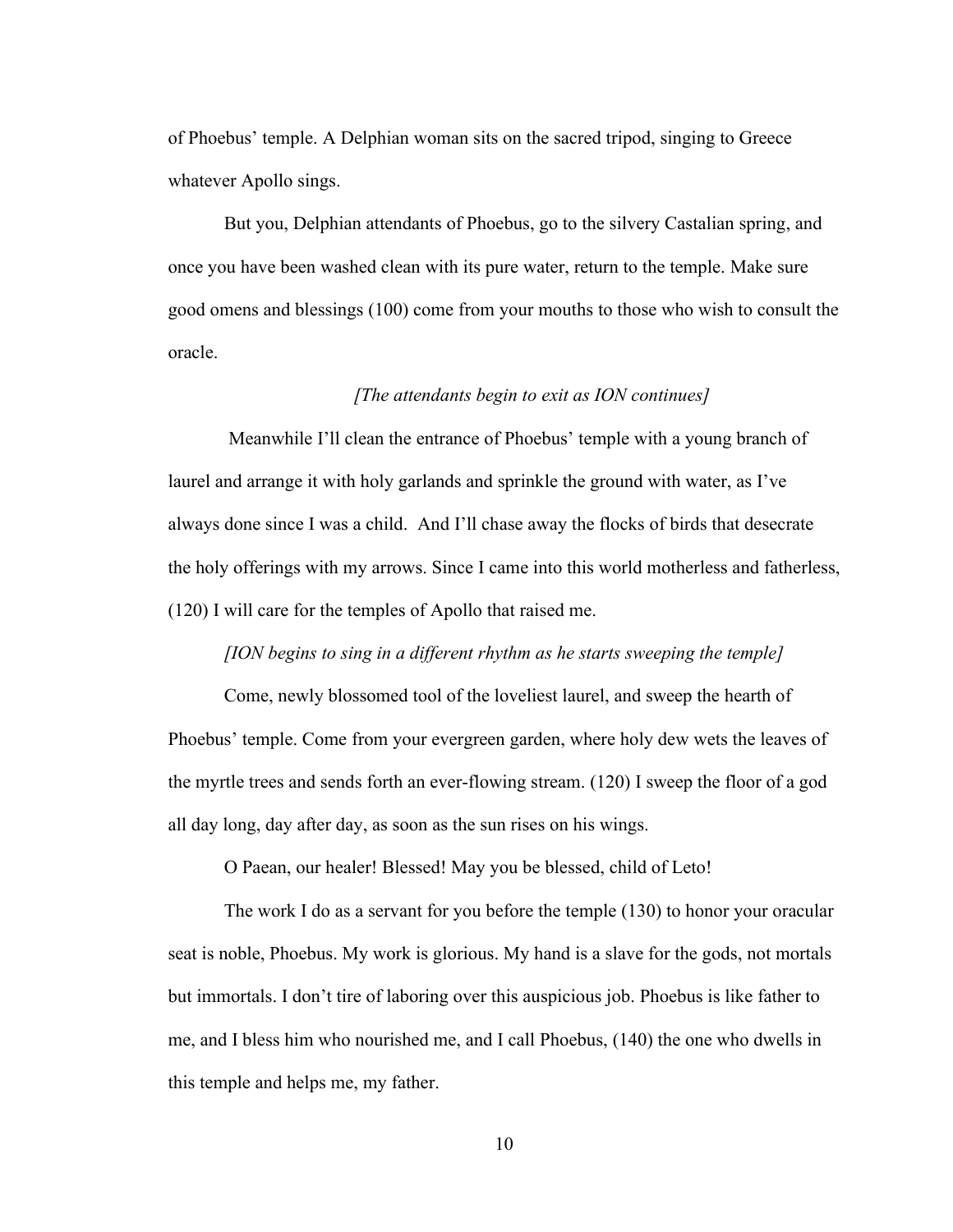of Phoebus' temple. A Delphian woman sits on the sacred tripod, singing to Greece whatever Apollo sings.

But you, Delphian attendants of Phoebus, go to the silvery Castalian spring, and once you have been washed clean with its pure water, return to the temple. Make sure good omens and blessings (100) come from your mouths to those who wish to consult the oracle.

*[The attendants begin to exit as ION continues]*

Meanwhile I'll clean the entrance of Phoebus' temple with a young branch of laurel and arrange it with holy garlands and sprinkle the ground with water, as I've always done since I was a child. And I'll chase away the flocks of birds that desecrate the holy offerings with my arrows. Since I came into this world motherless and fatherless, (120) I will care for the temples of Apollo that raised me.

*[ION begins to sing in a different rhythm as he starts sweeping the temple]*

Come, newly blossomed tool of the loveliest laurel, and sweep the hearth of Phoebus' temple. Come from your evergreen garden, where holy dew wets the leaves of the myrtle trees and sends forth an ever-flowing stream. (120) I sweep the floor of a god all day long, day after day, as soon as the sun rises on his wings.

O Paean, our healer! Blessed! May you be blessed, child of Leto!

The work I do as a servant for you before the temple (130) to honor your oracular seat is noble, Phoebus. My work is glorious. My hand is a slave for the gods, not mortals but immortals. I don't tire of laboring over this auspicious job. Phoebus is like father to me, and I bless him who nourished me, and I call Phoebus, (140) the one who dwells in this temple and helps me, my father.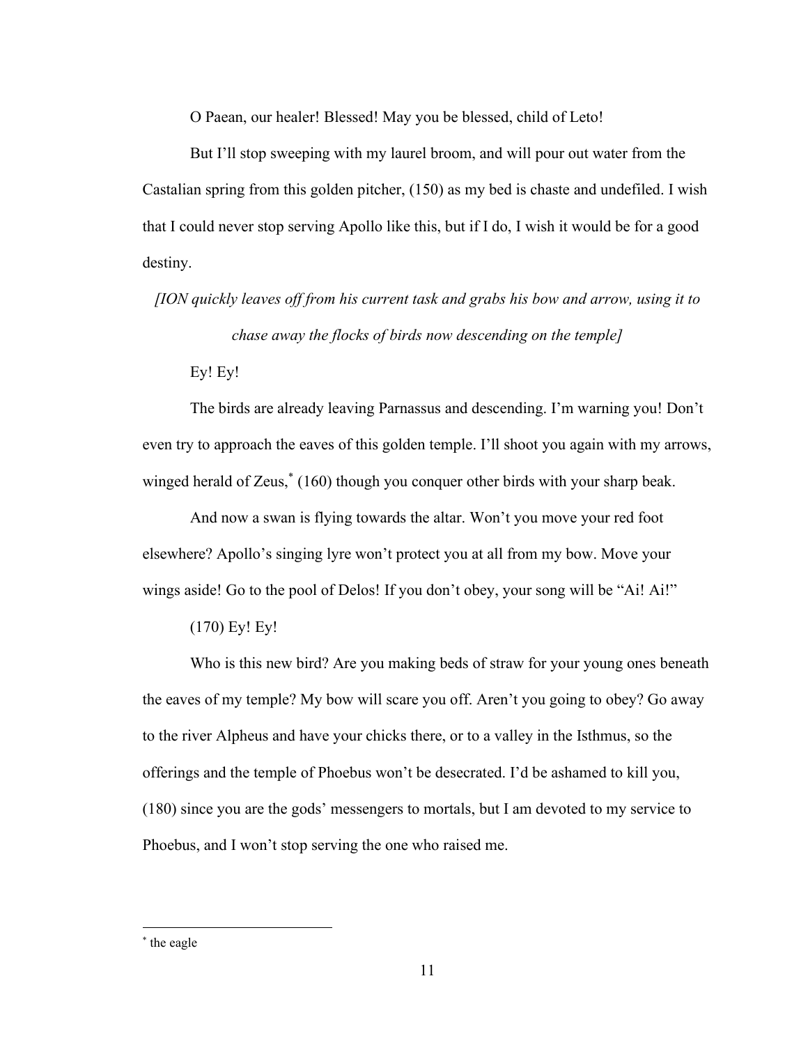O Paean, our healer! Blessed! May you be blessed, child of Leto!

But I'll stop sweeping with my laurel broom, and will pour out water from the Castalian spring from this golden pitcher, (150) as my bed is chaste and undefiled. I wish that I could never stop serving Apollo like this, but if I do, I wish it would be for a good destiny.

*[ION quickly leaves off from his current task and grabs his bow and arrow, using it to chase away the flocks of birds now descending on the temple]*

Ey! Ey!

The birds are already leaving Parnassus and descending. I'm warning you! Don't even try to approach the eaves of this golden temple. I'll shoot you again with my arrows, winged herald of Zeus,* (160) though you conquer other birds with your sharp beak.

And now a swan is flying towards the altar. Won't you move your red foot elsewhere? Apollo's singing lyre won't protect you at all from my bow. Move your wings aside! Go to the pool of Delos! If you don't obey, your song will be "Ai! Ai!"

(170) Ey! Ey!

Who is this new bird? Are you making beds of straw for your young ones beneath the eaves of my temple? My bow will scare you off. Aren't you going to obey? Go away to the river Alpheus and have your chicks there, or to a valley in the Isthmus, so the offerings and the temple of Phoebus won't be desecrated. I'd be ashamed to kill you, (180) since you are the gods' messengers to mortals, but I am devoted to my service to Phoebus, and I won't stop serving the one who raised me.

---

* the eagle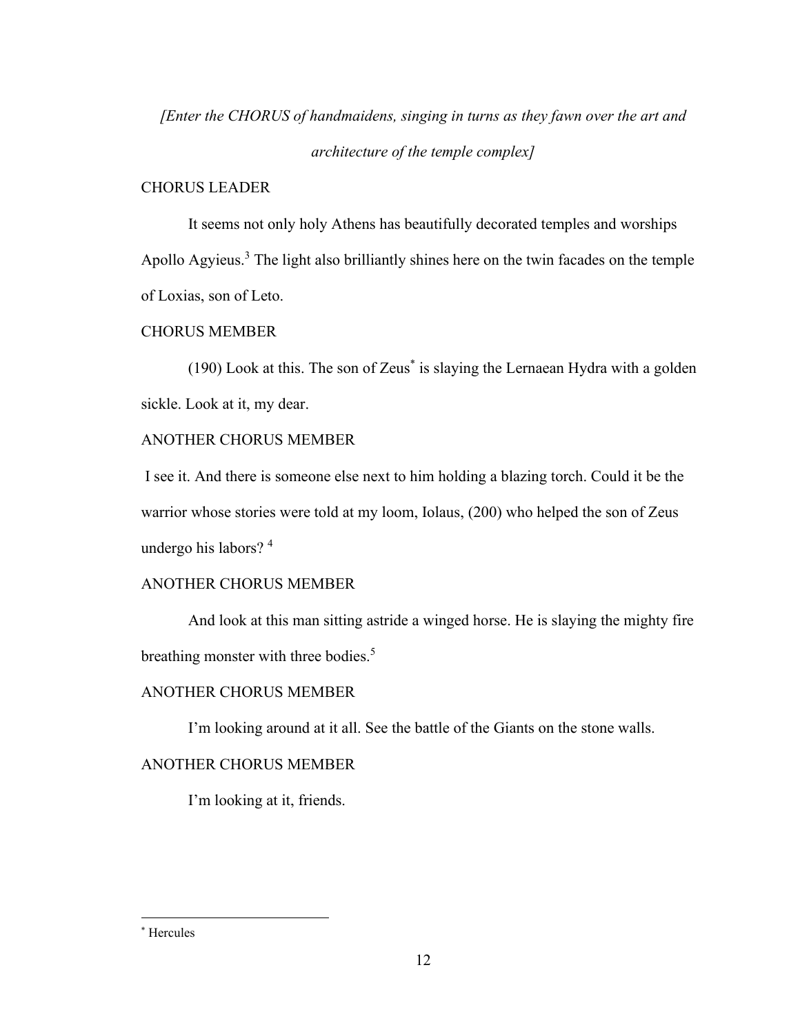*[Enter the CHORUS of handmaidens, singing in turns as they fawn over the art and architecture of the temple complex]*

CHORUS LEADER

It seems not only holy Athens has beautifully decorated temples and worships Apollo Agyieus.[3] The light also brilliantly shines here on the twin facades on the temple of Loxias, son of Leto.

CHORUS MEMBER

(190) Look at this. The son of Zeus[*] is slaying the Lernaean Hydra with a golden sickle. Look at it, my dear.

ANOTHER CHORUS MEMBER

I see it. And there is someone else next to him holding a blazing torch. Could it be the warrior whose stories were told at my loom, Iolaus, (200) who helped the son of Zeus undergo his labors? [4]

ANOTHER CHORUS MEMBER

And look at this man sitting astride a winged horse. He is slaying the mighty fire breathing monster with three bodies.[5]

ANOTHER CHORUS MEMBER

I'm looking around at it all. See the battle of the Giants on the stone walls.

ANOTHER CHORUS MEMBER

I'm looking at it, friends.

---

[*] Hercules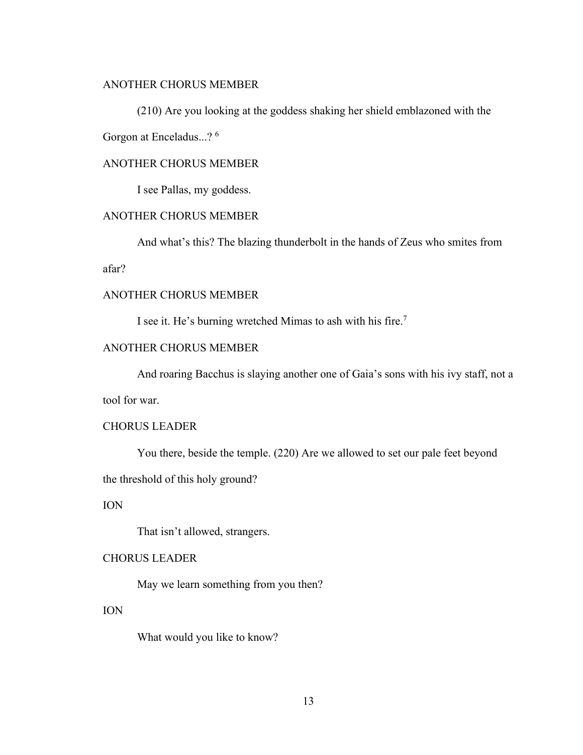ANOTHER CHORUS MEMBER

(210) Are you looking at the goddess shaking her shield emblazoned with the Gorgon at Enceladus...? [6]

ANOTHER CHORUS MEMBER

I see Pallas, my goddess.

ANOTHER CHORUS MEMBER

And what's this? The blazing thunderbolt in the hands of Zeus who smites from afar?

ANOTHER CHORUS MEMBER

I see it. He's burning wretched Mimas to ash with his fire.[7]

ANOTHER CHORUS MEMBER

And roaring Bacchus is slaying another one of Gaia's sons with his ivy staff, not a tool for war.

CHORUS LEADER

You there, beside the temple. (220) Are we allowed to set our pale feet beyond the threshold of this holy ground?

ION

That isn't allowed, strangers.

CHORUS LEADER

May we learn something from you then?

ION

What would you like to know?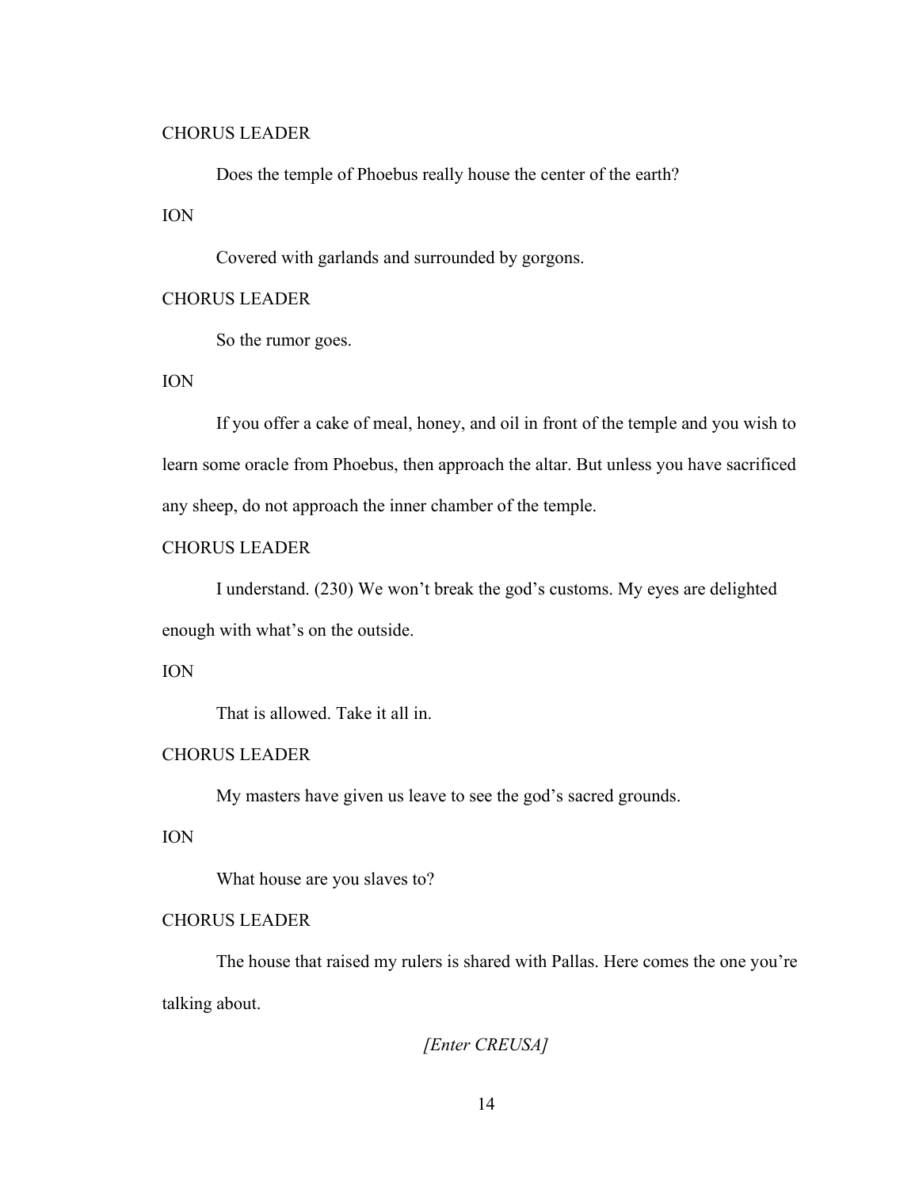CHORUS LEADER

Does the temple of Phoebus really house the center of the earth?

ION

Covered with garlands and surrounded by gorgons.

CHORUS LEADER

So the rumor goes.

ION

If you offer a cake of meal, honey, and oil in front of the temple and you wish to learn some oracle from Phoebus, then approach the altar. But unless you have sacrificed any sheep, do not approach the inner chamber of the temple.

CHORUS LEADER

I understand. (230) We won't break the god's customs. My eyes are delighted enough with what's on the outside.

ION

That is allowed. Take it all in.

CHORUS LEADER

My masters have given us leave to see the god's sacred grounds.

ION

What house are you slaves to?

CHORUS LEADER

The house that raised my rulers is shared with Pallas. Here comes the one you're talking about.

*[Enter CREUSA]*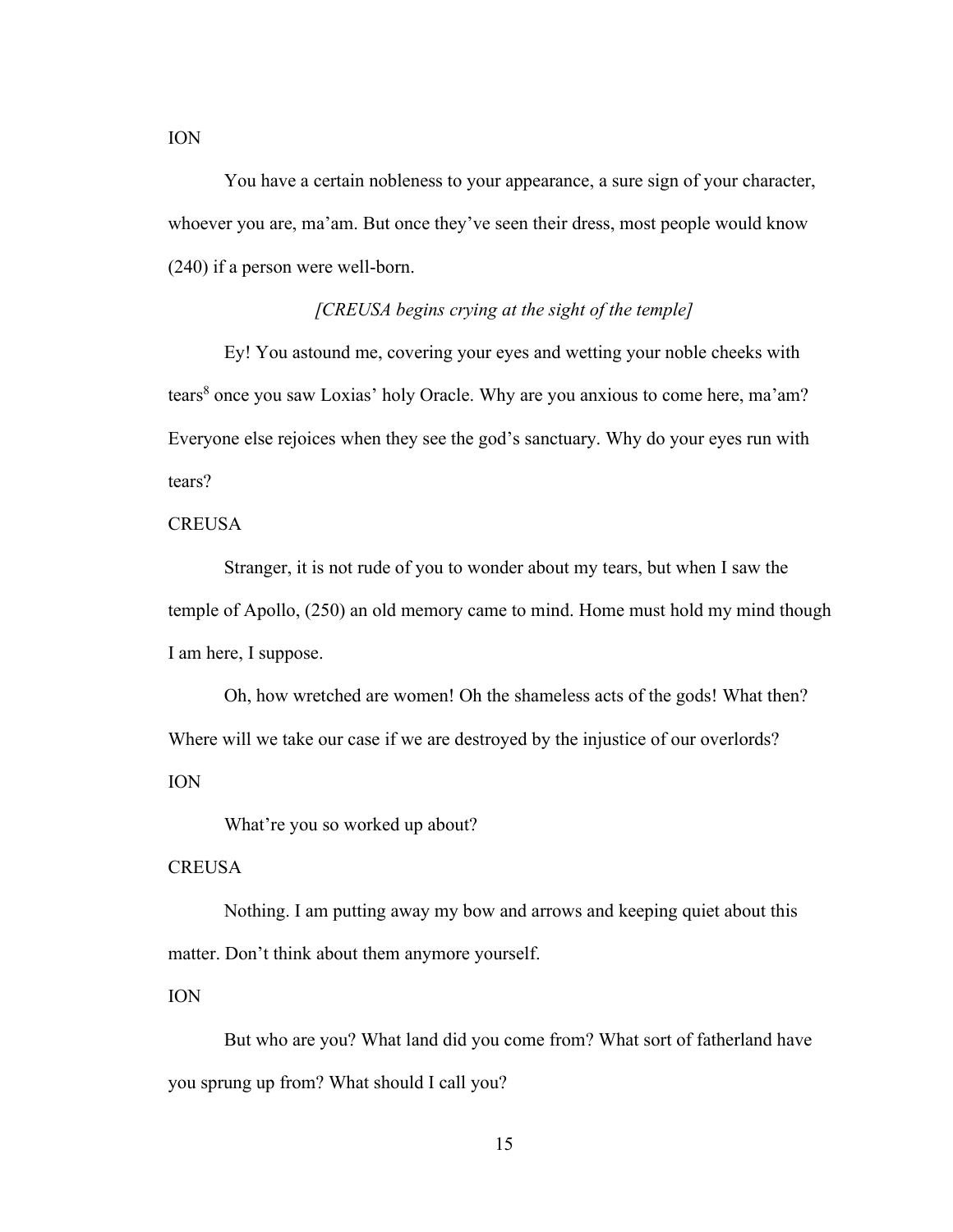ION

You have a certain nobleness to your appearance, a sure sign of your character, whoever you are, ma'am. But once they've seen their dress, most people would know (240) if a person were well-born.

*[CREUSA begins crying at the sight of the temple]*

Ey! You astound me, covering your eyes and wetting your noble cheeks with tears[8] once you saw Loxias' holy Oracle. Why are you anxious to come here, ma'am? Everyone else rejoices when they see the god's sanctuary. Why do your eyes run with tears?

CREUSA

Stranger, it is not rude of you to wonder about my tears, but when I saw the temple of Apollo, (250) an old memory came to mind. Home must hold my mind though I am here, I suppose.

Oh, how wretched are women! Oh the shameless acts of the gods! What then? Where will we take our case if we are destroyed by the injustice of our overlords?

ION

What're you so worked up about?

CREUSA

Nothing. I am putting away my bow and arrows and keeping quiet about this matter. Don't think about them anymore yourself.

ION

But who are you? What land did you come from? What sort of fatherland have you sprung up from? What should I call you?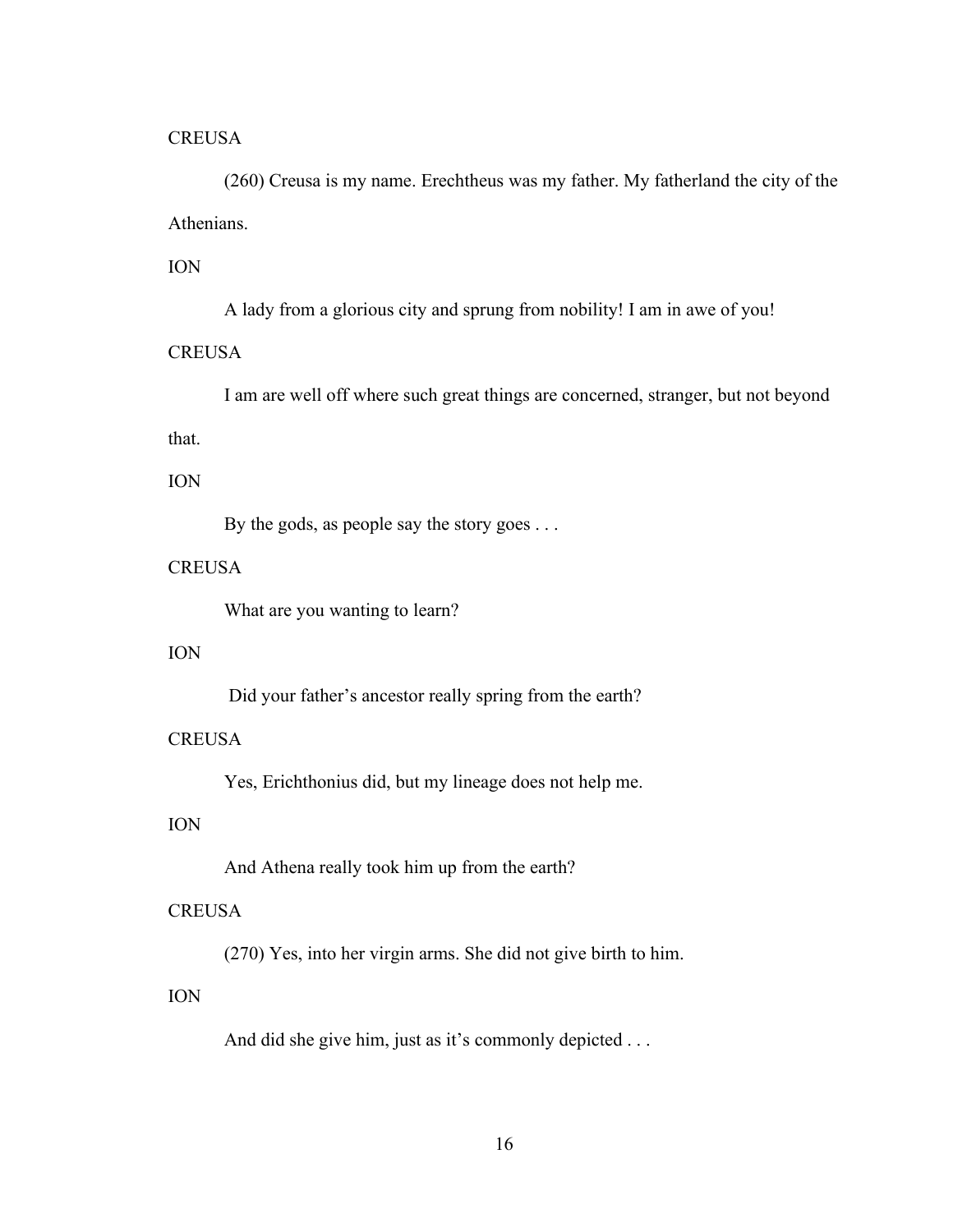CREUSA

(260) Creusa is my name. Erechtheus was my father. My fatherland the city of the Athenians.

ION

A lady from a glorious city and sprung from nobility! I am in awe of you!

CREUSA

I am are well off where such great things are concerned, stranger, but not beyond that.

ION

By the gods, as people say the story goes . . .

CREUSA

What are you wanting to learn?

ION

Did your father's ancestor really spring from the earth?

CREUSA

Yes, Erichthonius did, but my lineage does not help me.

ION

And Athena really took him up from the earth?

CREUSA

(270) Yes, into her virgin arms. She did not give birth to him.

ION

And did she give him, just as it's commonly depicted . . .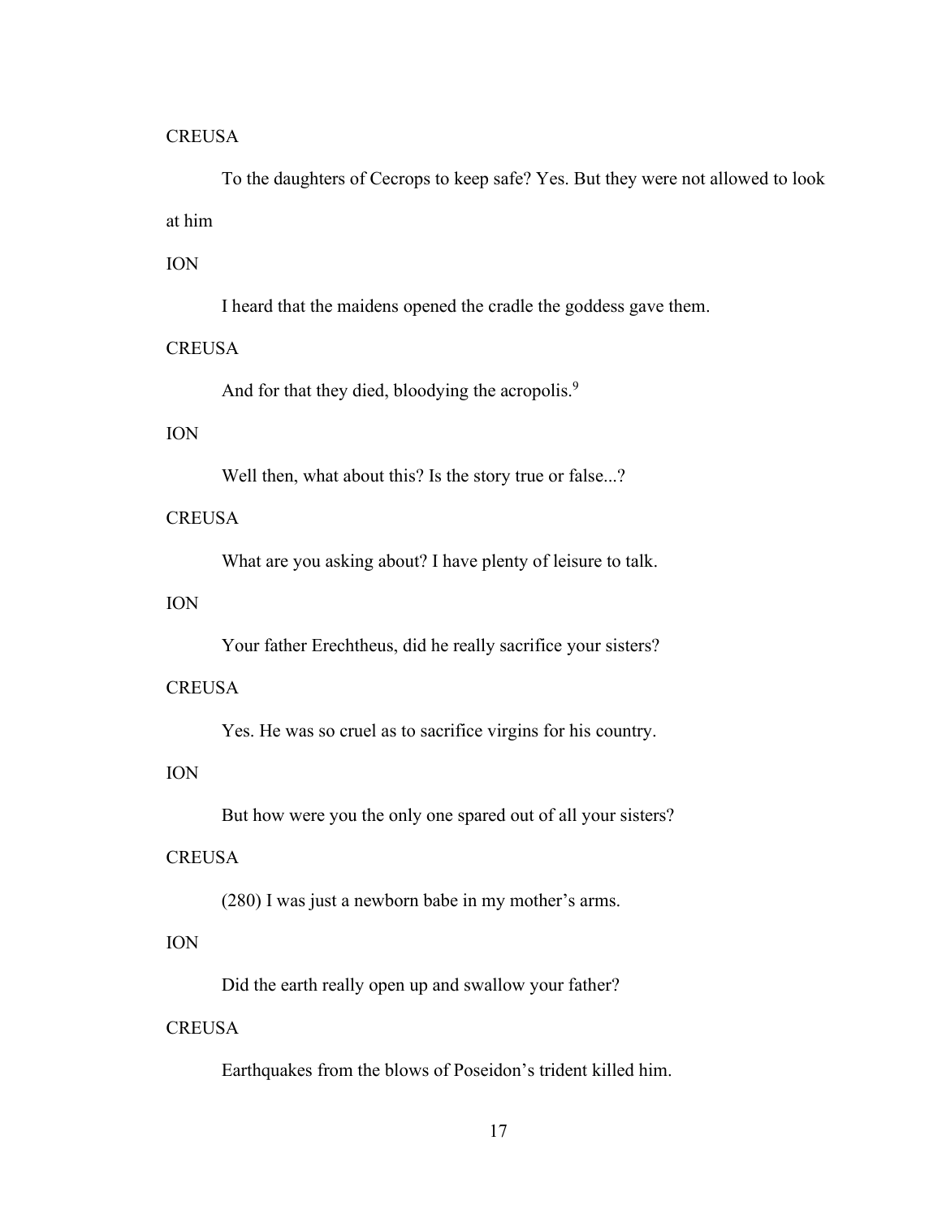CREUSA

To the daughters of Cecrops to keep safe? Yes. But they were not allowed to look at him

ION

I heard that the maidens opened the cradle the goddess gave them.

CREUSA

And for that they died, bloodying the acropolis.[9]

ION

Well then, what about this? Is the story true or false...?

CREUSA

What are you asking about? I have plenty of leisure to talk.

ION

Your father Erechtheus, did he really sacrifice your sisters?

CREUSA

Yes. He was so cruel as to sacrifice virgins for his country.

ION

But how were you the only one spared out of all your sisters?

CREUSA

(280) I was just a newborn babe in my mother's arms.

ION

Did the earth really open up and swallow your father?

CREUSA

Earthquakes from the blows of Poseidon's trident killed him.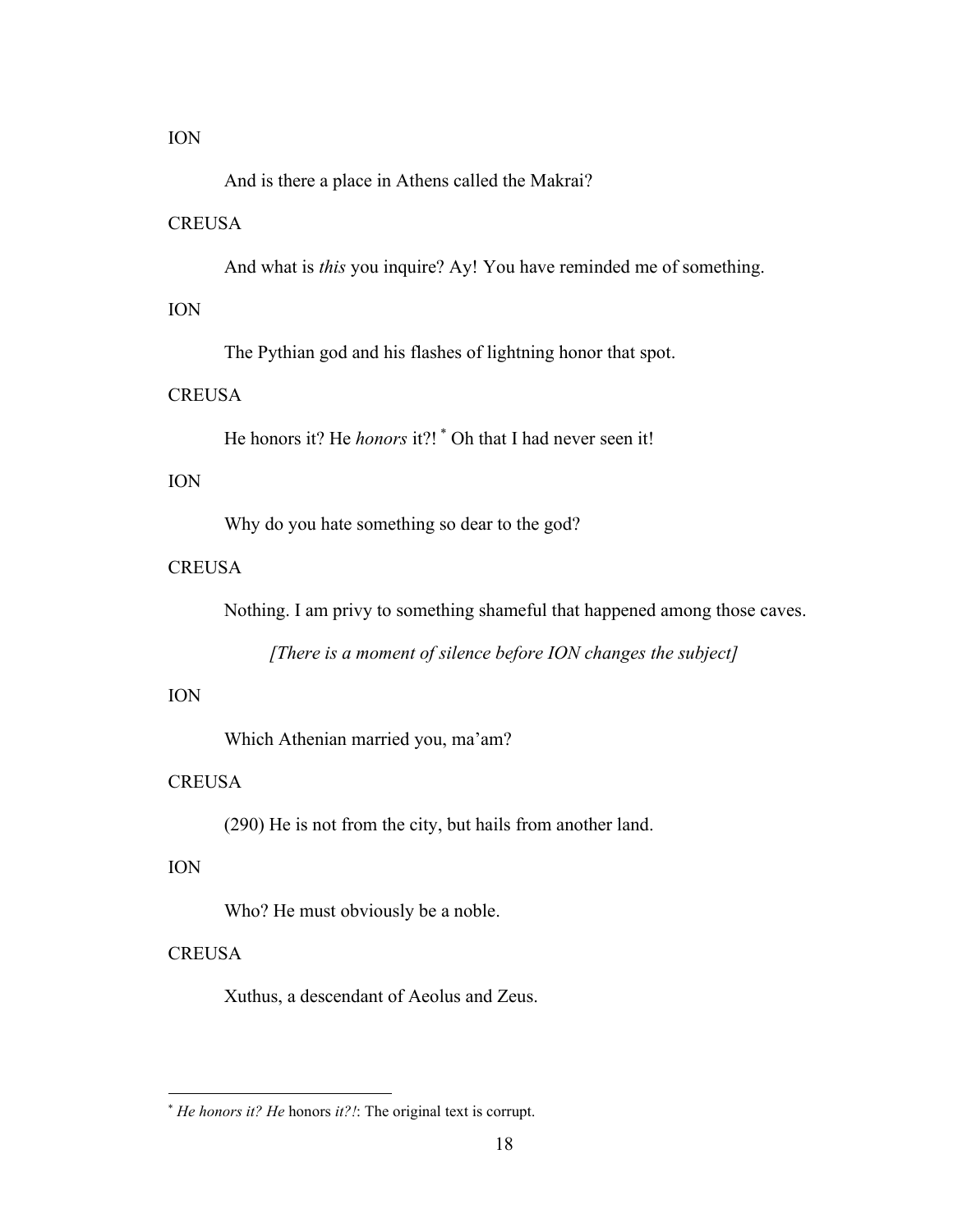ION

And is there a place in Athens called the Makrai?

CREUSA

And what is *this* you inquire? Ay! You have reminded me of something.

ION

The Pythian god and his flashes of lightning honor that spot.

CREUSA

He honors it? He *honors* it?! [*] Oh that I had never seen it!

ION

Why do you hate something so dear to the god?

CREUSA

Nothing. I am privy to something shameful that happened among those caves.

*[There is a moment of silence before ION changes the subject]*

ION

Which Athenian married you, ma'am?

CREUSA

(290) He is not from the city, but hails from another land.

ION

Who? He must obviously be a noble.

CREUSA

Xuthus, a descendant of Aeolus and Zeus.

---

[*] *He honors it? He* honors *it?!*: The original text is corrupt.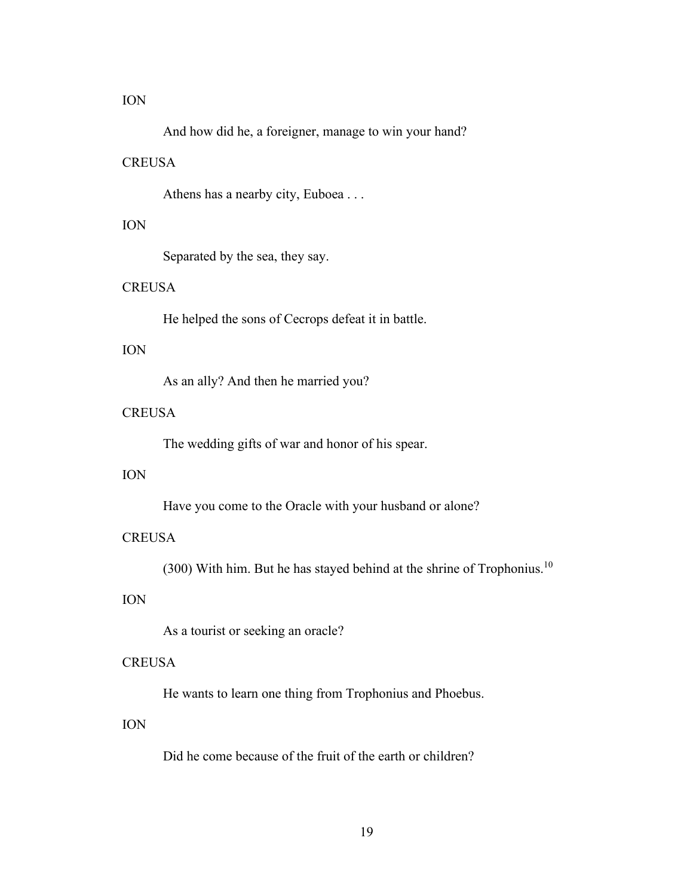ION

And how did he, a foreigner, manage to win your hand?

CREUSA

Athens has a nearby city, Euboea . . .

ION

Separated by the sea, they say.

CREUSA

He helped the sons of Cecrops defeat it in battle.

ION

As an ally? And then he married you?

CREUSA

The wedding gifts of war and honor of his spear.

ION

Have you come to the Oracle with your husband or alone?

CREUSA

(300) With him. But he has stayed behind at the shrine of Trophonius.[10]

ION

As a tourist or seeking an oracle?

CREUSA

He wants to learn one thing from Trophonius and Phoebus.

ION

Did he come because of the fruit of the earth or children?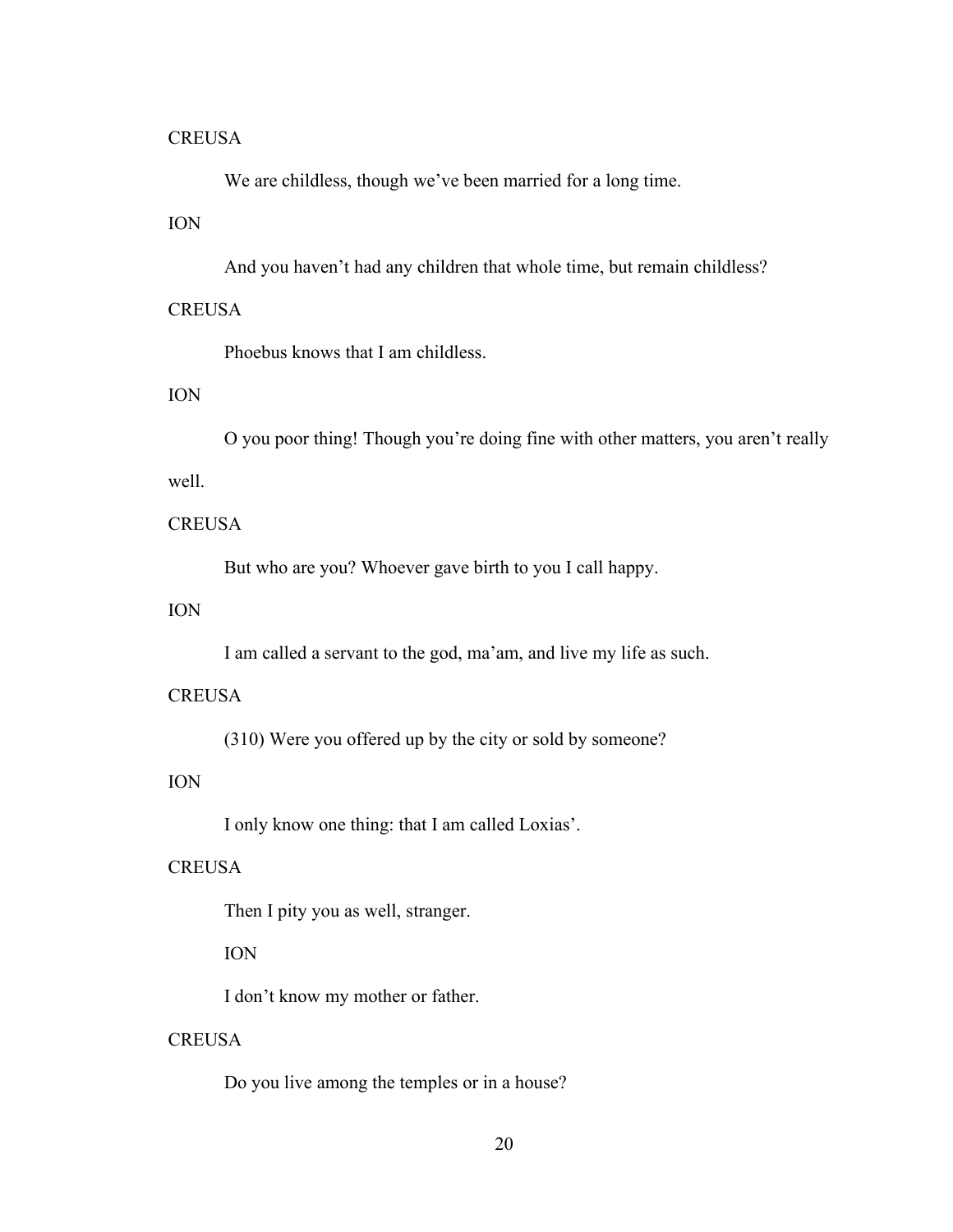CREUSA

We are childless, though we've been married for a long time.

ION

And you haven't had any children that whole time, but remain childless?

CREUSA

Phoebus knows that I am childless.

ION

O you poor thing! Though you're doing fine with other matters, you aren't really well.

CREUSA

But who are you? Whoever gave birth to you I call happy.

ION

I am called a servant to the god, ma'am, and live my life as such.

CREUSA

(310) Were you offered up by the city or sold by someone?

ION

I only know one thing: that I am called Loxias'.

CREUSA

Then I pity you as well, stranger.

ION

I don't know my mother or father.

CREUSA

Do you live among the temples or in a house?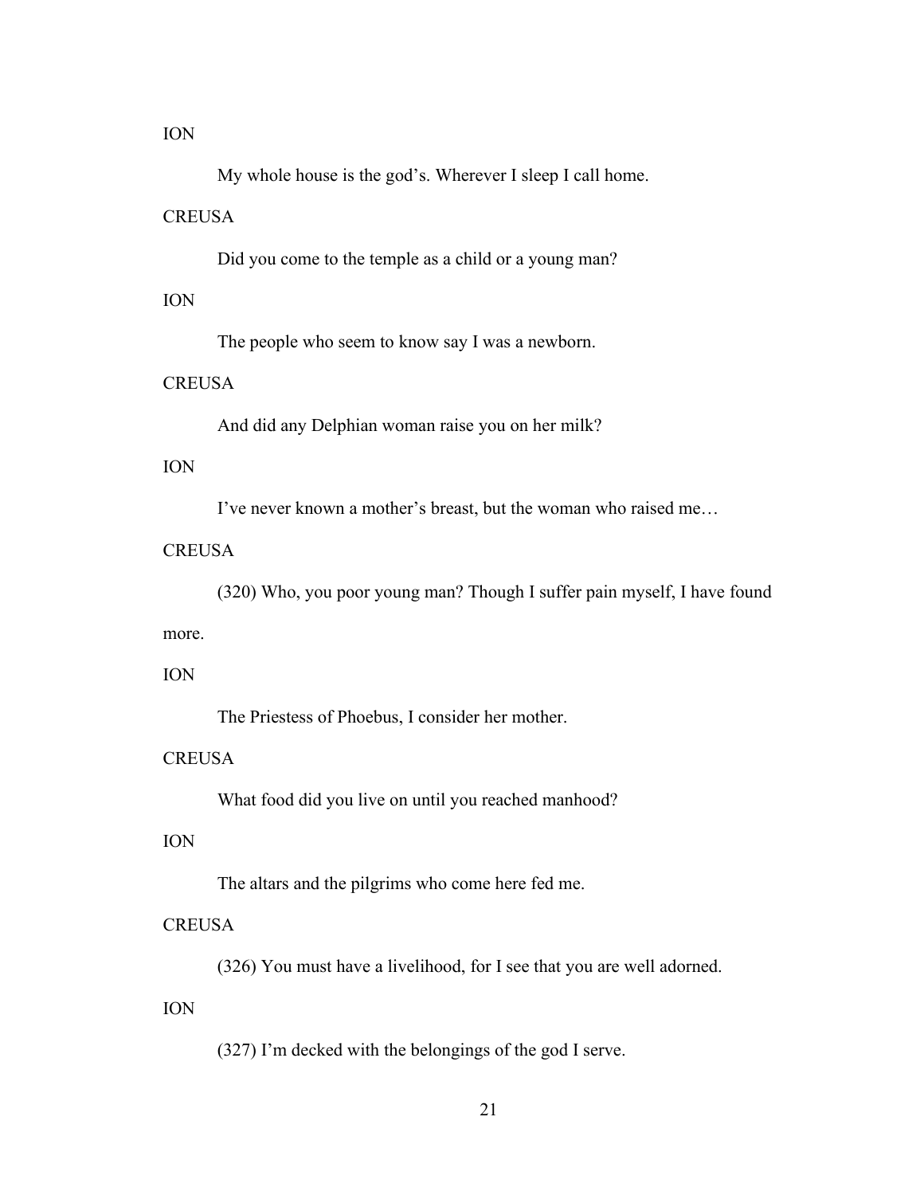ION

My whole house is the god's. Wherever I sleep I call home.

CREUSA

Did you come to the temple as a child or a young man?

ION

The people who seem to know say I was a newborn.

CREUSA

And did any Delphian woman raise you on her milk?

ION

I've never known a mother's breast, but the woman who raised me…

CREUSA

(320) Who, you poor young man? Though I suffer pain myself, I have found more.

ION

The Priestess of Phoebus, I consider her mother.

CREUSA

What food did you live on until you reached manhood?

ION

The altars and the pilgrims who come here fed me.

CREUSA

(326) You must have a livelihood, for I see that you are well adorned.

ION

(327) I'm decked with the belongings of the god I serve.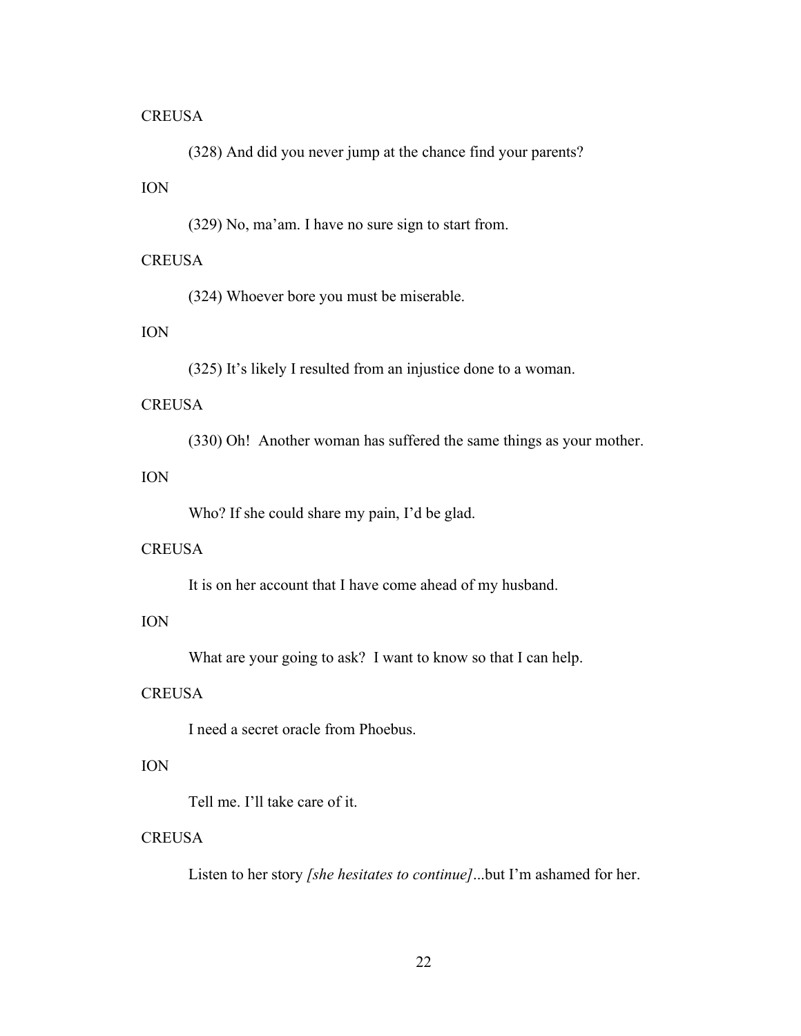CREUSA

(328) And did you never jump at the chance find your parents?

ION

(329) No, ma'am. I have no sure sign to start from.

CREUSA

(324) Whoever bore you must be miserable.

ION

(325) It's likely I resulted from an injustice done to a woman.

CREUSA

(330) Oh! Another woman has suffered the same things as your mother.

ION

Who? If she could share my pain, I'd be glad.

CREUSA

It is on her account that I have come ahead of my husband.

ION

What are your going to ask? I want to know so that I can help.

CREUSA

I need a secret oracle from Phoebus.

ION

Tell me. I'll take care of it.

CREUSA

Listen to her story *[she hesitates to continue]*...but I'm ashamed for her.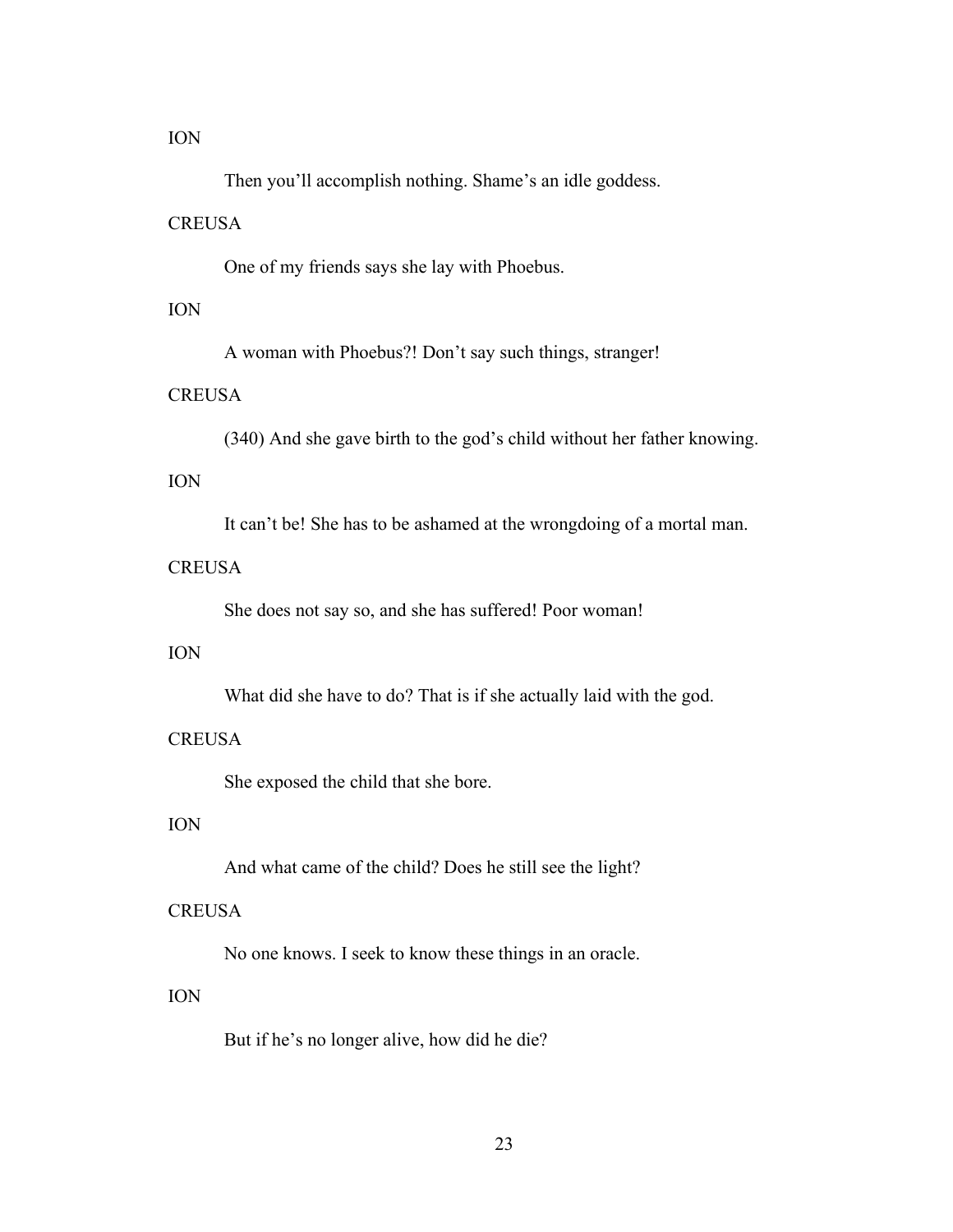ION

Then you'll accomplish nothing. Shame's an idle goddess.

CREUSA

One of my friends says she lay with Phoebus.

ION

A woman with Phoebus?! Don't say such things, stranger!

CREUSA

(340) And she gave birth to the god's child without her father knowing.

ION

It can't be! She has to be ashamed at the wrongdoing of a mortal man.

CREUSA

She does not say so, and she has suffered! Poor woman!

ION

What did she have to do? That is if she actually laid with the god.

CREUSA

She exposed the child that she bore.

ION

And what came of the child? Does he still see the light?

CREUSA

No one knows. I seek to know these things in an oracle.

ION

But if he's no longer alive, how did he die?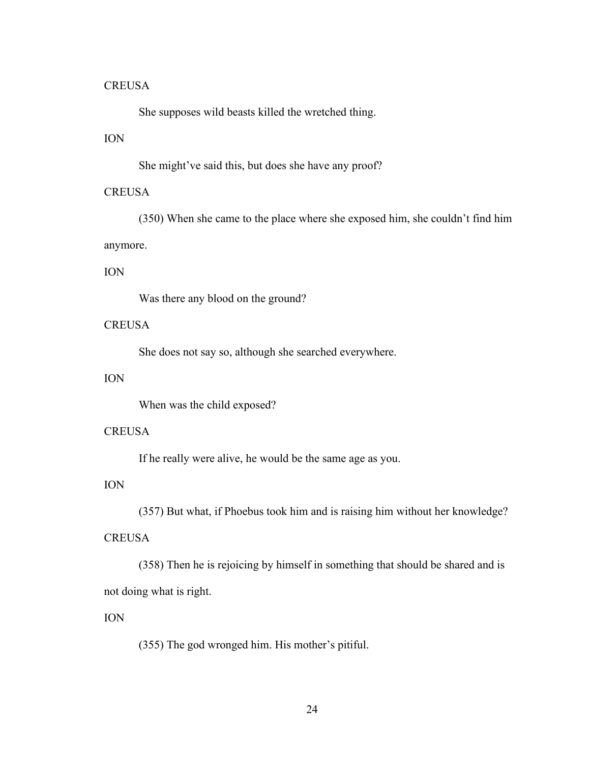CREUSA

She supposes wild beasts killed the wretched thing.

ION

She might've said this, but does she have any proof?

CREUSA

(350) When she came to the place where she exposed him, she couldn't find him anymore.

ION

Was there any blood on the ground?

CREUSA

She does not say so, although she searched everywhere.

ION

When was the child exposed?

CREUSA

If he really were alive, he would be the same age as you.

ION

(357) But what, if Phoebus took him and is raising him without her knowledge?

CREUSA

(358) Then he is rejoicing by himself in something that should be shared and is not doing what is right.

ION

(355) The god wronged him. His mother's pitiful.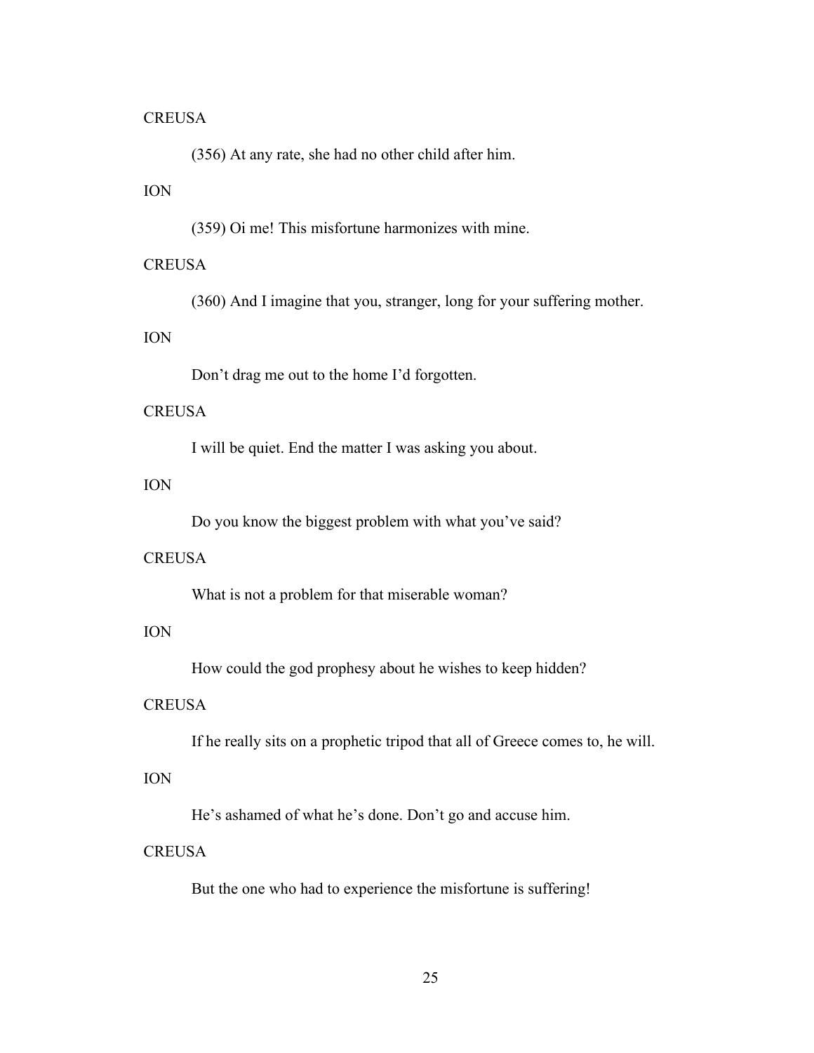CREUSA

(356) At any rate, she had no other child after him.

ION

(359) Oi me! This misfortune harmonizes with mine.

CREUSA

(360) And I imagine that you, stranger, long for your suffering mother.

ION

Don't drag me out to the home I'd forgotten.

CREUSA

I will be quiet. End the matter I was asking you about.

ION

Do you know the biggest problem with what you've said?

CREUSA

What is not a problem for that miserable woman?

ION

How could the god prophesy about he wishes to keep hidden?

CREUSA

If he really sits on a prophetic tripod that all of Greece comes to, he will.

ION

He's ashamed of what he's done. Don't go and accuse him.

CREUSA

But the one who had to experience the misfortune is suffering!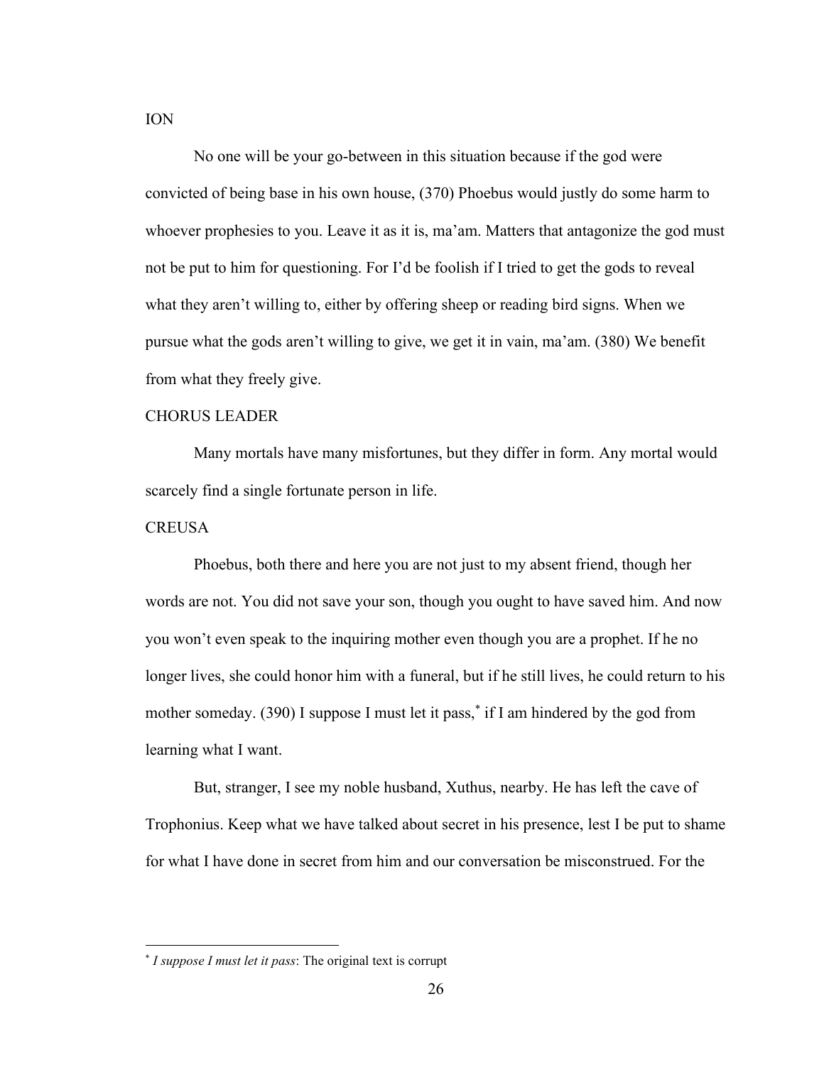ION

No one will be your go-between in this situation because if the god were convicted of being base in his own house, (370) Phoebus would justly do some harm to whoever prophesies to you. Leave it as it is, ma'am. Matters that antagonize the god must not be put to him for questioning. For I'd be foolish if I tried to get the gods to reveal what they aren't willing to, either by offering sheep or reading bird signs. When we pursue what the gods aren't willing to give, we get it in vain, ma'am. (380) We benefit from what they freely give.

CHORUS LEADER

Many mortals have many misfortunes, but they differ in form. Any mortal would scarcely find a single fortunate person in life.

CREUSA

Phoebus, both there and here you are not just to my absent friend, though her words are not. You did not save your son, though you ought to have saved him. And now you won't even speak to the inquiring mother even though you are a prophet. If he no longer lives, she could honor him with a funeral, but if he still lives, he could return to his mother someday. (390) I suppose I must let it pass,* if I am hindered by the god from learning what I want.

But, stranger, I see my noble husband, Xuthus, nearby. He has left the cave of Trophonius. Keep what we have talked about secret in his presence, lest I be put to shame for what I have done in secret from him and our conversation be misconstrued. For the

---

* *I suppose I must let it pass*: The original text is corrupt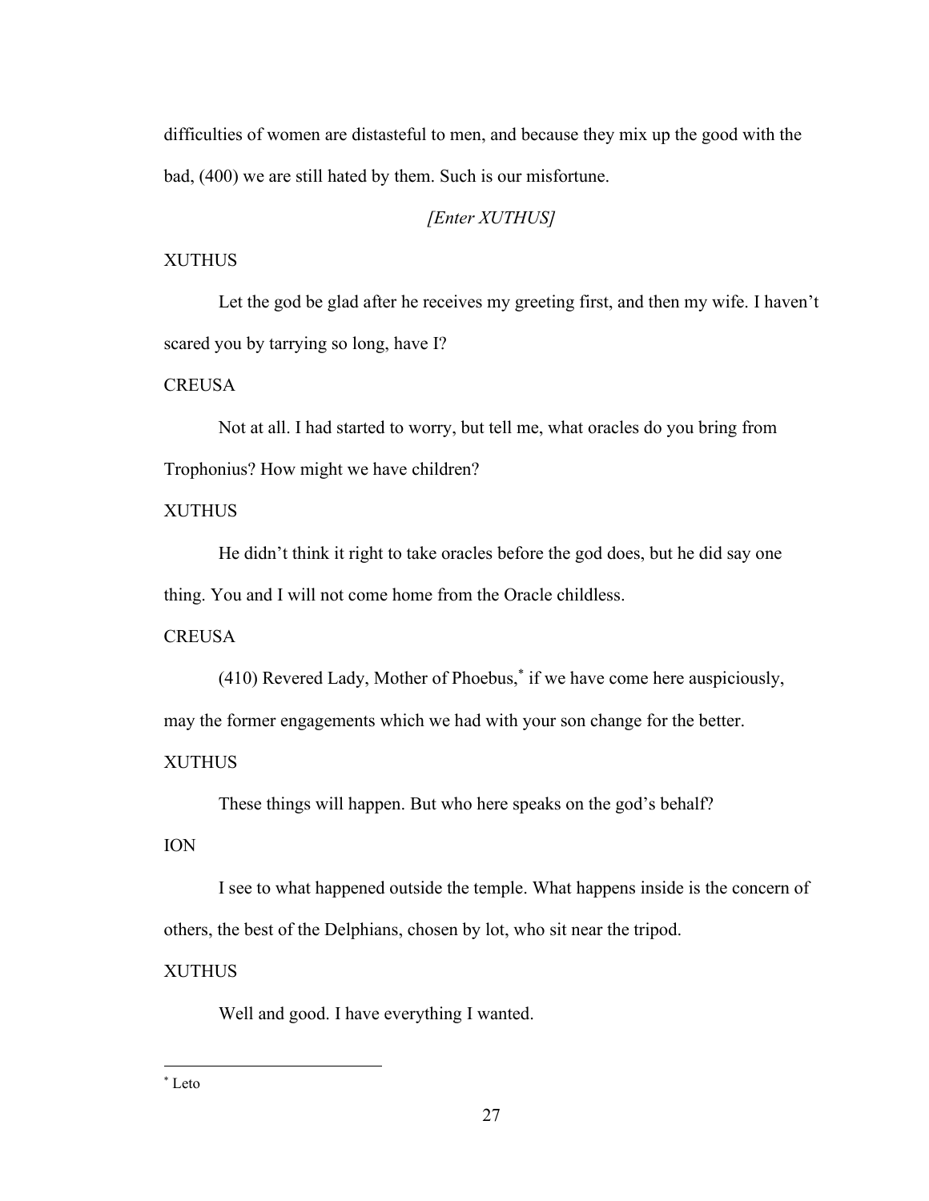difficulties of women are distasteful to men, and because they mix up the good with the bad, (400) we are still hated by them. Such is our misfortune.

*[Enter XUTHUS]*

XUTHUS

Let the god be glad after he receives my greeting first, and then my wife. I haven't scared you by tarrying so long, have I?

CREUSA

Not at all. I had started to worry, but tell me, what oracles do you bring from Trophonius? How might we have children?

XUTHUS

He didn't think it right to take oracles before the god does, but he did say one thing. You and I will not come home from the Oracle childless.

CREUSA

(410) Revered Lady, Mother of Phoebus,* if we have come here auspiciously, may the former engagements which we had with your son change for the better.

XUTHUS

These things will happen. But who here speaks on the god's behalf?

ION

I see to what happened outside the temple. What happens inside is the concern of others, the best of the Delphians, chosen by lot, who sit near the tripod.

XUTHUS

Well and good. I have everything I wanted.

---

* Leto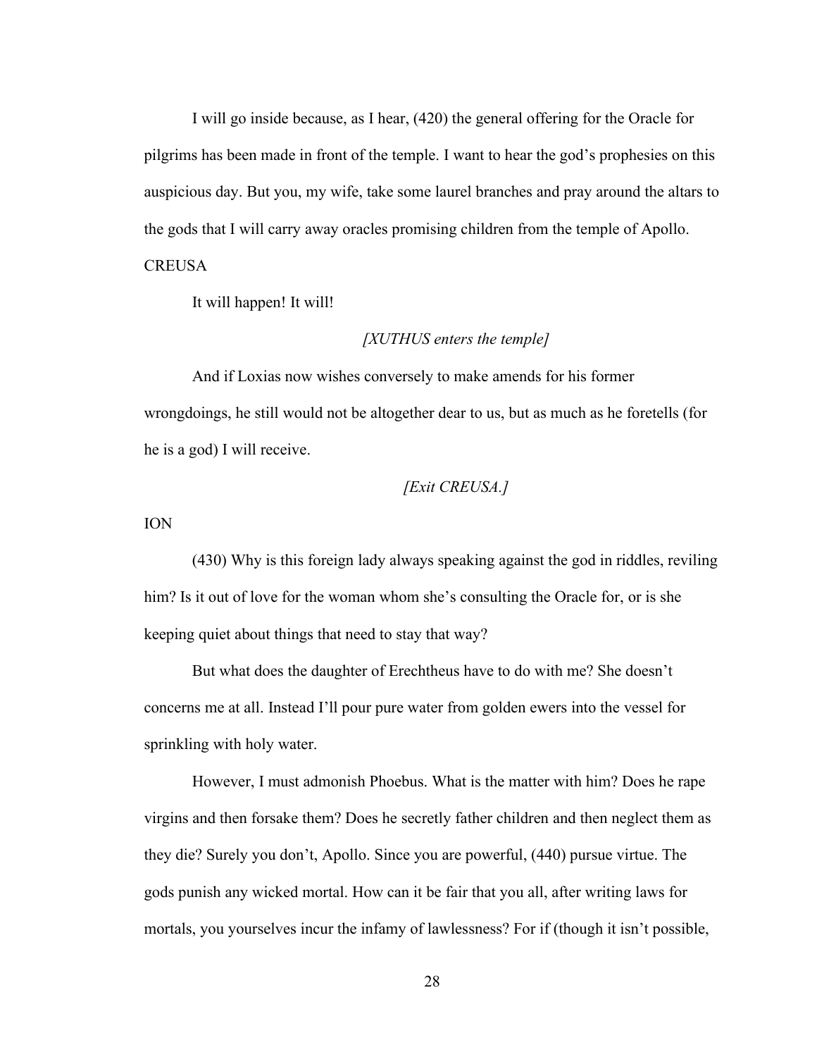I will go inside because, as I hear, (420) the general offering for the Oracle for pilgrims has been made in front of the temple. I want to hear the god's prophesies on this auspicious day. But you, my wife, take some laurel branches and pray around the altars to the gods that I will carry away oracles promising children from the temple of Apollo.

CREUSA

It will happen! It will!

*[XUTHUS enters the temple]*

And if Loxias now wishes conversely to make amends for his former wrongdoings, he still would not be altogether dear to us, but as much as he foretells (for he is a god) I will receive.

*[Exit CREUSA.]*

ION

(430) Why is this foreign lady always speaking against the god in riddles, reviling him? Is it out of love for the woman whom she's consulting the Oracle for, or is she keeping quiet about things that need to stay that way?

But what does the daughter of Erechtheus have to do with me? She doesn't concerns me at all. Instead I'll pour pure water from golden ewers into the vessel for sprinkling with holy water.

However, I must admonish Phoebus. What is the matter with him? Does he rape virgins and then forsake them? Does he secretly father children and then neglect them as they die? Surely you don't, Apollo. Since you are powerful, (440) pursue virtue. The gods punish any wicked mortal. How can it be fair that you all, after writing laws for mortals, you yourselves incur the infamy of lawlessness? For if (though it isn't possible,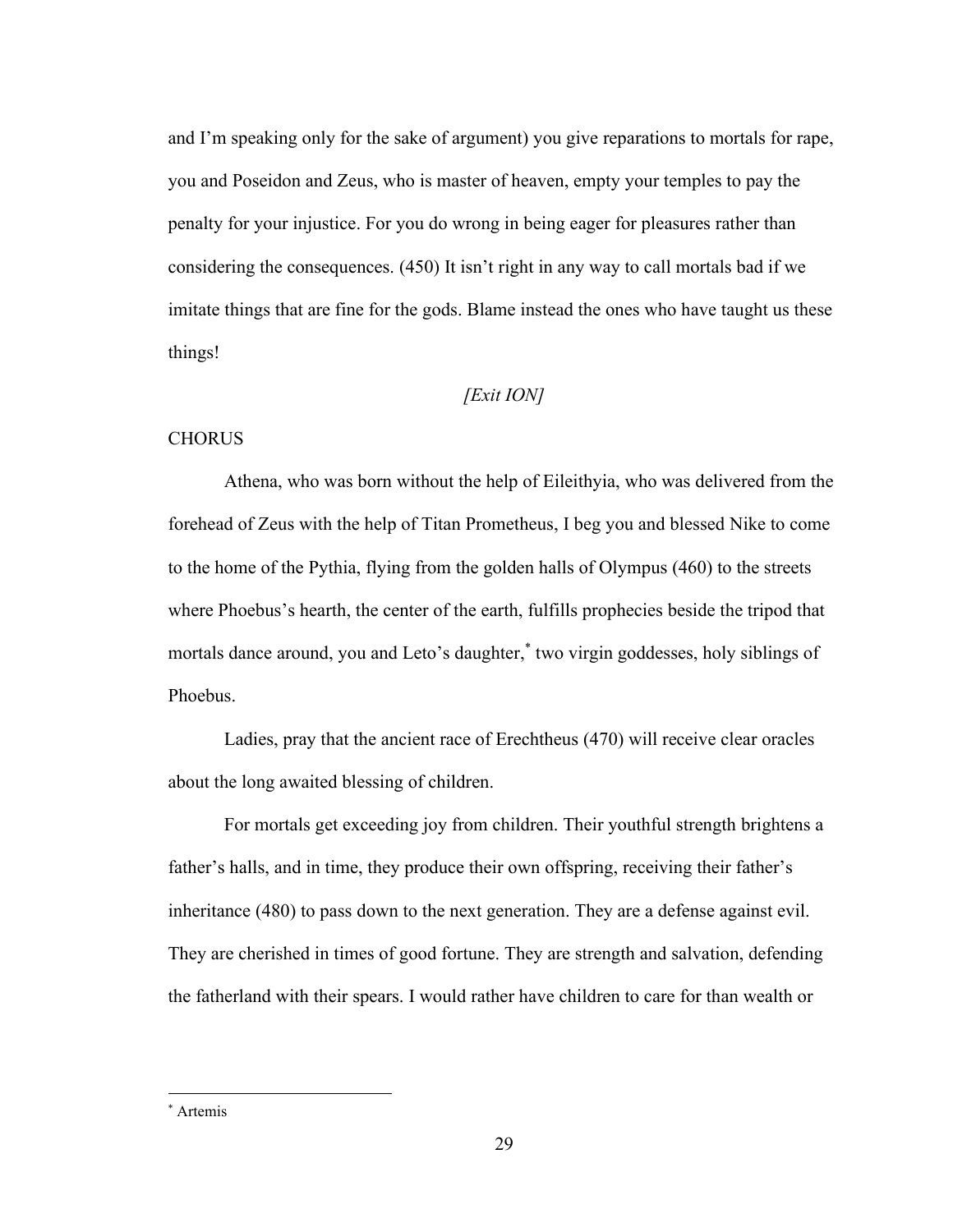and I'm speaking only for the sake of argument) you give reparations to mortals for rape, you and Poseidon and Zeus, who is master of heaven, empty your temples to pay the penalty for your injustice. For you do wrong in being eager for pleasures rather than considering the consequences. (450) It isn't right in any way to call mortals bad if we imitate things that are fine for the gods. Blame instead the ones who have taught us these things!

*[Exit ION]*

CHORUS

Athena, who was born without the help of Eileithyia, who was delivered from the forehead of Zeus with the help of Titan Prometheus, I beg you and blessed Nike to come to the home of the Pythia, flying from the golden halls of Olympus (460) to the streets where Phoebus's hearth, the center of the earth, fulfills prophecies beside the tripod that mortals dance around, you and Leto's daughter,* two virgin goddesses, holy siblings of Phoebus.

Ladies, pray that the ancient race of Erechtheus (470) will receive clear oracles about the long awaited blessing of children.

For mortals get exceeding joy from children. Their youthful strength brightens a father's halls, and in time, they produce their own offspring, receiving their father's inheritance (480) to pass down to the next generation. They are a defense against evil. They are cherished in times of good fortune. They are strength and salvation, defending the fatherland with their spears. I would rather have children to care for than wealth or

---

* Artemis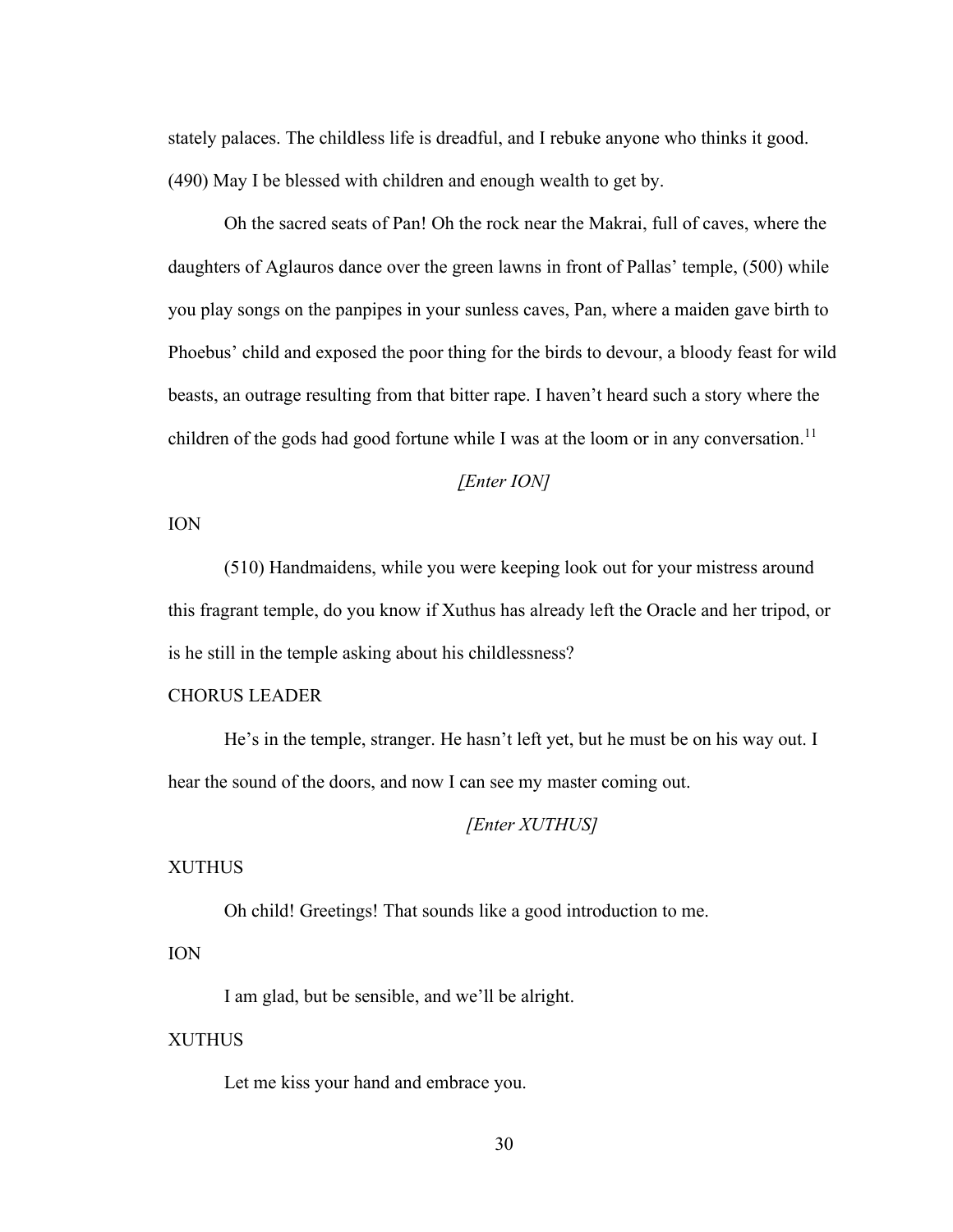stately palaces. The childless life is dreadful, and I rebuke anyone who thinks it good. (490) May I be blessed with children and enough wealth to get by.

Oh the sacred seats of Pan! Oh the rock near the Makrai, full of caves, where the daughters of Aglauros dance over the green lawns in front of Pallas' temple, (500) while you play songs on the panpipes in your sunless caves, Pan, where a maiden gave birth to Phoebus' child and exposed the poor thing for the birds to devour, a bloody feast for wild beasts, an outrage resulting from that bitter rape. I haven't heard such a story where the children of the gods had good fortune while I was at the loom or in any conversation.[11]

*[Enter ION]*

ION

(510) Handmaidens, while you were keeping look out for your mistress around this fragrant temple, do you know if Xuthus has already left the Oracle and her tripod, or is he still in the temple asking about his childlessness?

CHORUS LEADER

He's in the temple, stranger. He hasn't left yet, but he must be on his way out. I hear the sound of the doors, and now I can see my master coming out.

*[Enter XUTHUS]*

XUTHUS

Oh child! Greetings! That sounds like a good introduction to me.

ION

I am glad, but be sensible, and we'll be alright.

XUTHUS

Let me kiss your hand and embrace you.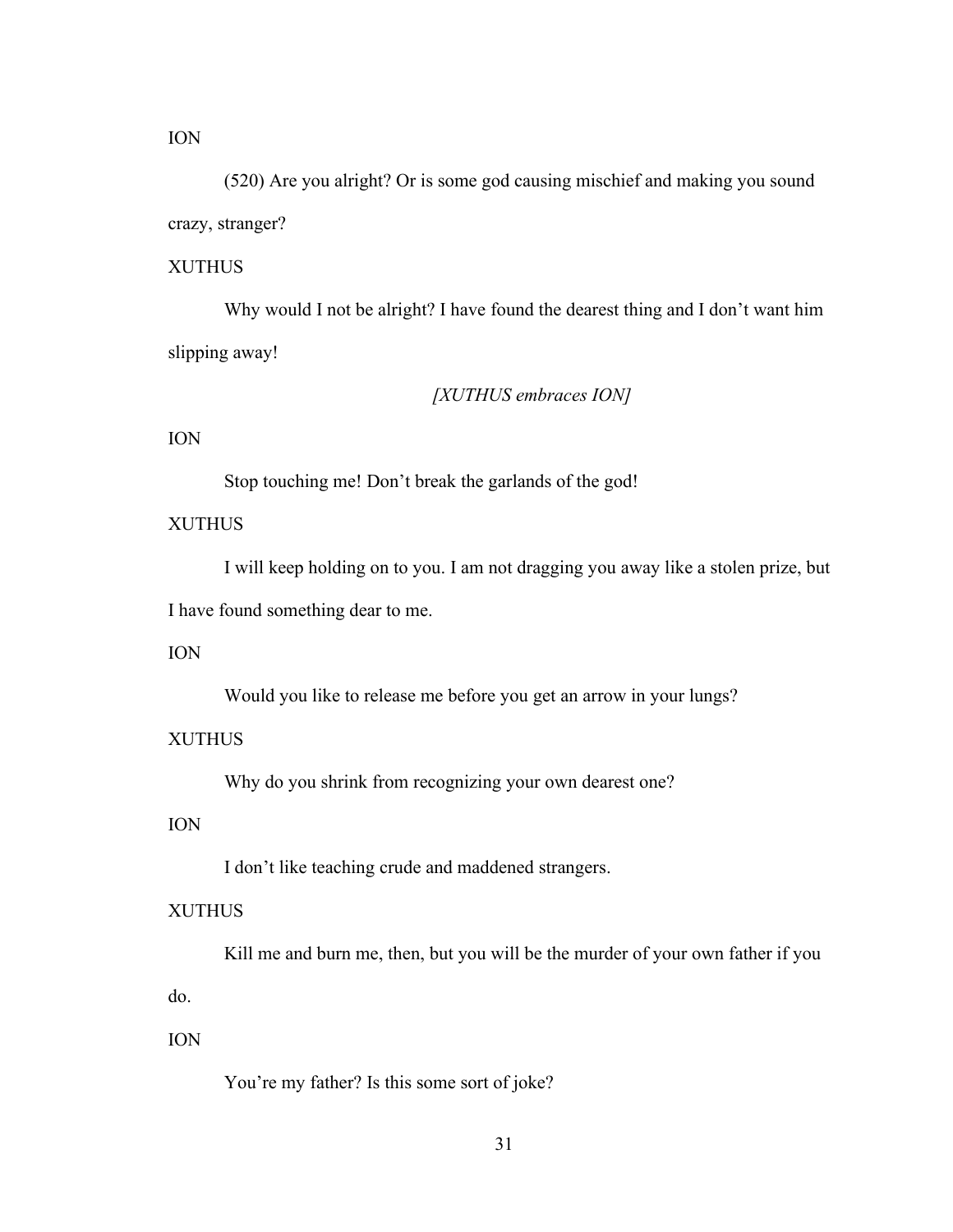ION

(520) Are you alright? Or is some god causing mischief and making you sound crazy, stranger?

XUTHUS

Why would I not be alright? I have found the dearest thing and I don't want him slipping away!

*[XUTHUS embraces ION]*

ION

Stop touching me! Don't break the garlands of the god!

XUTHUS

I will keep holding on to you. I am not dragging you away like a stolen prize, but I have found something dear to me.

ION

Would you like to release me before you get an arrow in your lungs?

XUTHUS

Why do you shrink from recognizing your own dearest one?

ION

I don't like teaching crude and maddened strangers.

XUTHUS

Kill me and burn me, then, but you will be the murder of your own father if you do.

ION

You're my father? Is this some sort of joke?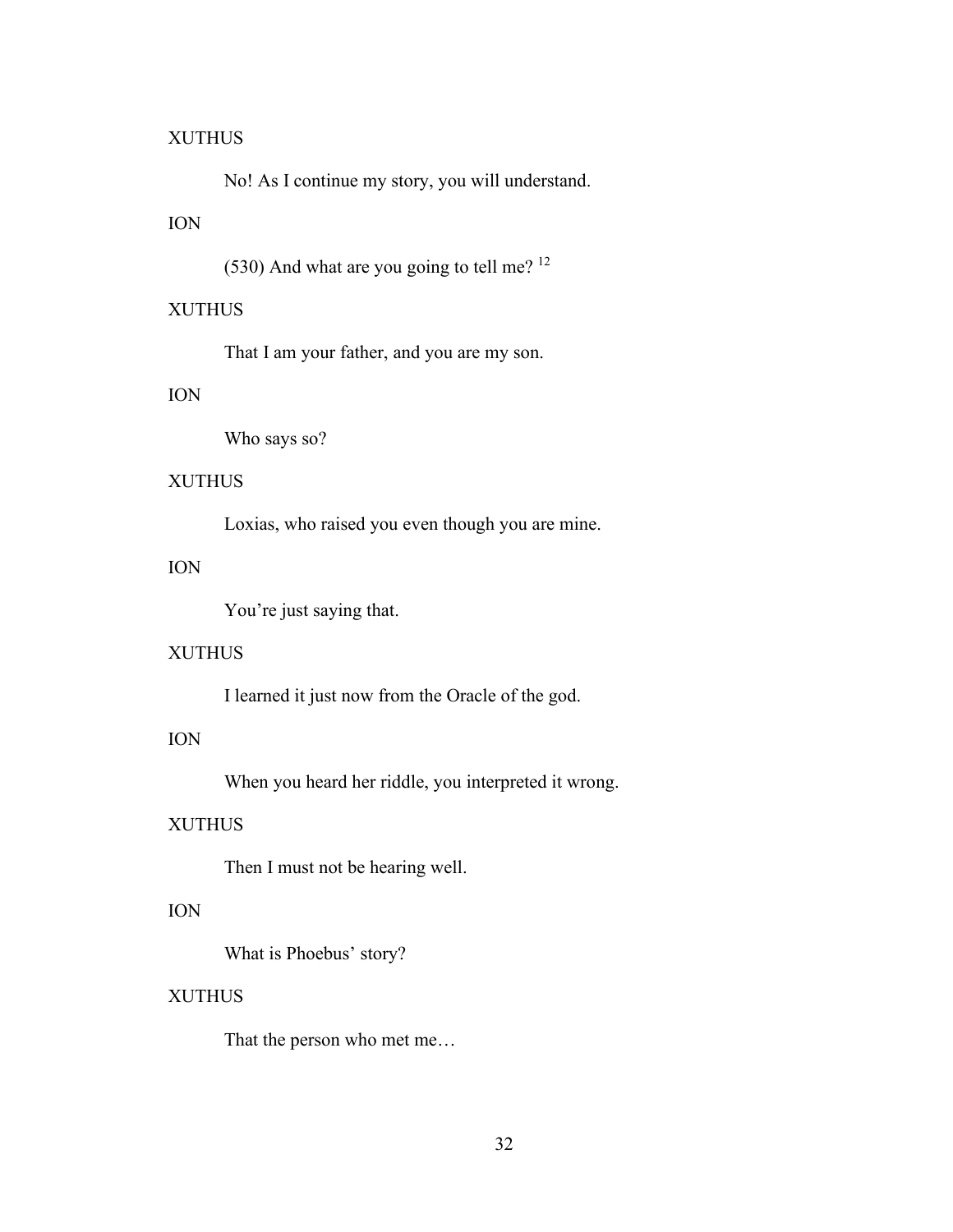XUTHUS

No! As I continue my story, you will understand.

ION

(530) And what are you going to tell me? [12]

XUTHUS

That I am your father, and you are my son.

ION

Who says so?

XUTHUS

Loxias, who raised you even though you are mine.

ION

You're just saying that.

XUTHUS

I learned it just now from the Oracle of the god.

ION

When you heard her riddle, you interpreted it wrong.

XUTHUS

Then I must not be hearing well.

ION

What is Phoebus' story?

XUTHUS

That the person who met me…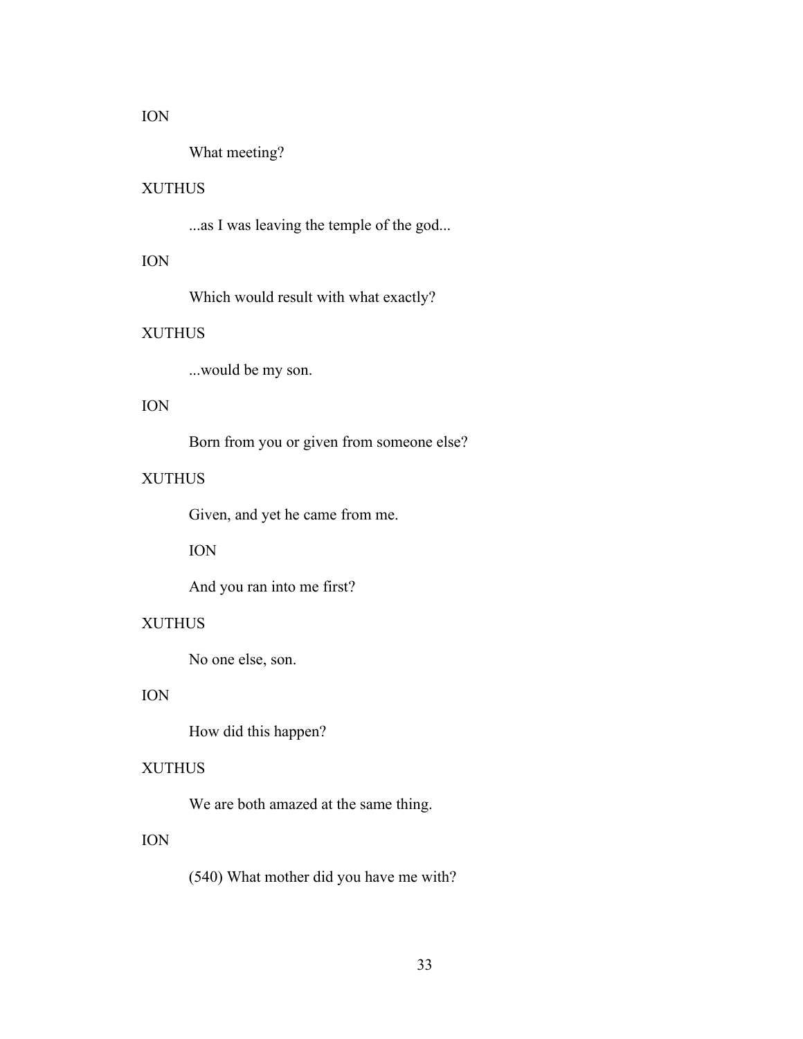ION

What meeting?

XUTHUS

...as I was leaving the temple of the god...

ION

Which would result with what exactly?

XUTHUS

...would be my son.

ION

Born from you or given from someone else?

XUTHUS

Given, and yet he came from me.

ION

And you ran into me first?

XUTHUS

No one else, son.

ION

How did this happen?

XUTHUS

We are both amazed at the same thing.

ION

(540) What mother did you have me with?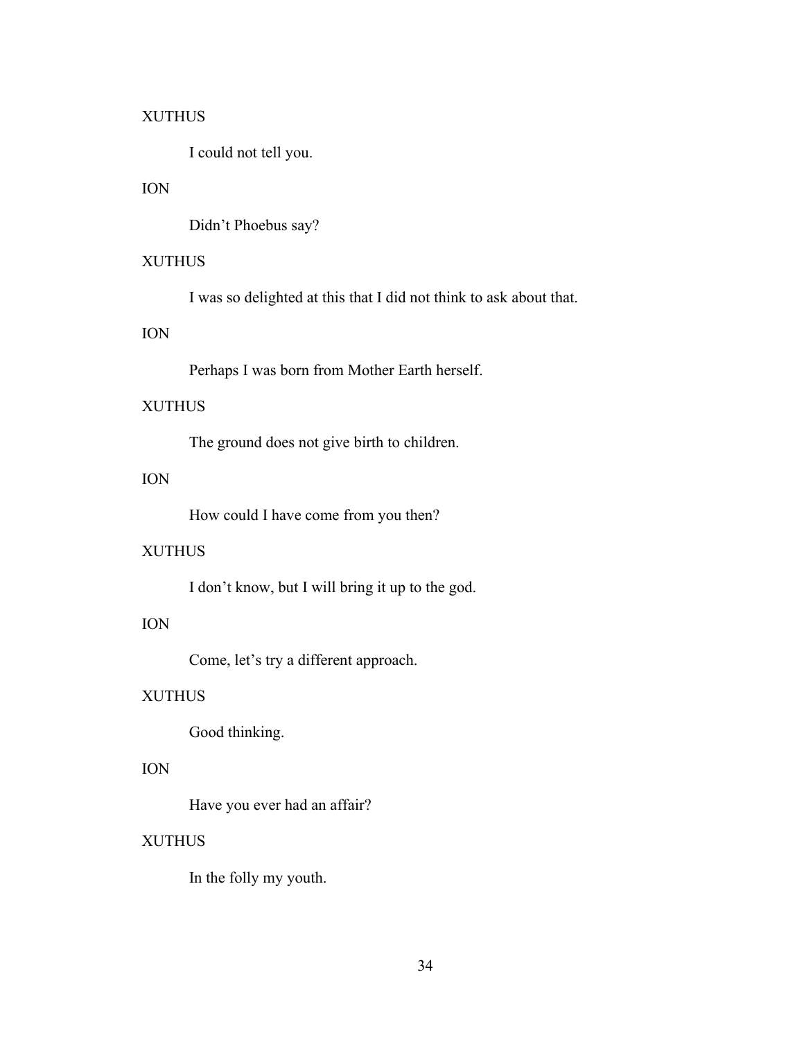XUTHUS

I could not tell you.

ION

Didn't Phoebus say?

XUTHUS

I was so delighted at this that I did not think to ask about that.

ION

Perhaps I was born from Mother Earth herself.

XUTHUS

The ground does not give birth to children.

ION

How could I have come from you then?

XUTHUS

I don't know, but I will bring it up to the god.

ION

Come, let's try a different approach.

XUTHUS

Good thinking.

ION

Have you ever had an affair?

XUTHUS

In the folly my youth.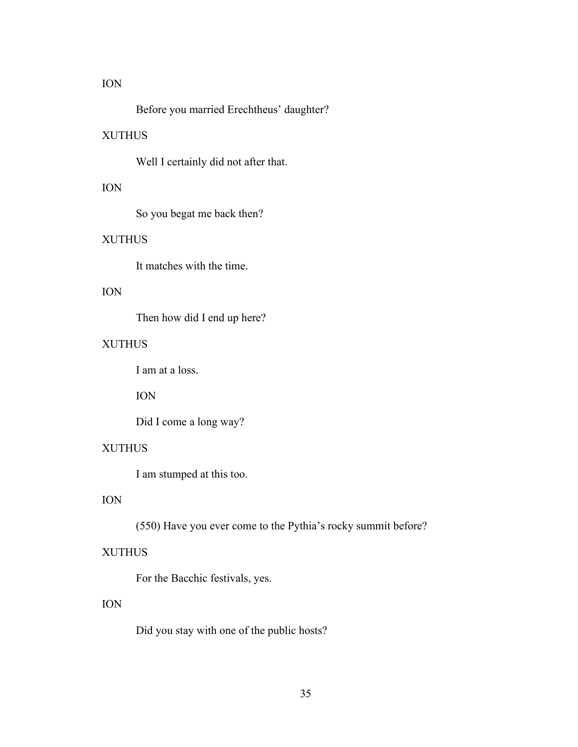ION

Before you married Erechtheus' daughter?

XUTHUS

Well I certainly did not after that.

ION

So you begat me back then?

XUTHUS

It matches with the time.

ION

Then how did I end up here?

XUTHUS

I am at a loss.

ION

Did I come a long way?

XUTHUS

I am stumped at this too.

ION

(550) Have you ever come to the Pythia's rocky summit before?

XUTHUS

For the Bacchic festivals, yes.

ION

Did you stay with one of the public hosts?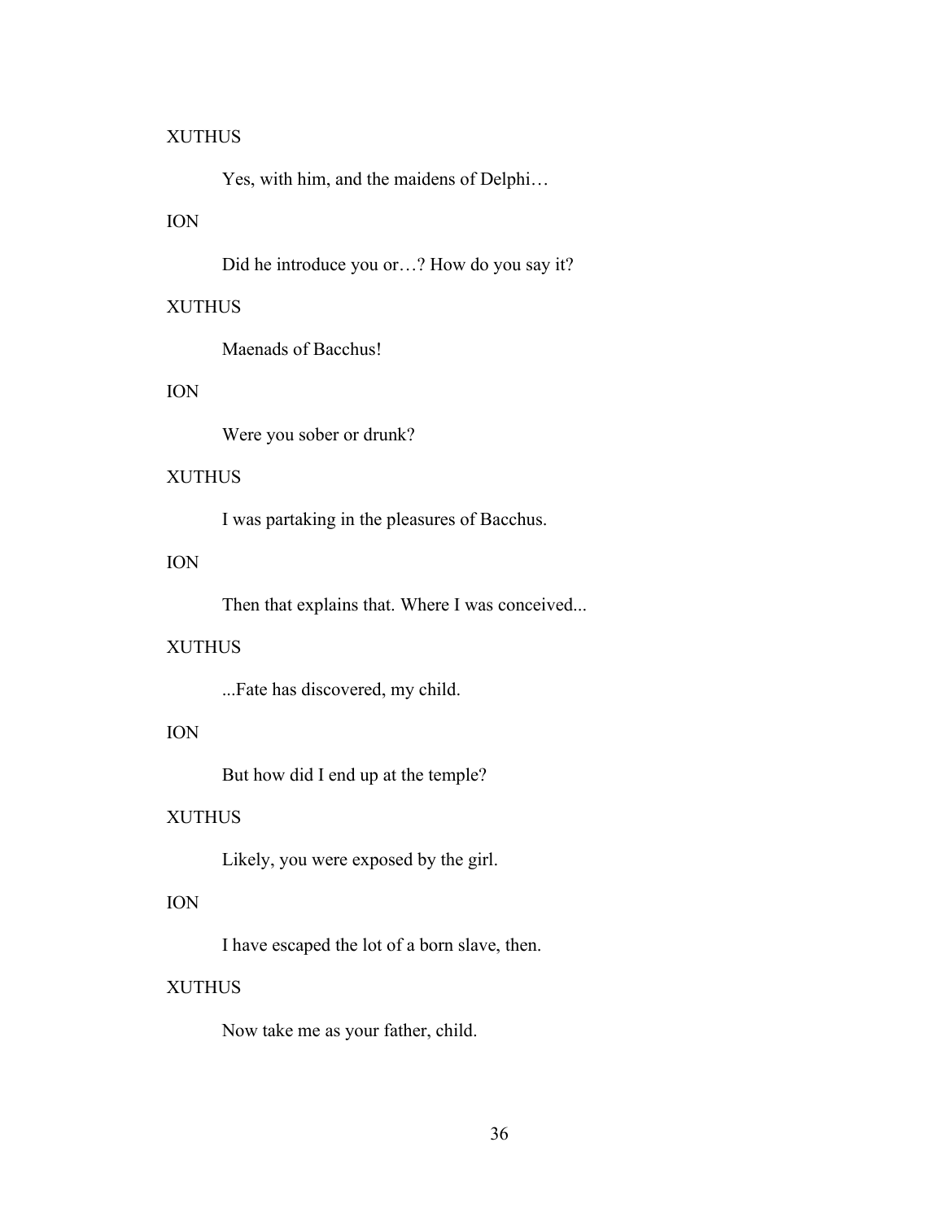XUTHUS

Yes, with him, and the maidens of Delphi…

ION

Did he introduce you or…? How do you say it?

XUTHUS

Maenads of Bacchus!

ION

Were you sober or drunk?

XUTHUS

I was partaking in the pleasures of Bacchus.

ION

Then that explains that. Where I was conceived...

XUTHUS

...Fate has discovered, my child.

ION

But how did I end up at the temple?

XUTHUS

Likely, you were exposed by the girl.

ION

I have escaped the lot of a born slave, then.

XUTHUS

Now take me as your father, child.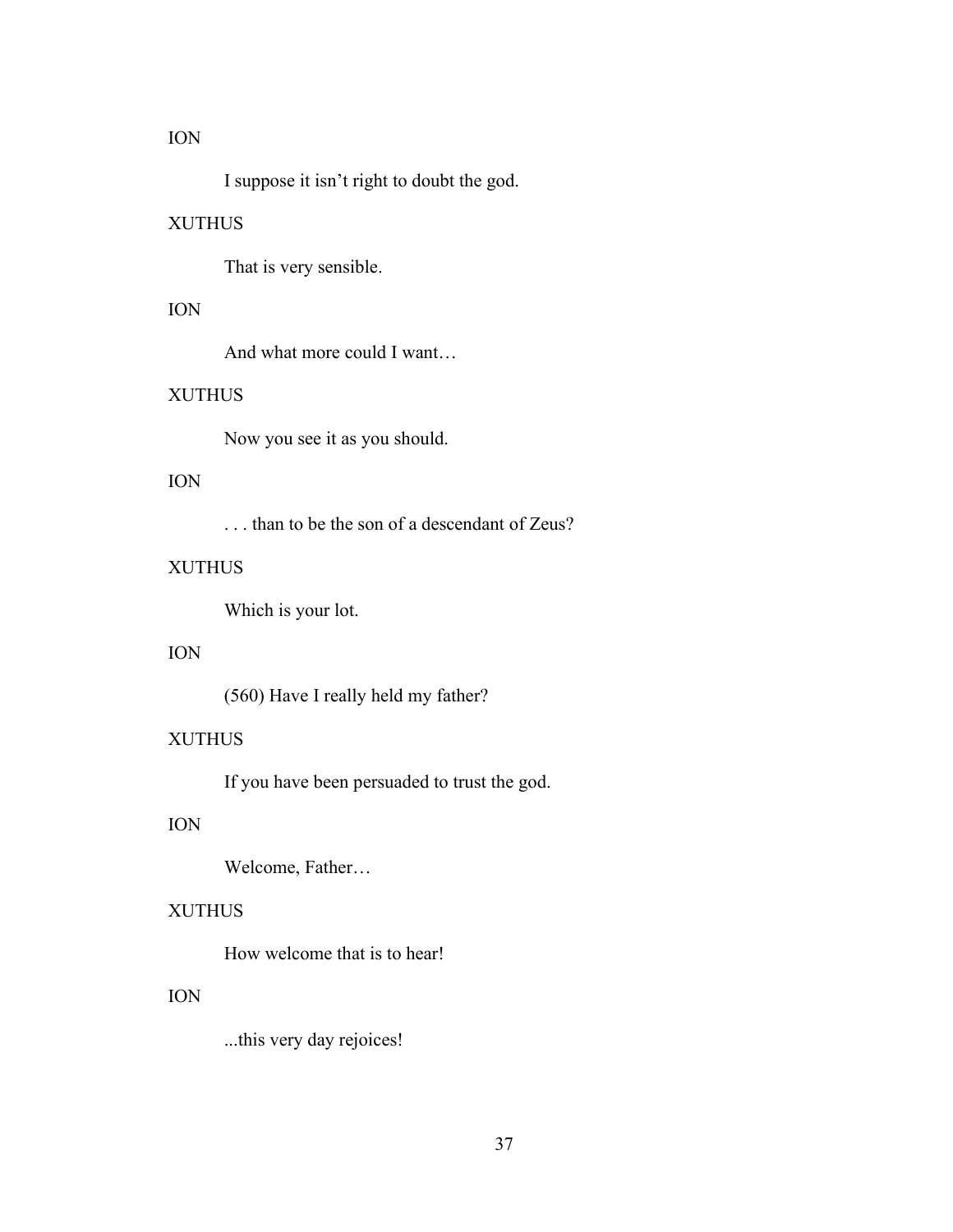ION

I suppose it isn’t right to doubt the god.

XUTHUS

That is very sensible.

ION

And what more could I want…

XUTHUS

Now you see it as you should.

ION

. . . than to be the son of a descendant of Zeus?

XUTHUS

Which is your lot.

ION

(560) Have I really held my father?

XUTHUS

If you have been persuaded to trust the god.

ION

Welcome, Father…

XUTHUS

How welcome that is to hear!

ION

...this very day rejoices!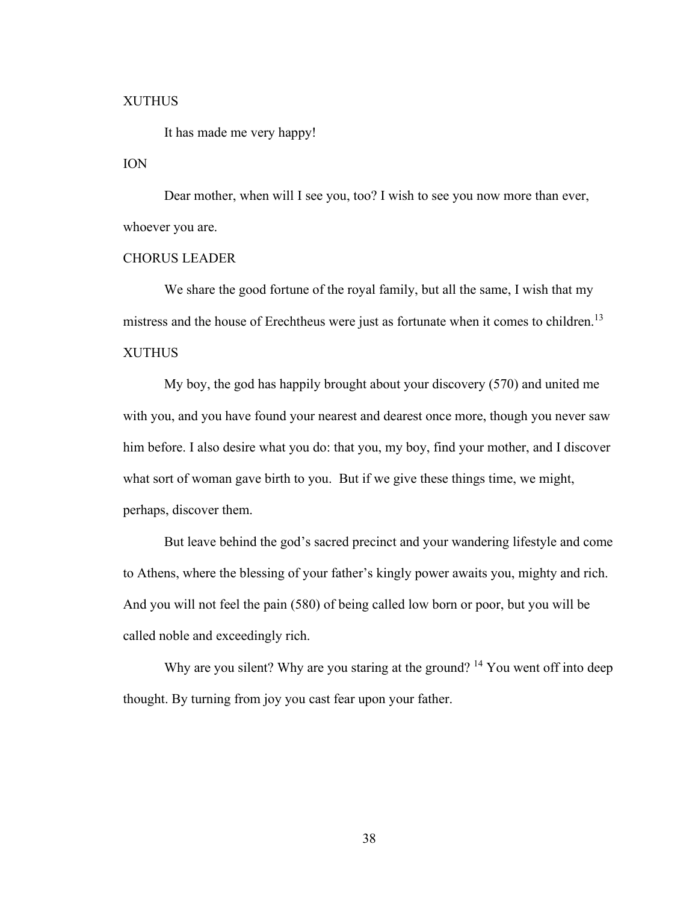XUTHUS

It has made me very happy!

ION

Dear mother, when will I see you, too? I wish to see you now more than ever, whoever you are.

CHORUS LEADER

We share the good fortune of the royal family, but all the same, I wish that my mistress and the house of Erechtheus were just as fortunate when it comes to children.[13]

XUTHUS

My boy, the god has happily brought about your discovery (570) and united me with you, and you have found your nearest and dearest once more, though you never saw him before. I also desire what you do: that you, my boy, find your mother, and I discover what sort of woman gave birth to you. But if we give these things time, we might, perhaps, discover them.

But leave behind the god's sacred precinct and your wandering lifestyle and come to Athens, where the blessing of your father's kingly power awaits you, mighty and rich. And you will not feel the pain (580) of being called low born or poor, but you will be called noble and exceedingly rich.

Why are you silent? Why are you staring at the ground? [14] You went off into deep thought. By turning from joy you cast fear upon your father.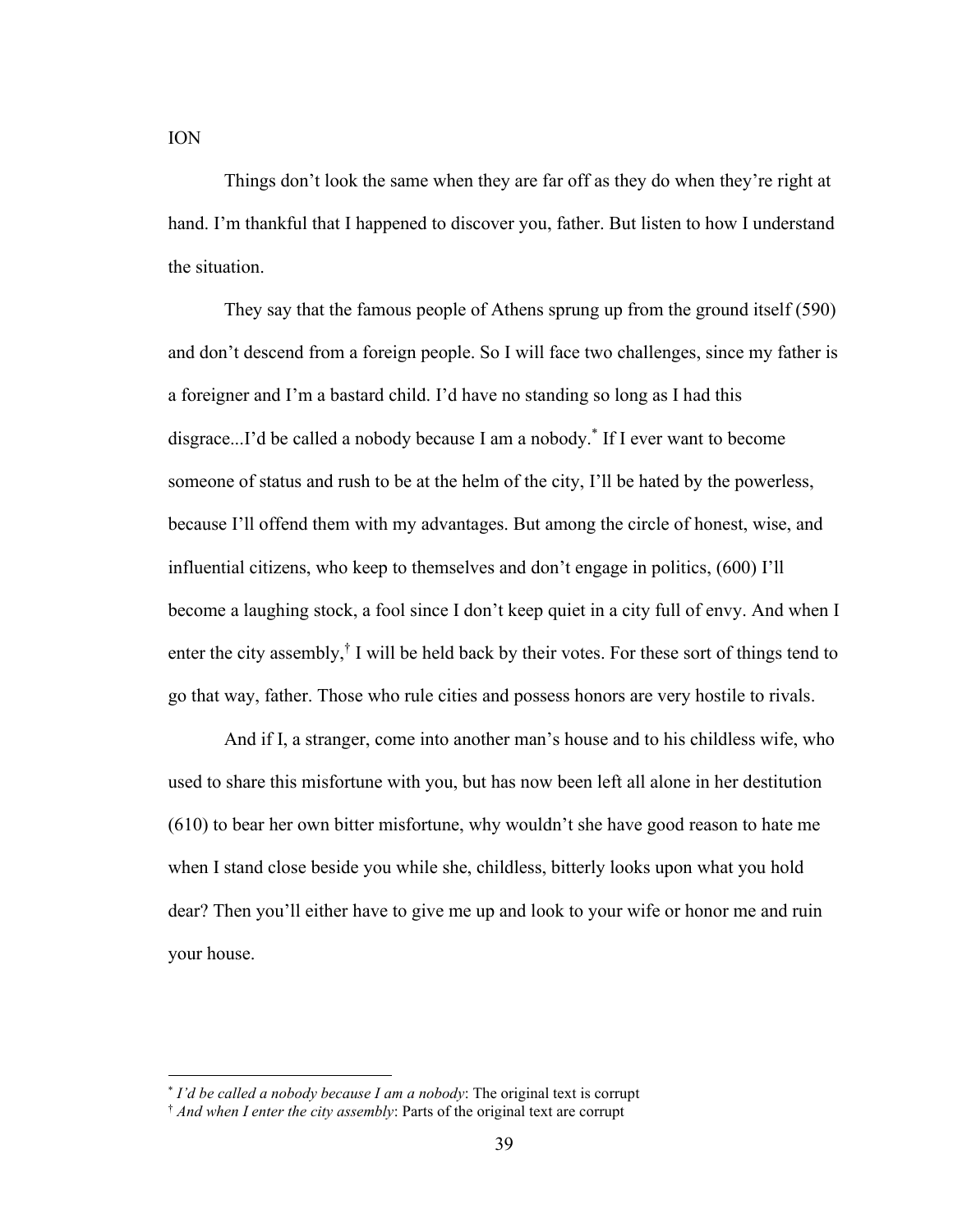ION

Things don't look the same when they are far off as they do when they're right at hand. I'm thankful that I happened to discover you, father. But listen to how I understand the situation.

They say that the famous people of Athens sprung up from the ground itself (590) and don't descend from a foreign people. So I will face two challenges, since my father is a foreigner and I'm a bastard child. I'd have no standing so long as I had this disgrace...I'd be called a nobody because I am a nobody.[*] If I ever want to become someone of status and rush to be at the helm of the city, I'll be hated by the powerless, because I'll offend them with my advantages. But among the circle of honest, wise, and influential citizens, who keep to themselves and don't engage in politics, (600) I'll become a laughing stock, a fool since I don't keep quiet in a city full of envy. And when I enter the city assembly,[†] I will be held back by their votes. For these sort of things tend to go that way, father. Those who rule cities and possess honors are very hostile to rivals.

And if I, a stranger, come into another man's house and to his childless wife, who used to share this misfortune with you, but has now been left all alone in her destitution (610) to bear her own bitter misfortune, why wouldn't she have good reason to hate me when I stand close beside you while she, childless, bitterly looks upon what you hold dear? Then you'll either have to give me up and look to your wife or honor me and ruin your house.

---

[*] *I'd be called a nobody because I am a nobody*: The original text is corrupt

[†] *And when I enter the city assembly*: Parts of the original text are corrupt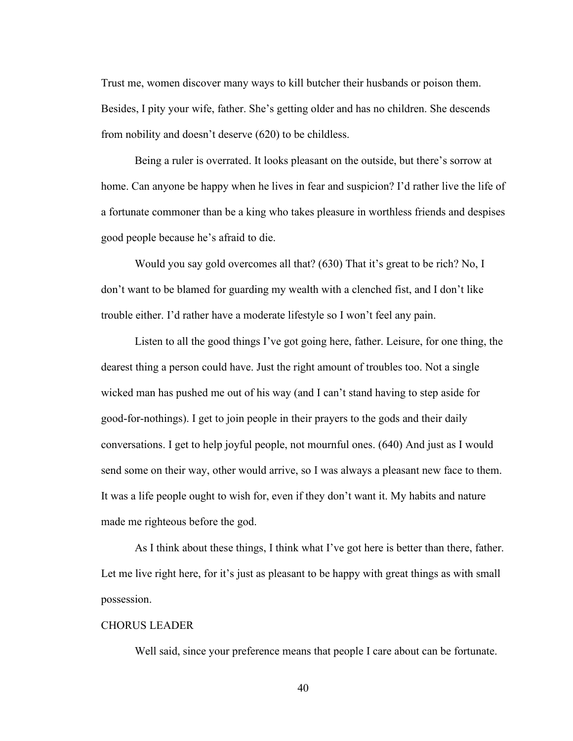Trust me, women discover many ways to kill butcher their husbands or poison them. Besides, I pity your wife, father. She's getting older and has no children. She descends from nobility and doesn't deserve (620) to be childless.

Being a ruler is overrated. It looks pleasant on the outside, but there's sorrow at home. Can anyone be happy when he lives in fear and suspicion? I'd rather live the life of a fortunate commoner than be a king who takes pleasure in worthless friends and despises good people because he's afraid to die.

Would you say gold overcomes all that? (630) That it's great to be rich? No, I don't want to be blamed for guarding my wealth with a clenched fist, and I don't like trouble either. I'd rather have a moderate lifestyle so I won't feel any pain.

Listen to all the good things I've got going here, father. Leisure, for one thing, the dearest thing a person could have. Just the right amount of troubles too. Not a single wicked man has pushed me out of his way (and I can't stand having to step aside for good-for-nothings). I get to join people in their prayers to the gods and their daily conversations. I get to help joyful people, not mournful ones. (640) And just as I would send some on their way, other would arrive, so I was always a pleasant new face to them. It was a life people ought to wish for, even if they don't want it. My habits and nature made me righteous before the god.

As I think about these things, I think what I've got here is better than there, father. Let me live right here, for it's just as pleasant to be happy with great things as with small possession.

CHORUS LEADER

Well said, since your preference means that people I care about can be fortunate.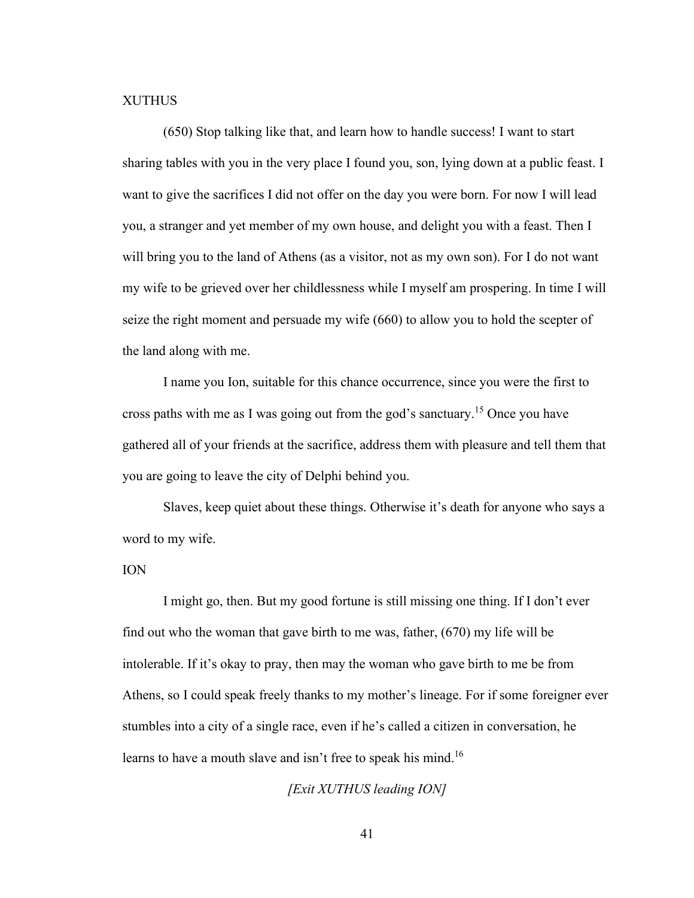XUTHUS

(650) Stop talking like that, and learn how to handle success! I want to start sharing tables with you in the very place I found you, son, lying down at a public feast. I want to give the sacrifices I did not offer on the day you were born. For now I will lead you, a stranger and yet member of my own house, and delight you with a feast. Then I will bring you to the land of Athens (as a visitor, not as my own son). For I do not want my wife to be grieved over her childlessness while I myself am prospering. In time I will seize the right moment and persuade my wife (660) to allow you to hold the scepter of the land along with me.

I name you Ion, suitable for this chance occurrence, since you were the first to cross paths with me as I was going out from the god's sanctuary.[15] Once you have gathered all of your friends at the sacrifice, address them with pleasure and tell them that you are going to leave the city of Delphi behind you.

Slaves, keep quiet about these things. Otherwise it's death for anyone who says a word to my wife.

ION

I might go, then. But my good fortune is still missing one thing. If I don't ever find out who the woman that gave birth to me was, father, (670) my life will be intolerable. If it's okay to pray, then may the woman who gave birth to me be from Athens, so I could speak freely thanks to my mother's lineage. For if some foreigner ever stumbles into a city of a single race, even if he's called a citizen in conversation, he learns to have a mouth slave and isn't free to speak his mind.[16]

*[Exit XUTHUS leading ION]*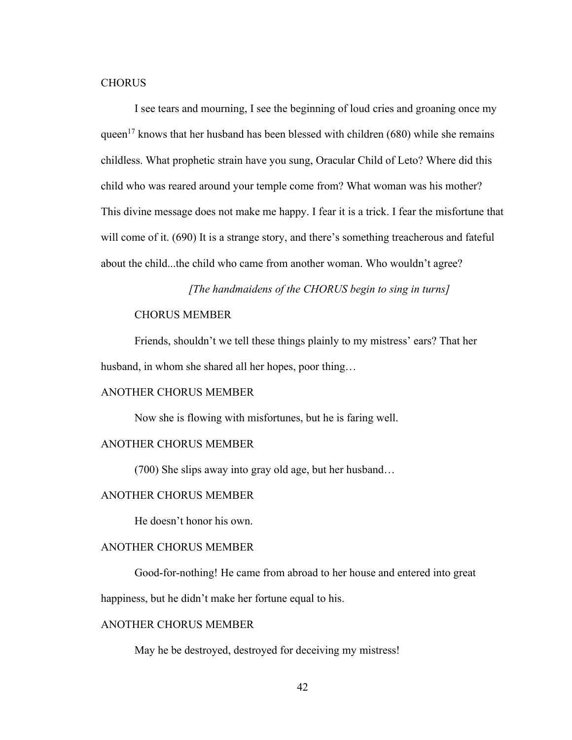CHORUS

I see tears and mourning, I see the beginning of loud cries and groaning once my queen[17] knows that her husband has been blessed with children (680) while she remains childless. What prophetic strain have you sung, Oracular Child of Leto? Where did this child who was reared around your temple come from? What woman was his mother? This divine message does not make me happy. I fear it is a trick. I fear the misfortune that will come of it. (690) It is a strange story, and there's something treacherous and fateful about the child...the child who came from another woman. Who wouldn't agree?

*[The handmaidens of the CHORUS begin to sing in turns]*

CHORUS MEMBER

Friends, shouldn't we tell these things plainly to my mistress' ears? That her husband, in whom she shared all her hopes, poor thing…

ANOTHER CHORUS MEMBER

Now she is flowing with misfortunes, but he is faring well.

ANOTHER CHORUS MEMBER

(700) She slips away into gray old age, but her husband…

ANOTHER CHORUS MEMBER

He doesn't honor his own.

ANOTHER CHORUS MEMBER

Good-for-nothing! He came from abroad to her house and entered into great happiness, but he didn't make her fortune equal to his.

ANOTHER CHORUS MEMBER

May he be destroyed, destroyed for deceiving my mistress!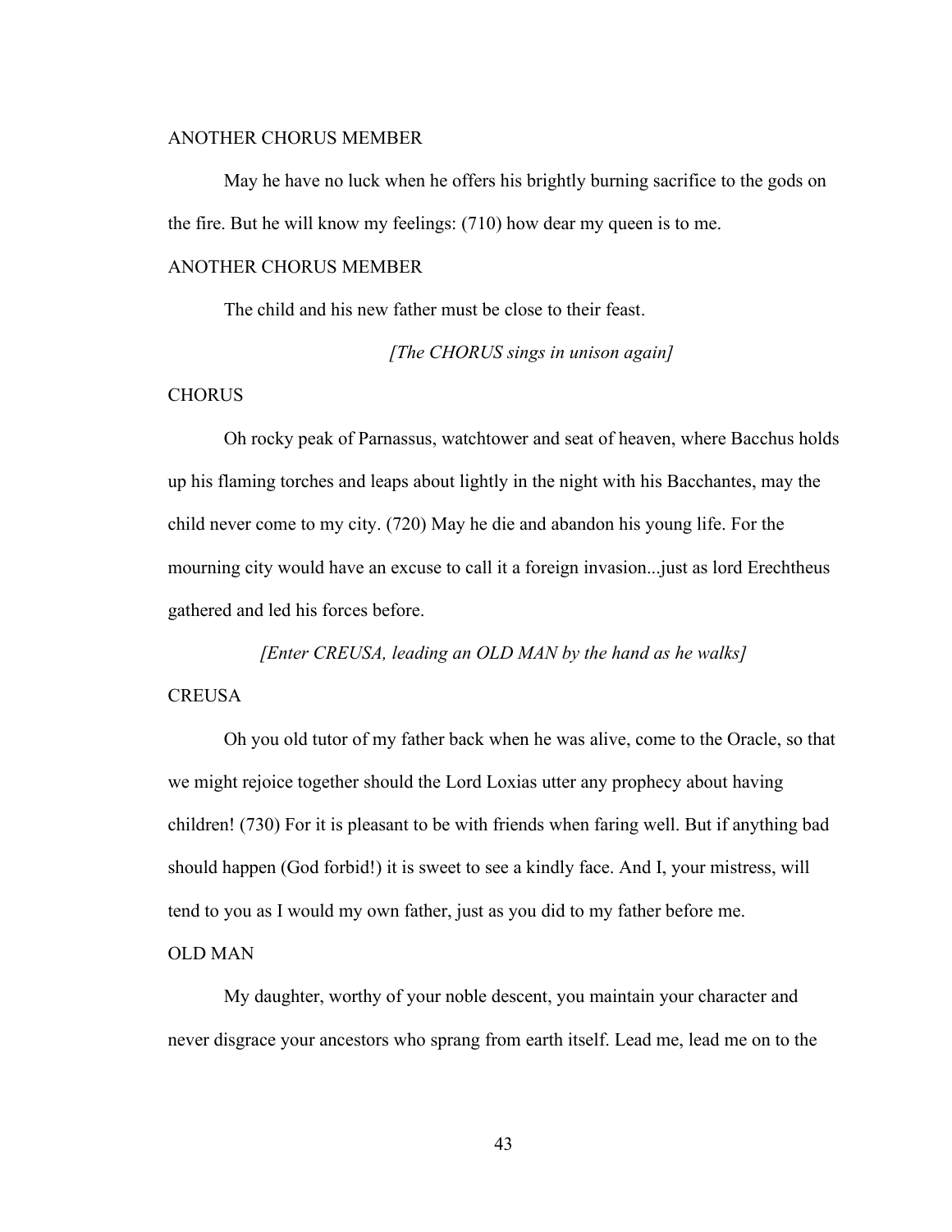ANOTHER CHORUS MEMBER

May he have no luck when he offers his brightly burning sacrifice to the gods on the fire. But he will know my feelings: (710) how dear my queen is to me.

ANOTHER CHORUS MEMBER

The child and his new father must be close to their feast.

*[The CHORUS sings in unison again]*

CHORUS

Oh rocky peak of Parnassus, watchtower and seat of heaven, where Bacchus holds up his flaming torches and leaps about lightly in the night with his Bacchantes, may the child never come to my city. (720) May he die and abandon his young life. For the mourning city would have an excuse to call it a foreign invasion...just as lord Erechtheus gathered and led his forces before.

*[Enter CREUSA, leading an OLD MAN by the hand as he walks]*

CREUSA

Oh you old tutor of my father back when he was alive, come to the Oracle, so that we might rejoice together should the Lord Loxias utter any prophecy about having children! (730) For it is pleasant to be with friends when faring well. But if anything bad should happen (God forbid!) it is sweet to see a kindly face. And I, your mistress, will tend to you as I would my own father, just as you did to my father before me.

OLD MAN

My daughter, worthy of your noble descent, you maintain your character and never disgrace your ancestors who sprang from earth itself. Lead me, lead me on to the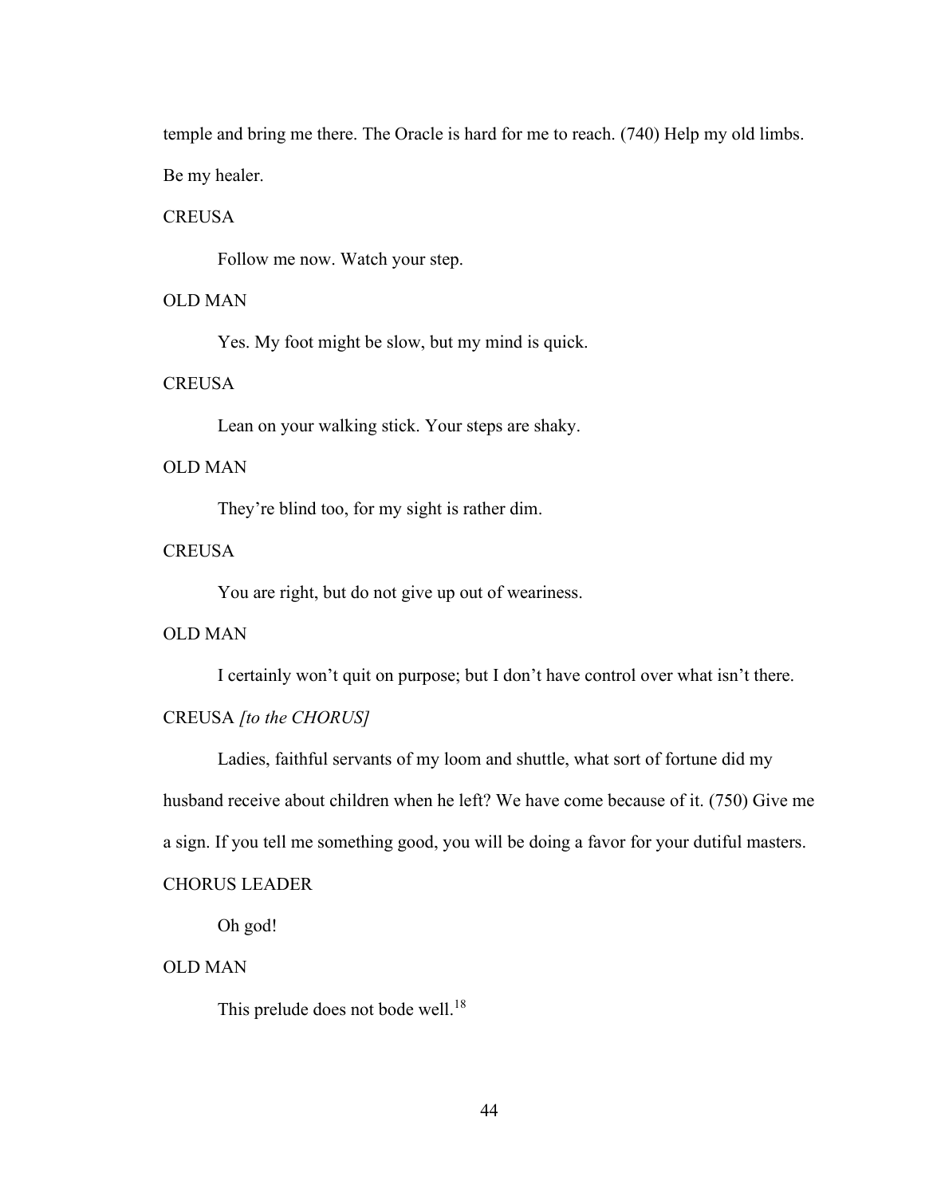temple and bring me there. The Oracle is hard for me to reach. (740) Help my old limbs. Be my healer.

CREUSA

Follow me now. Watch your step.

OLD MAN

Yes. My foot might be slow, but my mind is quick.

CREUSA

Lean on your walking stick. Your steps are shaky.

OLD MAN

They're blind too, for my sight is rather dim.

CREUSA

You are right, but do not give up out of weariness.

OLD MAN

I certainly won't quit on purpose; but I don't have control over what isn't there.

CREUSA *[to the CHORUS]*

Ladies, faithful servants of my loom and shuttle, what sort of fortune did my husband receive about children when he left? We have come because of it. (750) Give me a sign. If you tell me something good, you will be doing a favor for your dutiful masters.

CHORUS LEADER

Oh god!

OLD MAN

This prelude does not bode well.[18]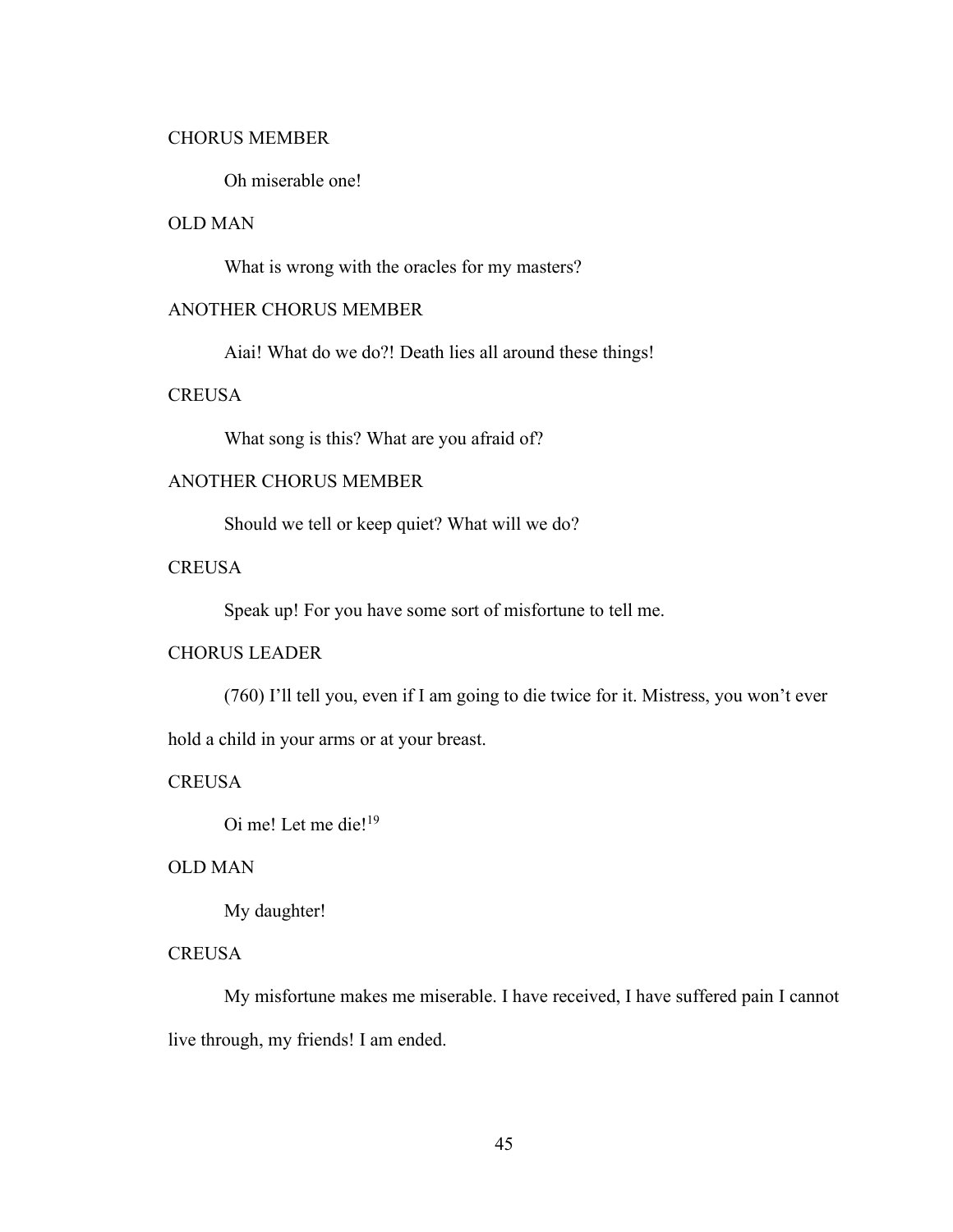CHORUS MEMBER

Oh miserable one!

OLD MAN

What is wrong with the oracles for my masters?

ANOTHER CHORUS MEMBER

Aiai! What do we do?! Death lies all around these things!

CREUSA

What song is this? What are you afraid of?

ANOTHER CHORUS MEMBER

Should we tell or keep quiet? What will we do?

CREUSA

Speak up! For you have some sort of misfortune to tell me.

CHORUS LEADER

(760) I'll tell you, even if I am going to die twice for it. Mistress, you won't ever hold a child in your arms or at your breast.

CREUSA

Oi me! Let me die![19]

OLD MAN

My daughter!

CREUSA

My misfortune makes me miserable. I have received, I have suffered pain I cannot live through, my friends! I am ended.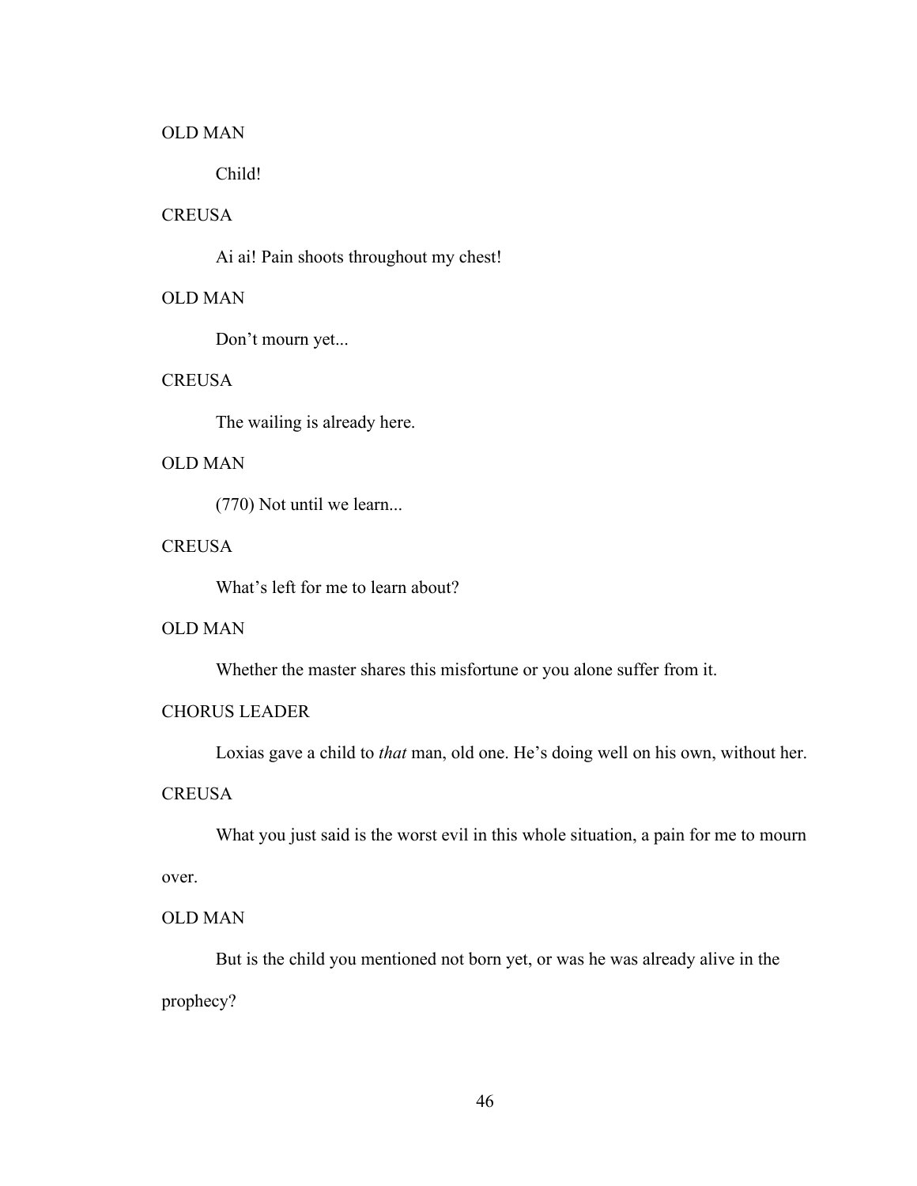OLD MAN

Child!

CREUSA

Ai ai! Pain shoots throughout my chest!

OLD MAN

Don't mourn yet...

CREUSA

The wailing is already here.

OLD MAN

(770) Not until we learn...

CREUSA

What's left for me to learn about?

OLD MAN

Whether the master shares this misfortune or you alone suffer from it.

CHORUS LEADER

Loxias gave a child to *that* man, old one. He's doing well on his own, without her.

CREUSA

What you just said is the worst evil in this whole situation, a pain for me to mourn over.

OLD MAN

But is the child you mentioned not born yet, or was he was already alive in the prophecy?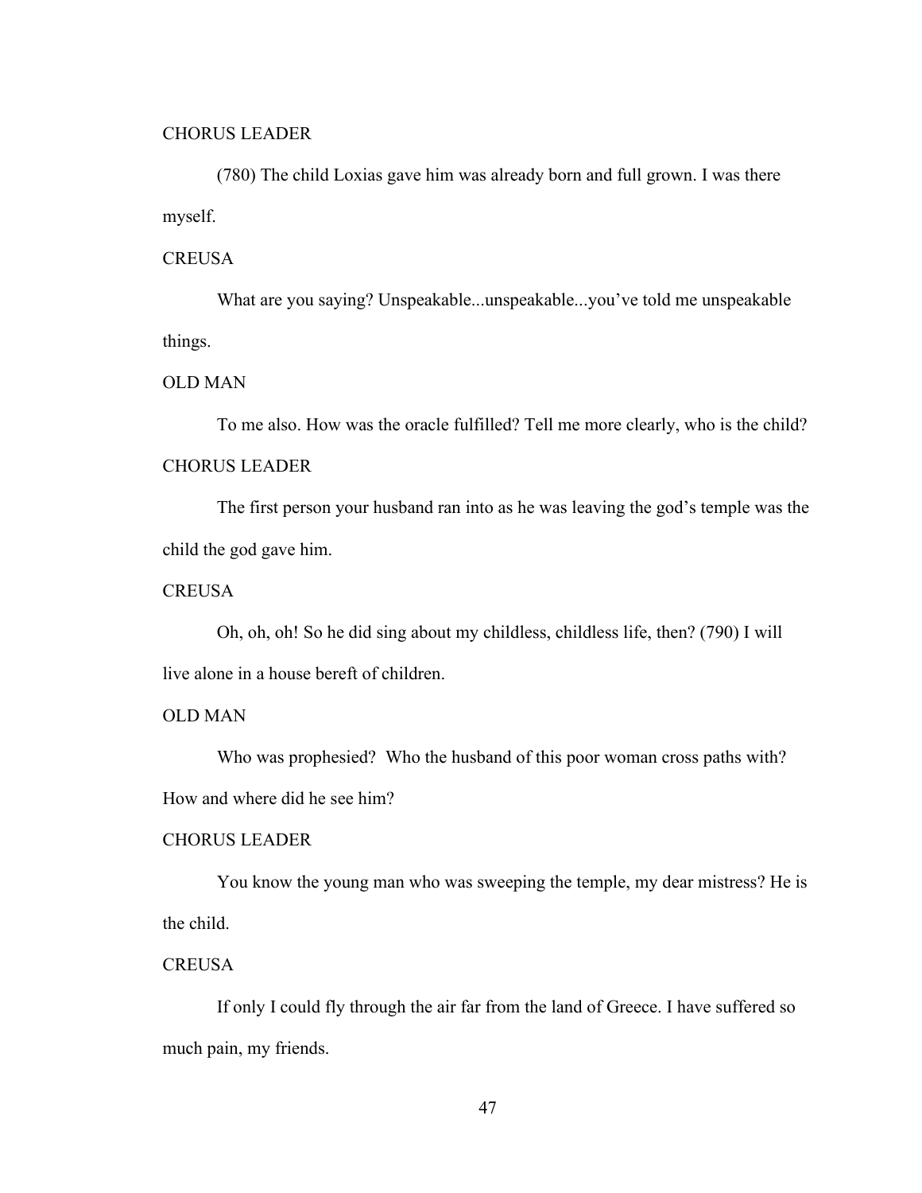CHORUS LEADER

(780) The child Loxias gave him was already born and full grown. I was there myself.

CREUSA

What are you saying? Unspeakable...unspeakable...you've told me unspeakable things.

OLD MAN

To me also. How was the oracle fulfilled? Tell me more clearly, who is the child?

CHORUS LEADER

The first person your husband ran into as he was leaving the god's temple was the child the god gave him.

CREUSA

Oh, oh, oh! So he did sing about my childless, childless life, then? (790) I will live alone in a house bereft of children.

OLD MAN

Who was prophesied? Who the husband of this poor woman cross paths with? How and where did he see him?

CHORUS LEADER

You know the young man who was sweeping the temple, my dear mistress? He is the child.

CREUSA

If only I could fly through the air far from the land of Greece. I have suffered so much pain, my friends.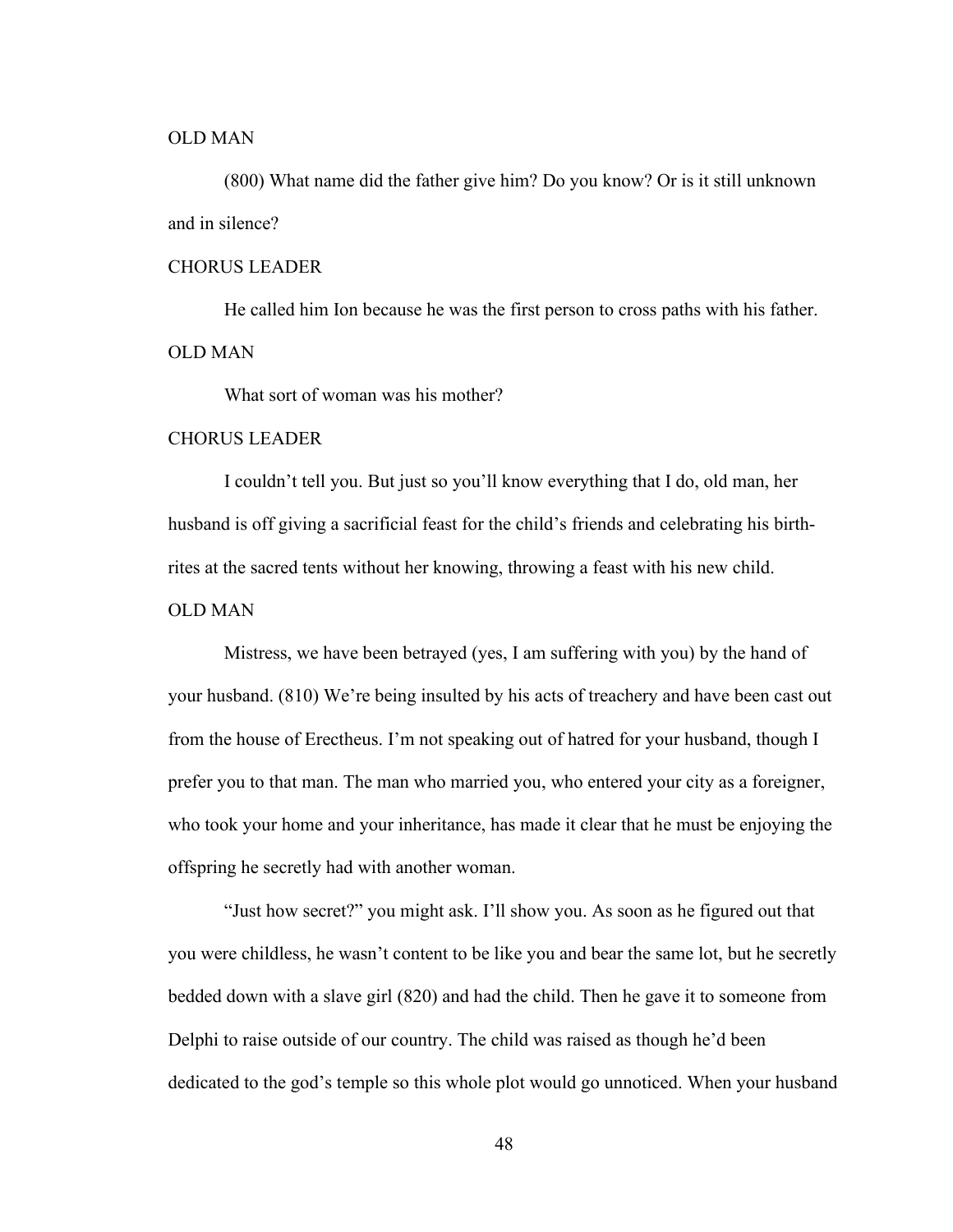OLD MAN

(800) What name did the father give him? Do you know? Or is it still unknown and in silence?

CHORUS LEADER

He called him Ion because he was the first person to cross paths with his father.

OLD MAN

What sort of woman was his mother?

CHORUS LEADER

I couldn't tell you. But just so you'll know everything that I do, old man, her husband is off giving a sacrificial feast for the child's friends and celebrating his birth-rites at the sacred tents without her knowing, throwing a feast with his new child.

OLD MAN

Mistress, we have been betrayed (yes, I am suffering with you) by the hand of your husband. (810) We're being insulted by his acts of treachery and have been cast out from the house of Erectheus. I'm not speaking out of hatred for your husband, though I prefer you to that man. The man who married you, who entered your city as a foreigner, who took your home and your inheritance, has made it clear that he must be enjoying the offspring he secretly had with another woman.

"Just how secret?" you might ask. I'll show you. As soon as he figured out that you were childless, he wasn't content to be like you and bear the same lot, but he secretly bedded down with a slave girl (820) and had the child. Then he gave it to someone from Delphi to raise outside of our country. The child was raised as though he'd been dedicated to the god's temple so this whole plot would go unnoticed. When your husband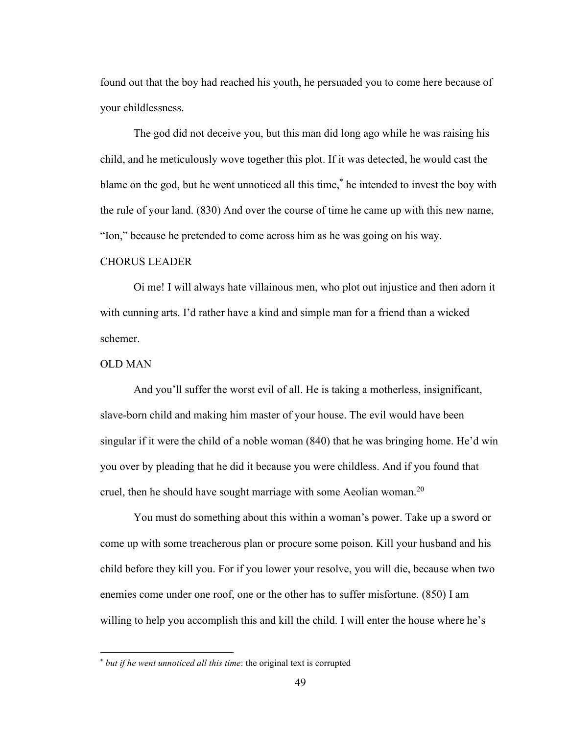found out that the boy had reached his youth, he persuaded you to come here because of your childlessness.

The god did not deceive you, but this man did long ago while he was raising his child, and he meticulously wove together this plot. If it was detected, he would cast the blame on the god, but he went unnoticed all this time,* he intended to invest the boy with the rule of your land. (830) And over the course of time he came up with this new name, "Ion," because he pretended to come across him as he was going on his way.

CHORUS LEADER

Oi me! I will always hate villainous men, who plot out injustice and then adorn it with cunning arts. I'd rather have a kind and simple man for a friend than a wicked schemer.

OLD MAN

And you'll suffer the worst evil of all. He is taking a motherless, insignificant, slave-born child and making him master of your house. The evil would have been singular if it were the child of a noble woman (840) that he was bringing home. He'd win you over by pleading that he did it because you were childless. And if you found that cruel, then he should have sought marriage with some Aeolian woman.[20]

You must do something about this within a woman's power. Take up a sword or come up with some treacherous plan or procure some poison. Kill your husband and his child before they kill you. For if you lower your resolve, you will die, because when two enemies come under one roof, one or the other has to suffer misfortune. (850) I am willing to help you accomplish this and kill the child. I will enter the house where he's

---

* *but if he went unnoticed all this time*: the original text is corrupted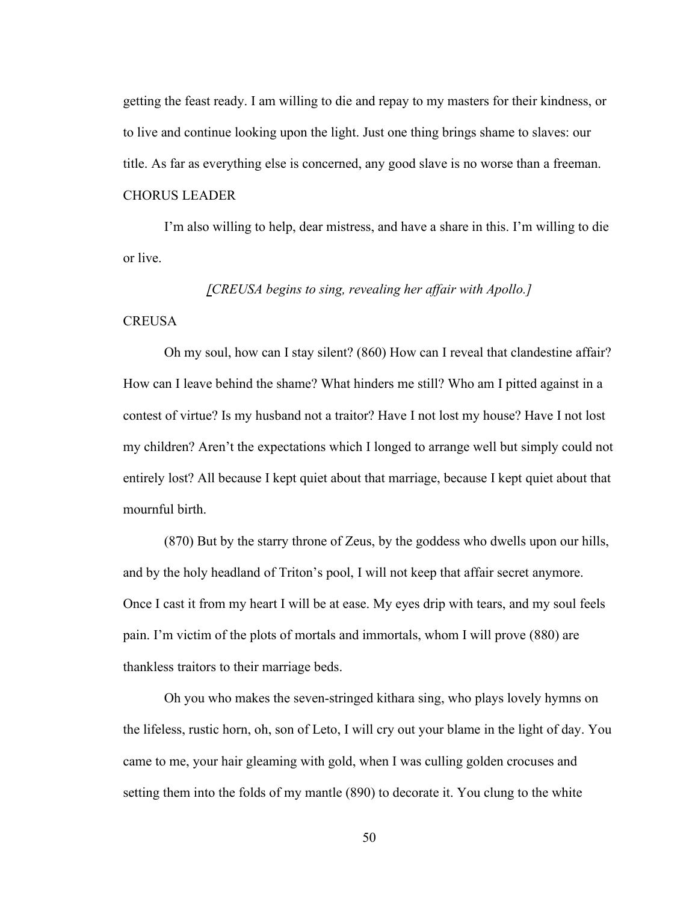getting the feast ready. I am willing to die and repay to my masters for their kindness, or to live and continue looking upon the light. Just one thing brings shame to slaves: our title. As far as everything else is concerned, any good slave is no worse than a freeman.

CHORUS LEADER

I'm also willing to help, dear mistress, and have a share in this. I'm willing to die or live.

*[CREUSA begins to sing, revealing her affair with Apollo.]*

CREUSA

Oh my soul, how can I stay silent? (860) How can I reveal that clandestine affair? How can I leave behind the shame? What hinders me still? Who am I pitted against in a contest of virtue? Is my husband not a traitor? Have I not lost my house? Have I not lost my children? Aren't the expectations which I longed to arrange well but simply could not entirely lost? All because I kept quiet about that marriage, because I kept quiet about that mournful birth.

(870) But by the starry throne of Zeus, by the goddess who dwells upon our hills, and by the holy headland of Triton's pool, I will not keep that affair secret anymore. Once I cast it from my heart I will be at ease. My eyes drip with tears, and my soul feels pain. I'm victim of the plots of mortals and immortals, whom I will prove (880) are thankless traitors to their marriage beds.

Oh you who makes the seven-stringed kithara sing, who plays lovely hymns on the lifeless, rustic horn, oh, son of Leto, I will cry out your blame in the light of day. You came to me, your hair gleaming with gold, when I was culling golden crocuses and setting them into the folds of my mantle (890) to decorate it. You clung to the white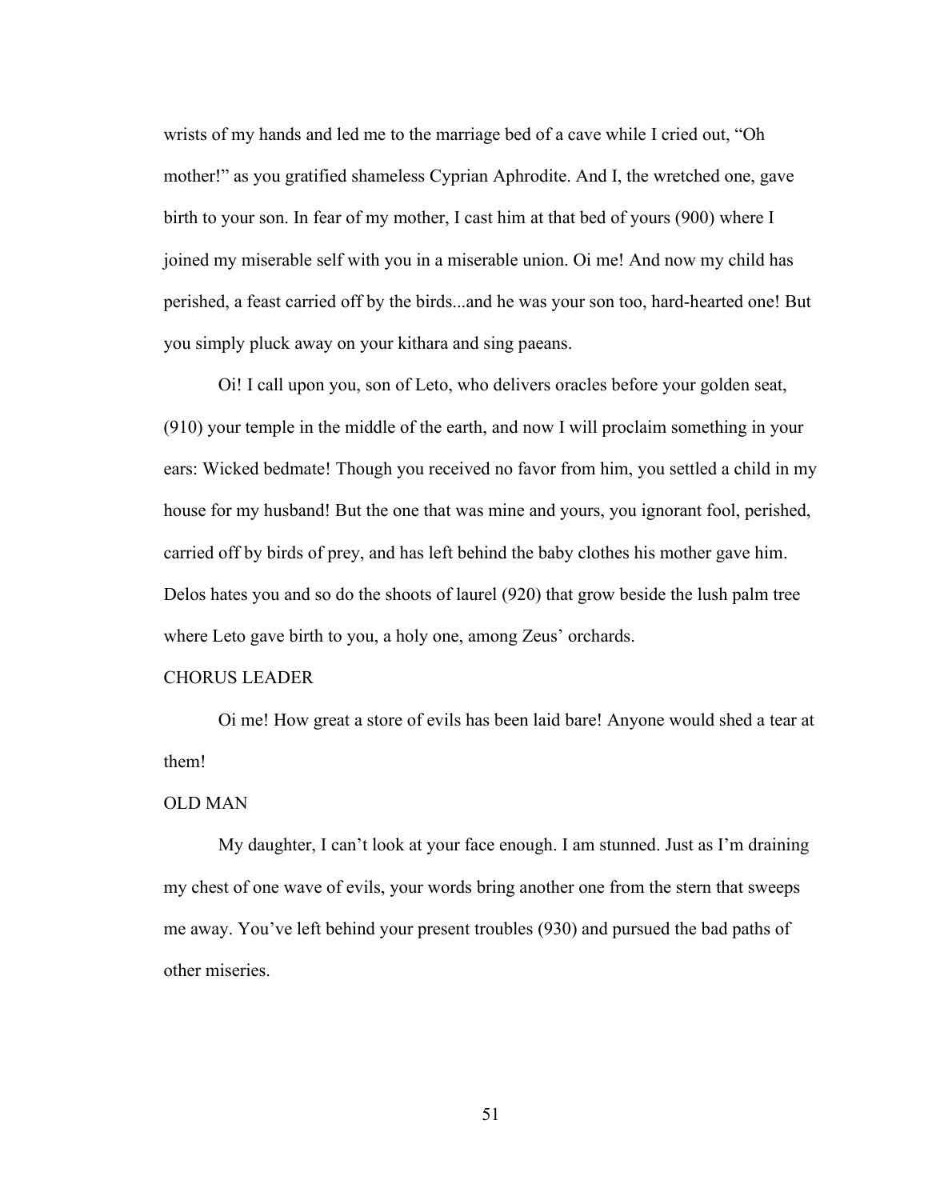wrists of my hands and led me to the marriage bed of a cave while I cried out, "Oh mother!" as you gratified shameless Cyprian Aphrodite. And I, the wretched one, gave birth to your son. In fear of my mother, I cast him at that bed of yours (900) where I joined my miserable self with you in a miserable union. Oi me! And now my child has perished, a feast carried off by the birds...and he was your son too, hard-hearted one! But you simply pluck away on your kithara and sing paeans.

Oi! I call upon you, son of Leto, who delivers oracles before your golden seat, (910) your temple in the middle of the earth, and now I will proclaim something in your ears: Wicked bedmate! Though you received no favor from him, you settled a child in my house for my husband! But the one that was mine and yours, you ignorant fool, perished, carried off by birds of prey, and has left behind the baby clothes his mother gave him. Delos hates you and so do the shoots of laurel (920) that grow beside the lush palm tree where Leto gave birth to you, a holy one, among Zeus' orchards.

CHORUS LEADER

Oi me! How great a store of evils has been laid bare! Anyone would shed a tear at them!

OLD MAN

My daughter, I can't look at your face enough. I am stunned. Just as I'm draining my chest of one wave of evils, your words bring another one from the stern that sweeps me away. You've left behind your present troubles (930) and pursued the bad paths of other miseries.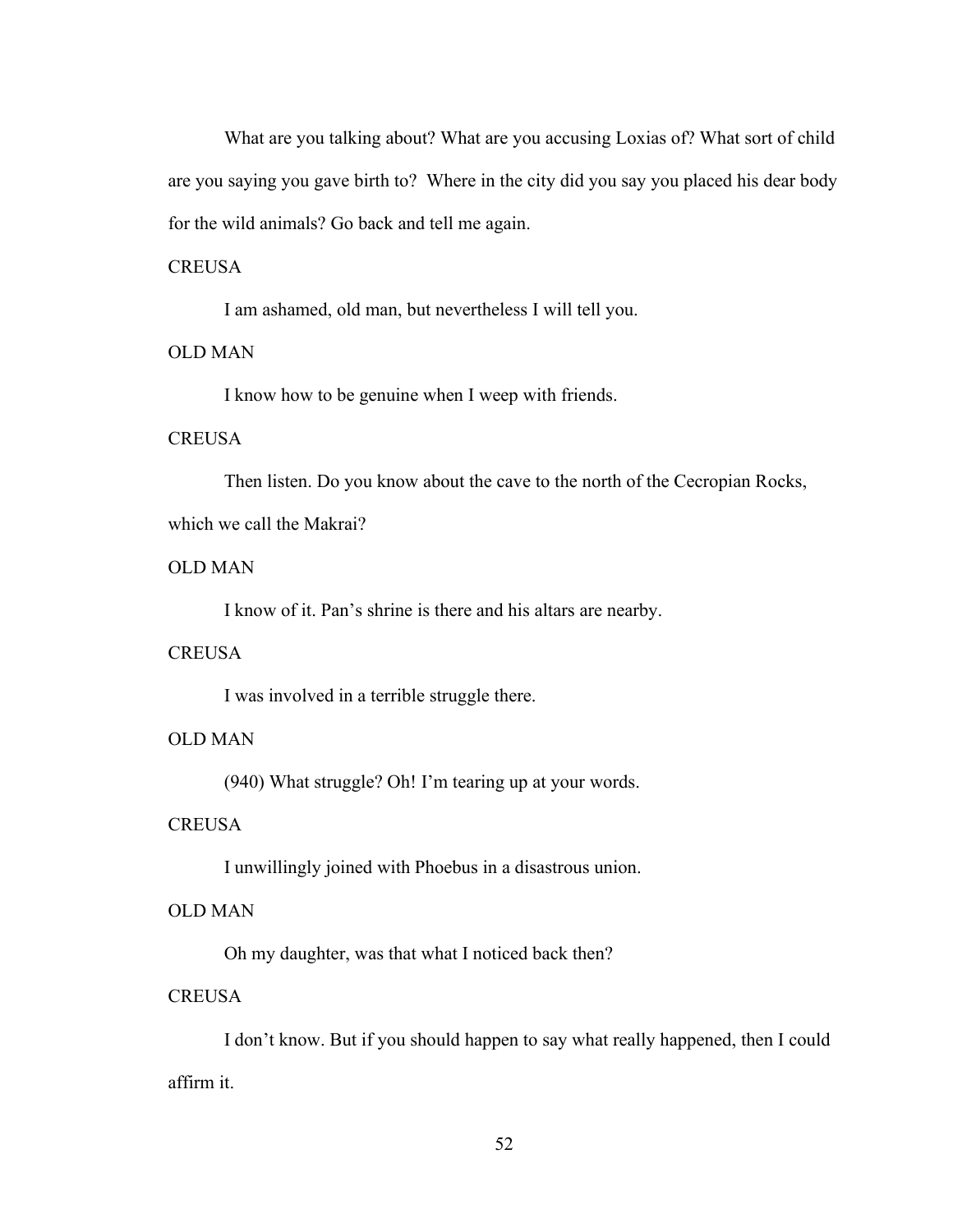What are you talking about? What are you accusing Loxias of? What sort of child are you saying you gave birth to? Where in the city did you say you placed his dear body for the wild animals? Go back and tell me again.

CREUSA

I am ashamed, old man, but nevertheless I will tell you.

OLD MAN

I know how to be genuine when I weep with friends.

CREUSA

Then listen. Do you know about the cave to the north of the Cecropian Rocks, which we call the Makrai?

OLD MAN

I know of it. Pan's shrine is there and his altars are nearby.

CREUSA

I was involved in a terrible struggle there.

OLD MAN

(940) What struggle? Oh! I'm tearing up at your words.

CREUSA

I unwillingly joined with Phoebus in a disastrous union.

OLD MAN

Oh my daughter, was that what I noticed back then?

CREUSA

I don't know. But if you should happen to say what really happened, then I could affirm it.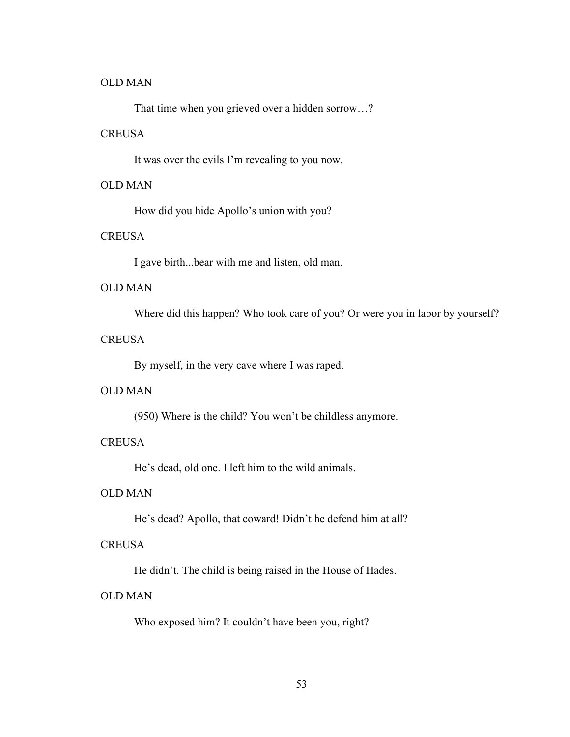OLD MAN

That time when you grieved over a hidden sorrow…?

CREUSA

It was over the evils I'm revealing to you now.

OLD MAN

How did you hide Apollo's union with you?

CREUSA

I gave birth...bear with me and listen, old man.

OLD MAN

Where did this happen? Who took care of you? Or were you in labor by yourself?

CREUSA

By myself, in the very cave where I was raped.

OLD MAN

(950) Where is the child? You won't be childless anymore.

CREUSA

He's dead, old one. I left him to the wild animals.

OLD MAN

He's dead? Apollo, that coward! Didn't he defend him at all?

CREUSA

He didn't. The child is being raised in the House of Hades.

OLD MAN

Who exposed him? It couldn't have been you, right?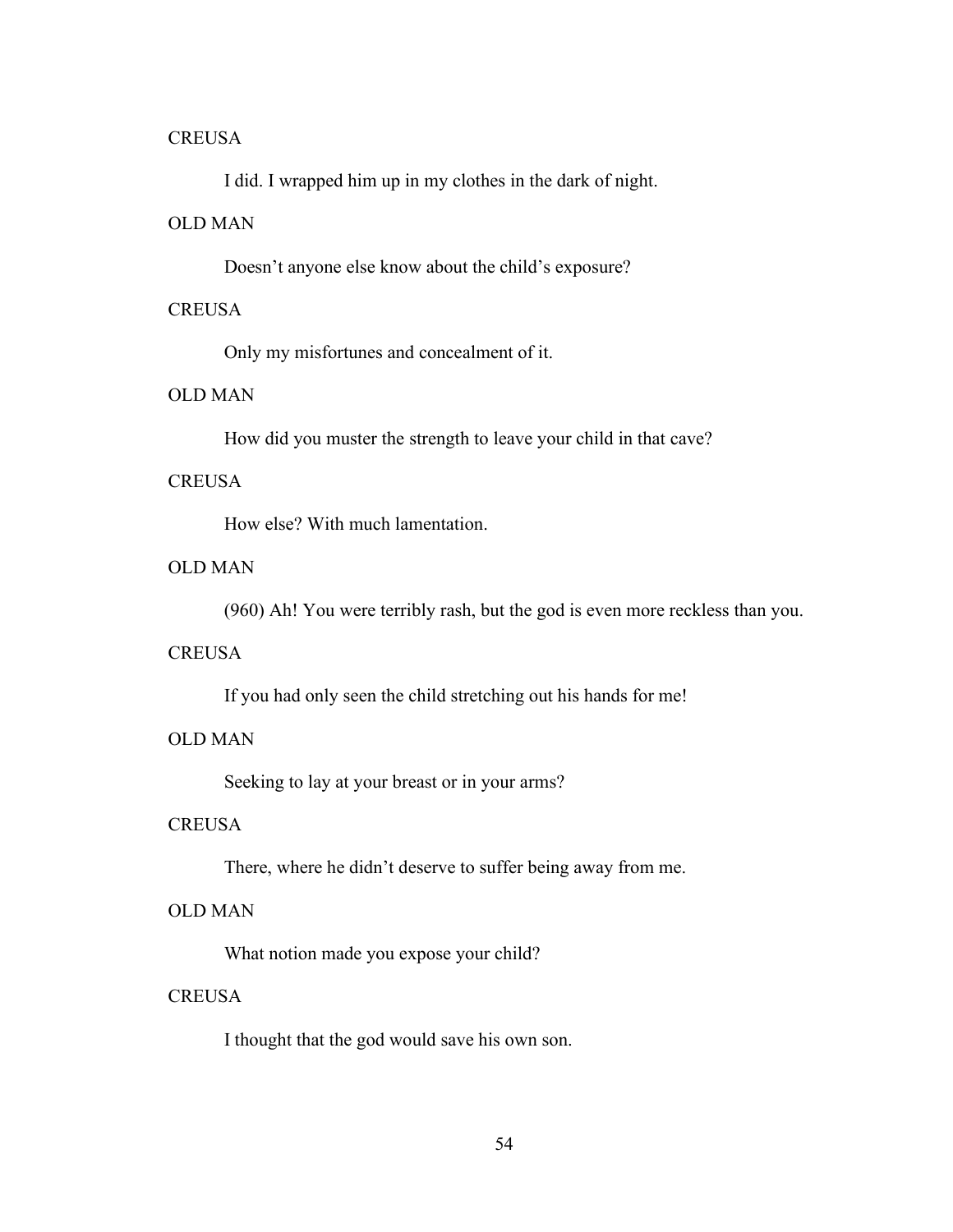CREUSA

I did. I wrapped him up in my clothes in the dark of night.

OLD MAN

Doesn't anyone else know about the child's exposure?

CREUSA

Only my misfortunes and concealment of it.

OLD MAN

How did you muster the strength to leave your child in that cave?

CREUSA

How else? With much lamentation.

OLD MAN

(960) Ah! You were terribly rash, but the god is even more reckless than you.

CREUSA

If you had only seen the child stretching out his hands for me!

OLD MAN

Seeking to lay at your breast or in your arms?

CREUSA

There, where he didn't deserve to suffer being away from me.

OLD MAN

What notion made you expose your child?

CREUSA

I thought that the god would save his own son.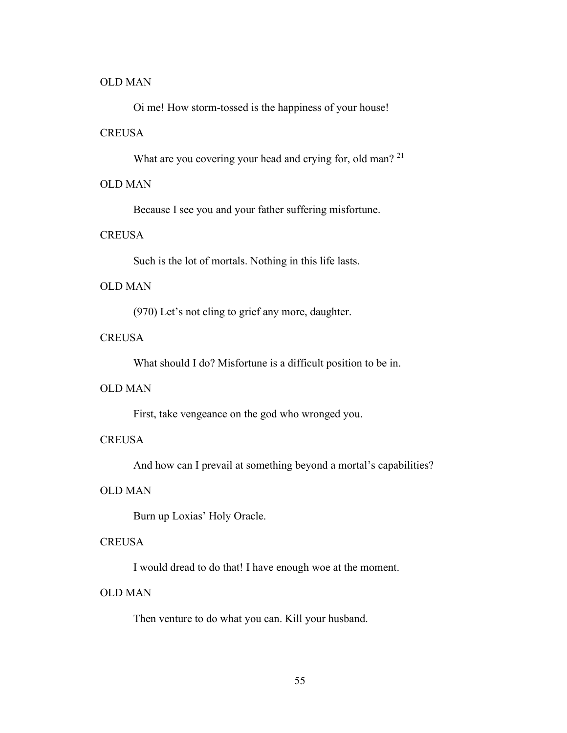OLD MAN

Oi me! How storm-tossed is the happiness of your house!

CREUSA

What are you covering your head and crying for, old man? [21]

OLD MAN

Because I see you and your father suffering misfortune.

CREUSA

Such is the lot of mortals. Nothing in this life lasts.

OLD MAN

(970) Let's not cling to grief any more, daughter.

CREUSA

What should I do? Misfortune is a difficult position to be in.

OLD MAN

First, take vengeance on the god who wronged you.

CREUSA

And how can I prevail at something beyond a mortal's capabilities?

OLD MAN

Burn up Loxias' Holy Oracle.

CREUSA

I would dread to do that! I have enough woe at the moment.

OLD MAN

Then venture to do what you can. Kill your husband.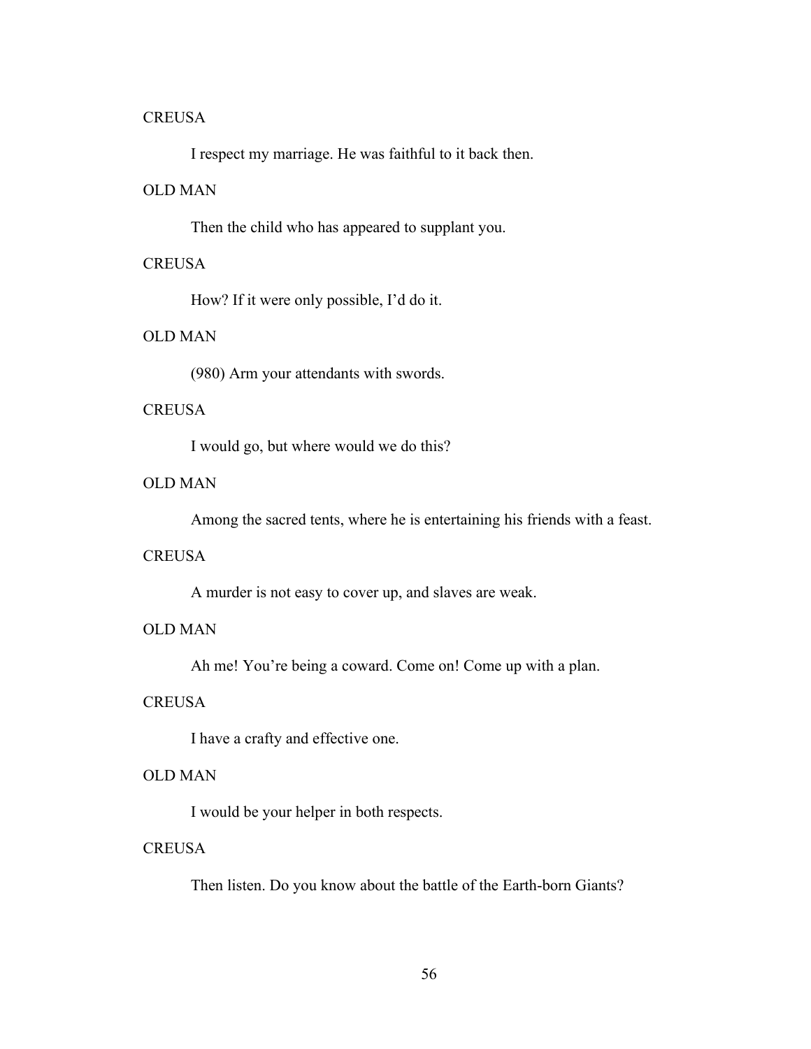CREUSA

I respect my marriage. He was faithful to it back then.

OLD MAN

Then the child who has appeared to supplant you.

CREUSA

How? If it were only possible, I'd do it.

OLD MAN

(980) Arm your attendants with swords.

CREUSA

I would go, but where would we do this?

OLD MAN

Among the sacred tents, where he is entertaining his friends with a feast.

CREUSA

A murder is not easy to cover up, and slaves are weak.

OLD MAN

Ah me! You're being a coward. Come on! Come up with a plan.

CREUSA

I have a crafty and effective one.

OLD MAN

I would be your helper in both respects.

CREUSA

Then listen. Do you know about the battle of the Earth-born Giants?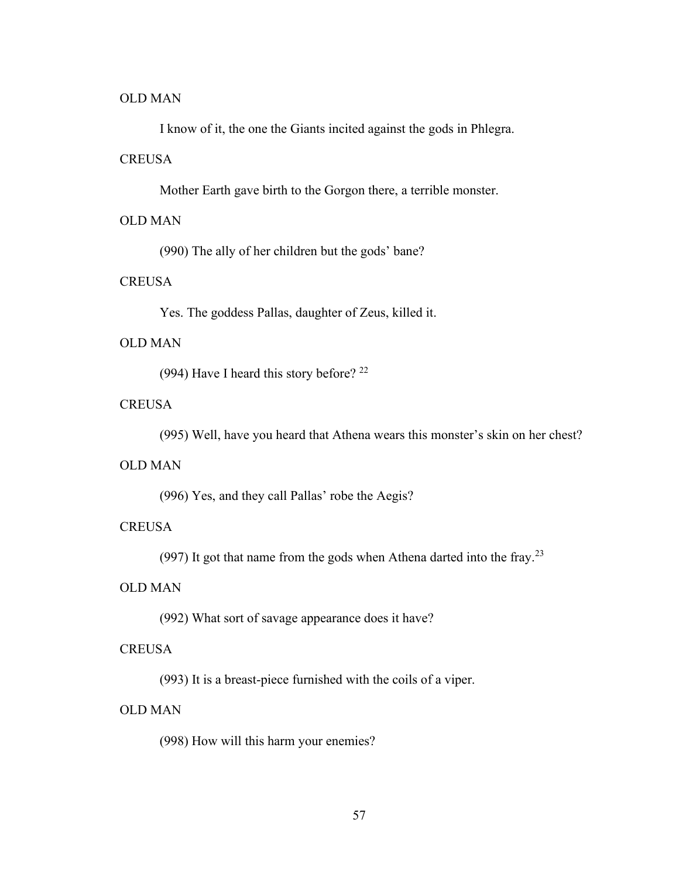OLD MAN

I know of it, the one the Giants incited against the gods in Phlegra.

CREUSA

Mother Earth gave birth to the Gorgon there, a terrible monster.

OLD MAN

(990) The ally of her children but the gods' bane?

CREUSA

Yes. The goddess Pallas, daughter of Zeus, killed it.

OLD MAN

(994) Have I heard this story before? [22]

CREUSA

(995) Well, have you heard that Athena wears this monster's skin on her chest?

OLD MAN

(996) Yes, and they call Pallas' robe the Aegis?

CREUSA

(997) It got that name from the gods when Athena darted into the fray.[23]

OLD MAN

(992) What sort of savage appearance does it have?

CREUSA

(993) It is a breast-piece furnished with the coils of a viper.

OLD MAN

(998) How will this harm your enemies?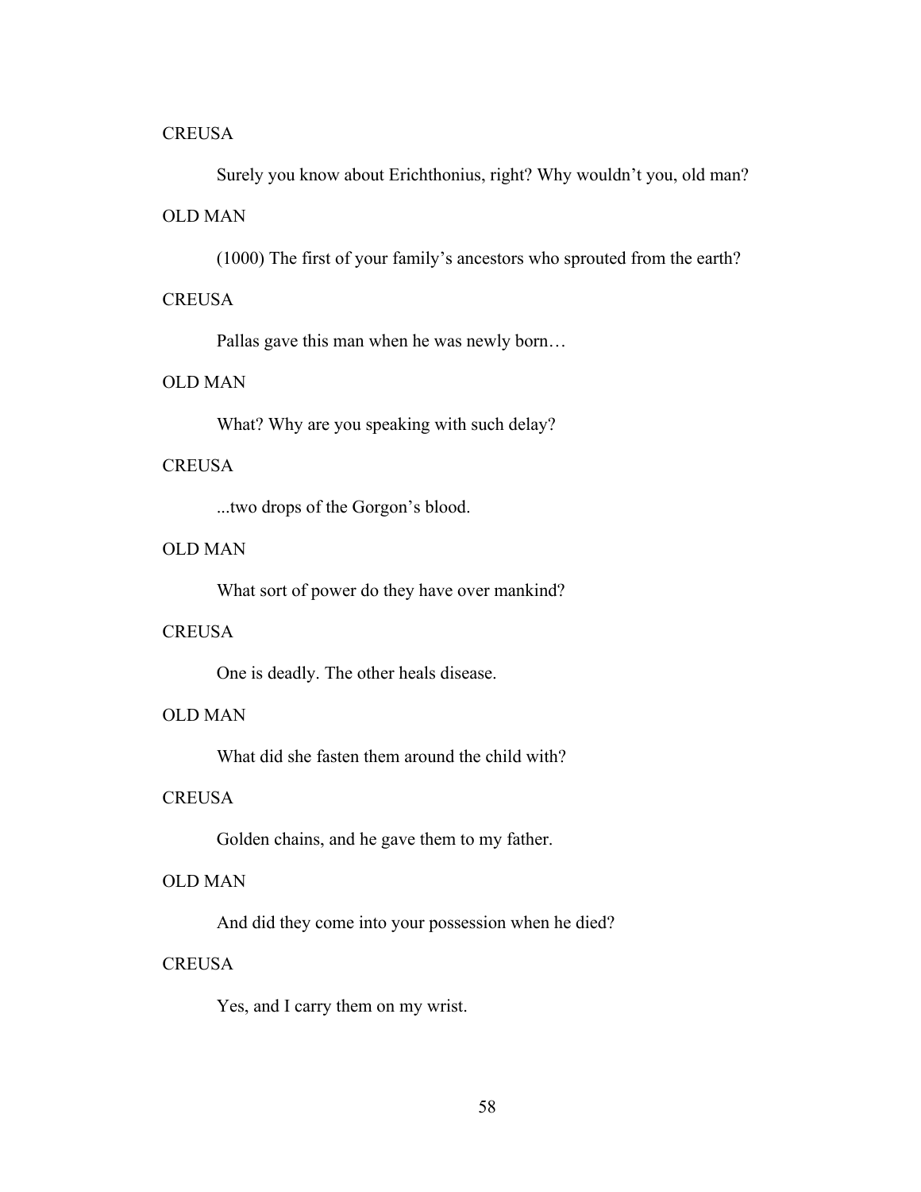CREUSA

Surely you know about Erichthonius, right? Why wouldn't you, old man?

OLD MAN

(1000) The first of your family's ancestors who sprouted from the earth?

CREUSA

Pallas gave this man when he was newly born…

OLD MAN

What? Why are you speaking with such delay?

CREUSA

...two drops of the Gorgon's blood.

OLD MAN

What sort of power do they have over mankind?

CREUSA

One is deadly. The other heals disease.

OLD MAN

What did she fasten them around the child with?

CREUSA

Golden chains, and he gave them to my father.

OLD MAN

And did they come into your possession when he died?

CREUSA

Yes, and I carry them on my wrist.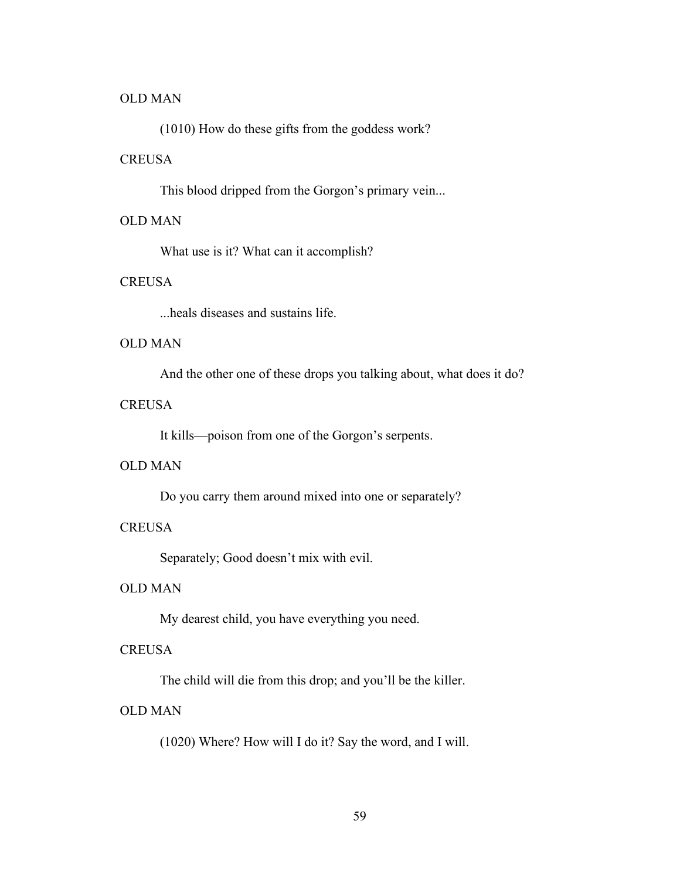OLD MAN

(1010) How do these gifts from the goddess work?

CREUSA

This blood dripped from the Gorgon's primary vein...

OLD MAN

What use is it? What can it accomplish?

CREUSA

...heals diseases and sustains life.

OLD MAN

And the other one of these drops you talking about, what does it do?

CREUSA

It kills—poison from one of the Gorgon's serpents.

OLD MAN

Do you carry them around mixed into one or separately?

CREUSA

Separately; Good doesn't mix with evil.

OLD MAN

My dearest child, you have everything you need.

CREUSA

The child will die from this drop; and you'll be the killer.

OLD MAN

(1020) Where? How will I do it? Say the word, and I will.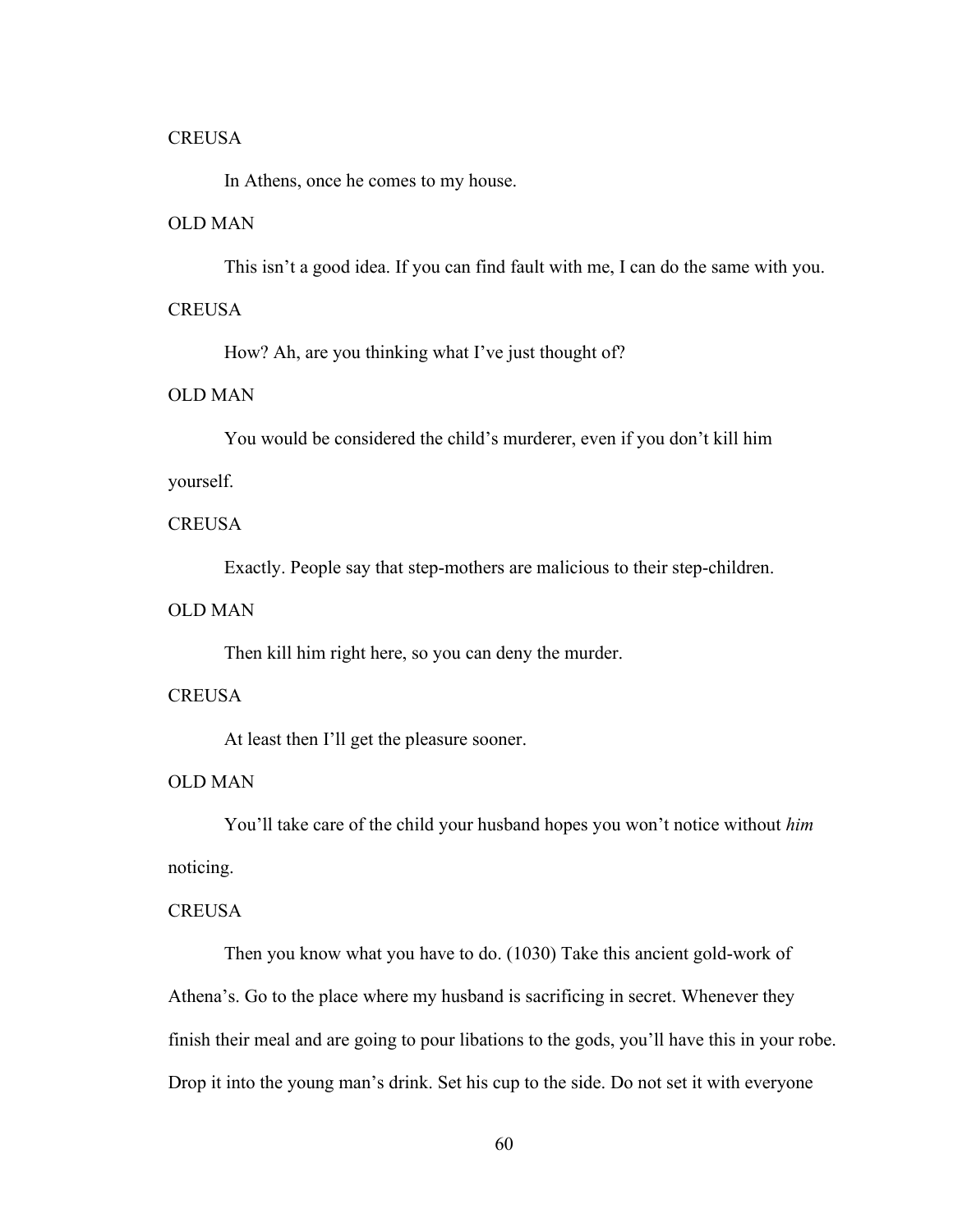CREUSA

In Athens, once he comes to my house.

OLD MAN

This isn't a good idea. If you can find fault with me, I can do the same with you.

CREUSA

How? Ah, are you thinking what I've just thought of?

OLD MAN

You would be considered the child's murderer, even if you don't kill him yourself.

CREUSA

Exactly. People say that step-mothers are malicious to their step-children.

OLD MAN

Then kill him right here, so you can deny the murder.

CREUSA

At least then I'll get the pleasure sooner.

OLD MAN

You'll take care of the child your husband hopes you won't notice without *him* noticing.

CREUSA

Then you know what you have to do. (1030) Take this ancient gold-work of Athena's. Go to the place where my husband is sacrificing in secret. Whenever they finish their meal and are going to pour libations to the gods, you'll have this in your robe. Drop it into the young man's drink. Set his cup to the side. Do not set it with everyone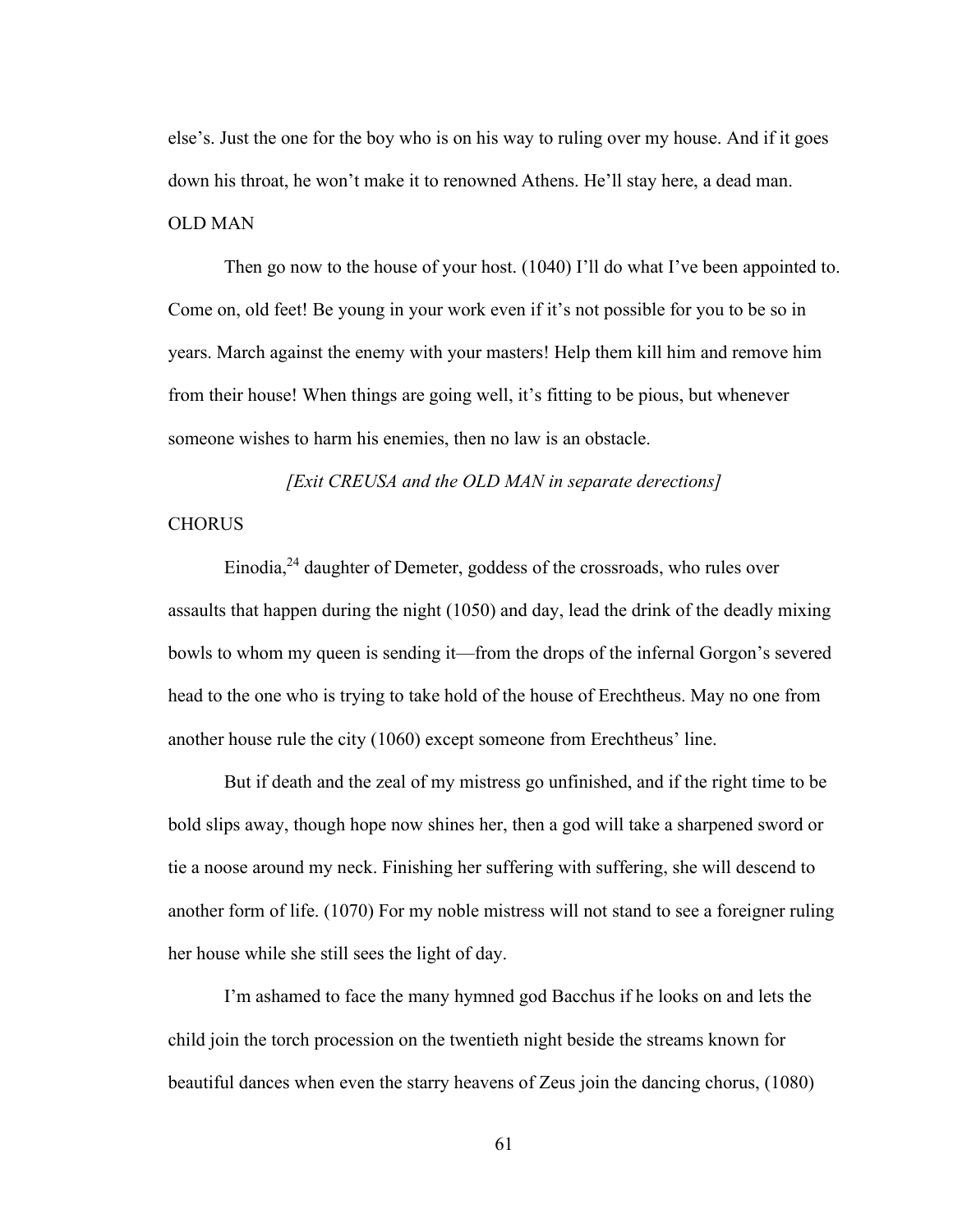else's. Just the one for the boy who is on his way to ruling over my house. And if it goes down his throat, he won't make it to renowned Athens. He'll stay here, a dead man.

OLD MAN

Then go now to the house of your host. (1040) I'll do what I've been appointed to. Come on, old feet! Be young in your work even if it's not possible for you to be so in years. March against the enemy with your masters! Help them kill him and remove him from their house! When things are going well, it's fitting to be pious, but whenever someone wishes to harm his enemies, then no law is an obstacle.

*[Exit CREUSA and the OLD MAN in separate derections]*

CHORUS

Einodia,[24] daughter of Demeter, goddess of the crossroads, who rules over assaults that happen during the night (1050) and day, lead the drink of the deadly mixing bowls to whom my queen is sending it—from the drops of the infernal Gorgon's severed head to the one who is trying to take hold of the house of Erechtheus. May no one from another house rule the city (1060) except someone from Erechtheus' line.

But if death and the zeal of my mistress go unfinished, and if the right time to be bold slips away, though hope now shines her, then a god will take a sharpened sword or tie a noose around my neck. Finishing her suffering with suffering, she will descend to another form of life. (1070) For my noble mistress will not stand to see a foreigner ruling her house while she still sees the light of day.

I'm ashamed to face the many hymned god Bacchus if he looks on and lets the child join the torch procession on the twentieth night beside the streams known for beautiful dances when even the starry heavens of Zeus join the dancing chorus, (1080)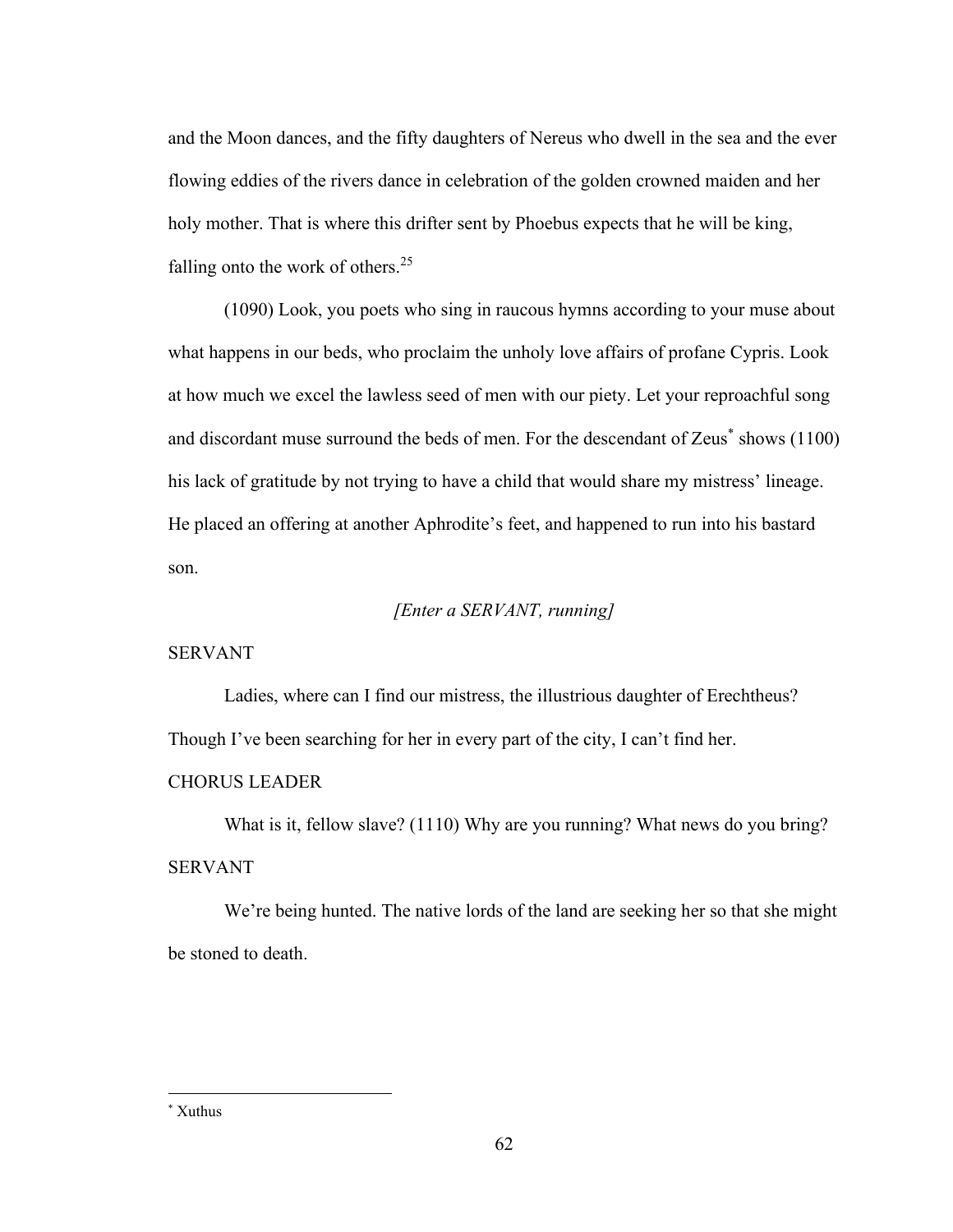and the Moon dances, and the fifty daughters of Nereus who dwell in the sea and the ever flowing eddies of the rivers dance in celebration of the golden crowned maiden and her holy mother. That is where this drifter sent by Phoebus expects that he will be king, falling onto the work of others.[25]

(1090) Look, you poets who sing in raucous hymns according to your muse about what happens in our beds, who proclaim the unholy love affairs of profane Cypris. Look at how much we excel the lawless seed of men with our piety. Let your reproachful song and discordant muse surround the beds of men. For the descendant of Zeus[*] shows (1100) his lack of gratitude by not trying to have a child that would share my mistress' lineage. He placed an offering at another Aphrodite's feet, and happened to run into his bastard son.

*[Enter a SERVANT, running]*

SERVANT

Ladies, where can I find our mistress, the illustrious daughter of Erechtheus? Though I've been searching for her in every part of the city, I can't find her.

CHORUS LEADER

What is it, fellow slave? (1110) Why are you running? What news do you bring?

SERVANT

We're being hunted. The native lords of the land are seeking her so that she might be stoned to death.

---

[*] Xuthus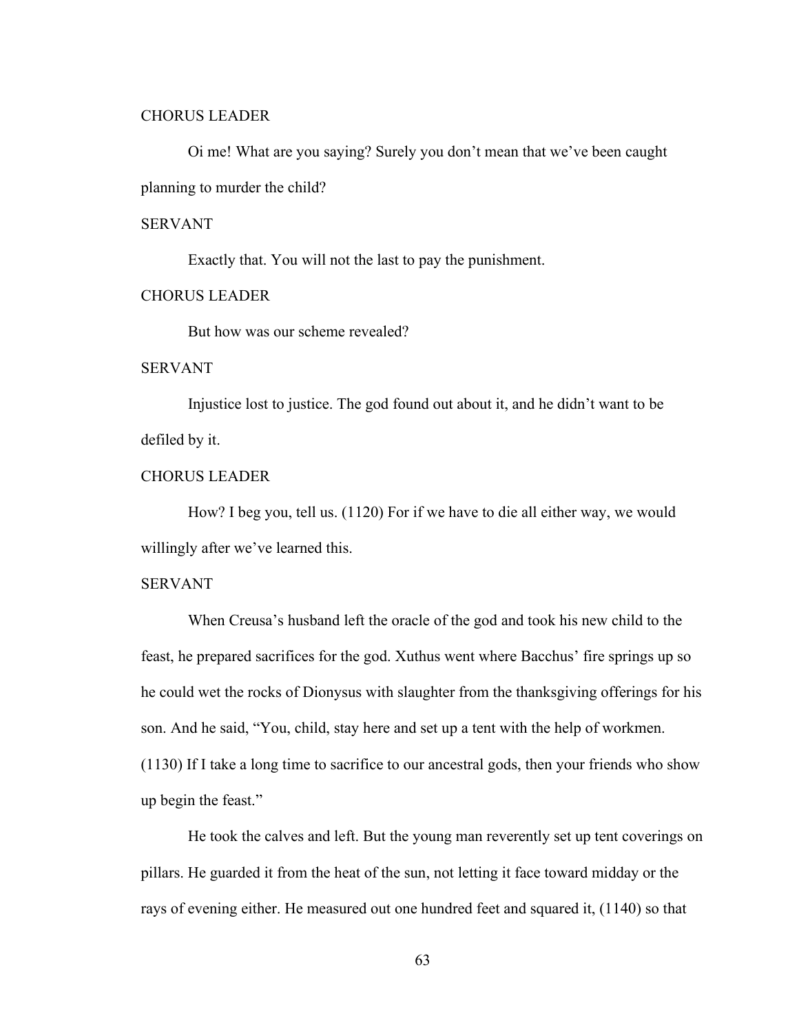CHORUS LEADER

Oi me! What are you saying? Surely you don't mean that we've been caught planning to murder the child?

SERVANT

Exactly that. You will not the last to pay the punishment.

CHORUS LEADER

But how was our scheme revealed?

SERVANT

Injustice lost to justice. The god found out about it, and he didn't want to be defiled by it.

CHORUS LEADER

How? I beg you, tell us. (1120) For if we have to die all either way, we would willingly after we've learned this.

SERVANT

When Creusa's husband left the oracle of the god and took his new child to the feast, he prepared sacrifices for the god. Xuthus went where Bacchus' fire springs up so he could wet the rocks of Dionysus with slaughter from the thanksgiving offerings for his son. And he said, "You, child, stay here and set up a tent with the help of workmen. (1130) If I take a long time to sacrifice to our ancestral gods, then your friends who show up begin the feast."

He took the calves and left. But the young man reverently set up tent coverings on pillars. He guarded it from the heat of the sun, not letting it face toward midday or the rays of evening either. He measured out one hundred feet and squared it, (1140) so that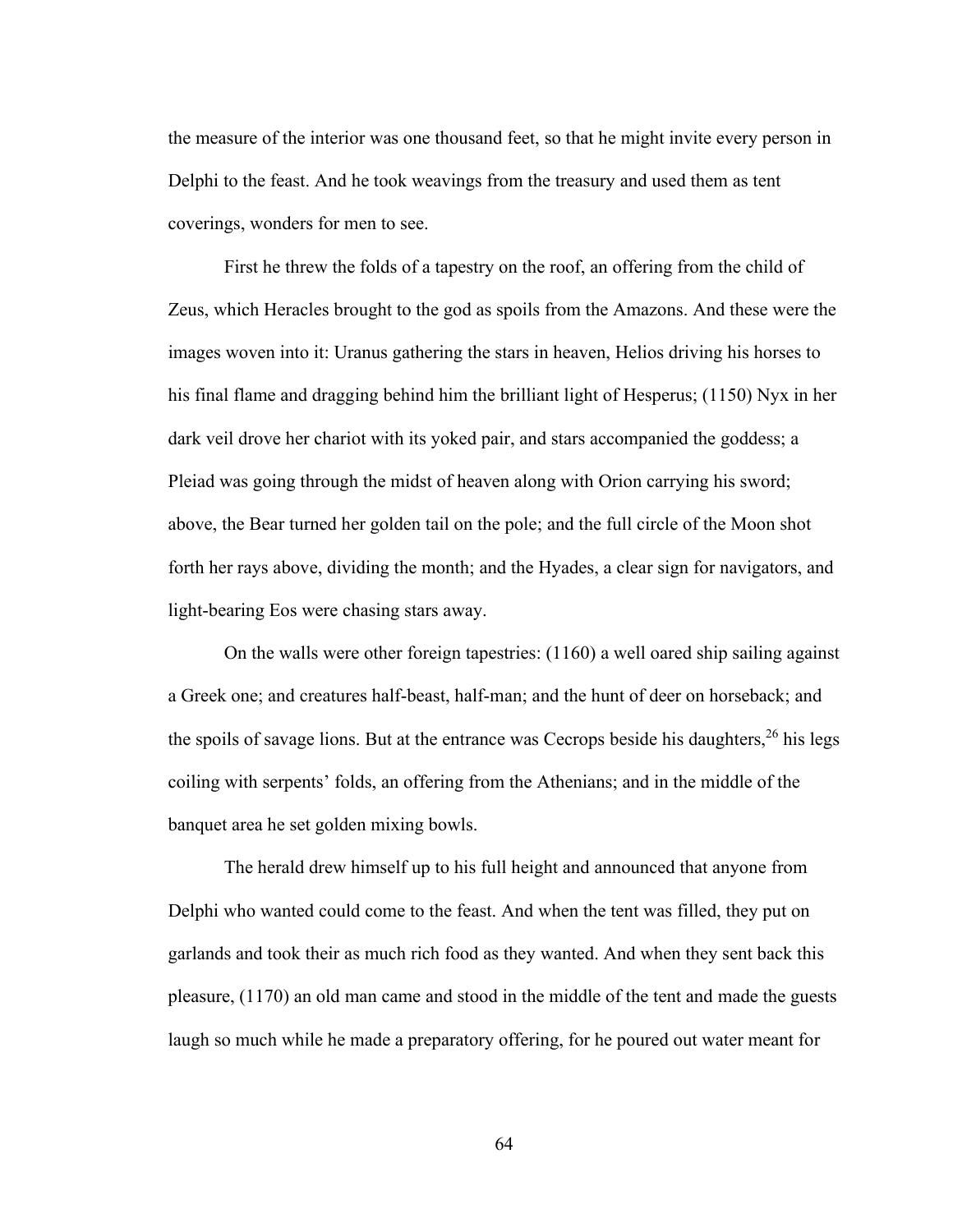the measure of the interior was one thousand feet, so that he might invite every person in Delphi to the feast. And he took weavings from the treasury and used them as tent coverings, wonders for men to see.

First he threw the folds of a tapestry on the roof, an offering from the child of Zeus, which Heracles brought to the god as spoils from the Amazons. And these were the images woven into it: Uranus gathering the stars in heaven, Helios driving his horses to his final flame and dragging behind him the brilliant light of Hesperus; (1150) Nyx in her dark veil drove her chariot with its yoked pair, and stars accompanied the goddess; a Pleiad was going through the midst of heaven along with Orion carrying his sword; above, the Bear turned her golden tail on the pole; and the full circle of the Moon shot forth her rays above, dividing the month; and the Hyades, a clear sign for navigators, and light-bearing Eos were chasing stars away.

On the walls were other foreign tapestries: (1160) a well oared ship sailing against a Greek one; and creatures half-beast, half-man; and the hunt of deer on horseback; and the spoils of savage lions. But at the entrance was Cecrops beside his daughters,[26] his legs coiling with serpents' folds, an offering from the Athenians; and in the middle of the banquet area he set golden mixing bowls.

The herald drew himself up to his full height and announced that anyone from Delphi who wanted could come to the feast. And when the tent was filled, they put on garlands and took their as much rich food as they wanted. And when they sent back this pleasure, (1170) an old man came and stood in the middle of the tent and made the guests laugh so much while he made a preparatory offering, for he poured out water meant for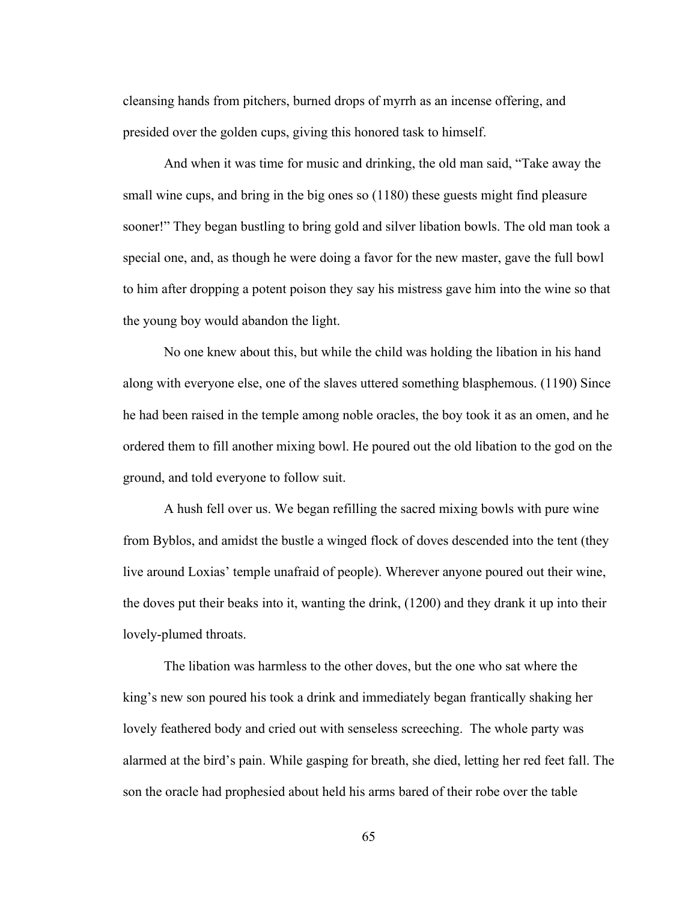cleansing hands from pitchers, burned drops of myrrh as an incense offering, and presided over the golden cups, giving this honored task to himself.

And when it was time for music and drinking, the old man said, "Take away the small wine cups, and bring in the big ones so (1180) these guests might find pleasure sooner!" They began bustling to bring gold and silver libation bowls. The old man took a special one, and, as though he were doing a favor for the new master, gave the full bowl to him after dropping a potent poison they say his mistress gave him into the wine so that the young boy would abandon the light.

No one knew about this, but while the child was holding the libation in his hand along with everyone else, one of the slaves uttered something blasphemous. (1190) Since he had been raised in the temple among noble oracles, the boy took it as an omen, and he ordered them to fill another mixing bowl. He poured out the old libation to the god on the ground, and told everyone to follow suit.

A hush fell over us. We began refilling the sacred mixing bowls with pure wine from Byblos, and amidst the bustle a winged flock of doves descended into the tent (they live around Loxias' temple unafraid of people). Wherever anyone poured out their wine, the doves put their beaks into it, wanting the drink, (1200) and they drank it up into their lovely-plumed throats.

The libation was harmless to the other doves, but the one who sat where the king's new son poured his took a drink and immediately began frantically shaking her lovely feathered body and cried out with senseless screeching. The whole party was alarmed at the bird's pain. While gasping for breath, she died, letting her red feet fall. The son the oracle had prophesied about held his arms bared of their robe over the table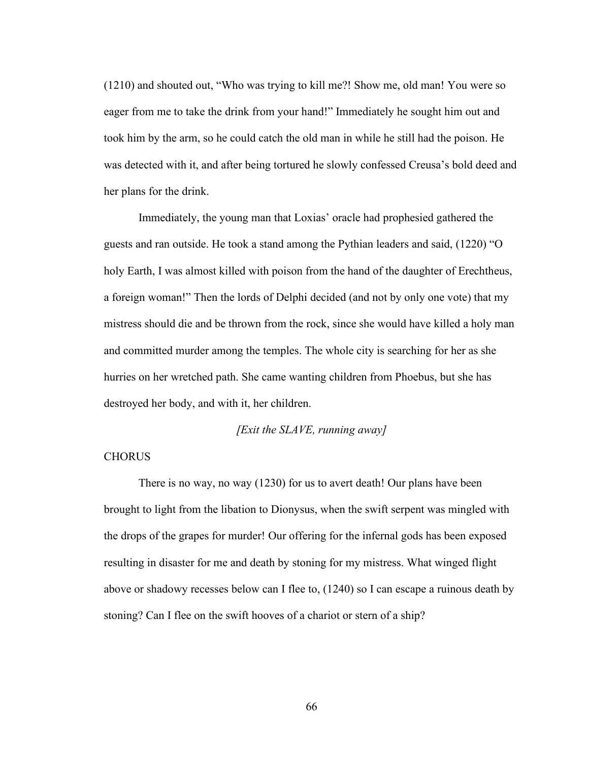(1210) and shouted out, "Who was trying to kill me?! Show me, old man! You were so eager from me to take the drink from your hand!" Immediately he sought him out and took him by the arm, so he could catch the old man in while he still had the poison. He was detected with it, and after being tortured he slowly confessed Creusa's bold deed and her plans for the drink.

Immediately, the young man that Loxias' oracle had prophesied gathered the guests and ran outside. He took a stand among the Pythian leaders and said, (1220) "O holy Earth, I was almost killed with poison from the hand of the daughter of Erechtheus, a foreign woman!" Then the lords of Delphi decided (and not by only one vote) that my mistress should die and be thrown from the rock, since she would have killed a holy man and committed murder among the temples. The whole city is searching for her as she hurries on her wretched path. She came wanting children from Phoebus, but she has destroyed her body, and with it, her children.

*[Exit the SLAVE, running away]*

CHORUS

There is no way, no way (1230) for us to avert death! Our plans have been brought to light from the libation to Dionysus, when the swift serpent was mingled with the drops of the grapes for murder! Our offering for the infernal gods has been exposed resulting in disaster for me and death by stoning for my mistress. What winged flight above or shadowy recesses below can I flee to, (1240) so I can escape a ruinous death by stoning? Can I flee on the swift hooves of a chariot or stern of a ship?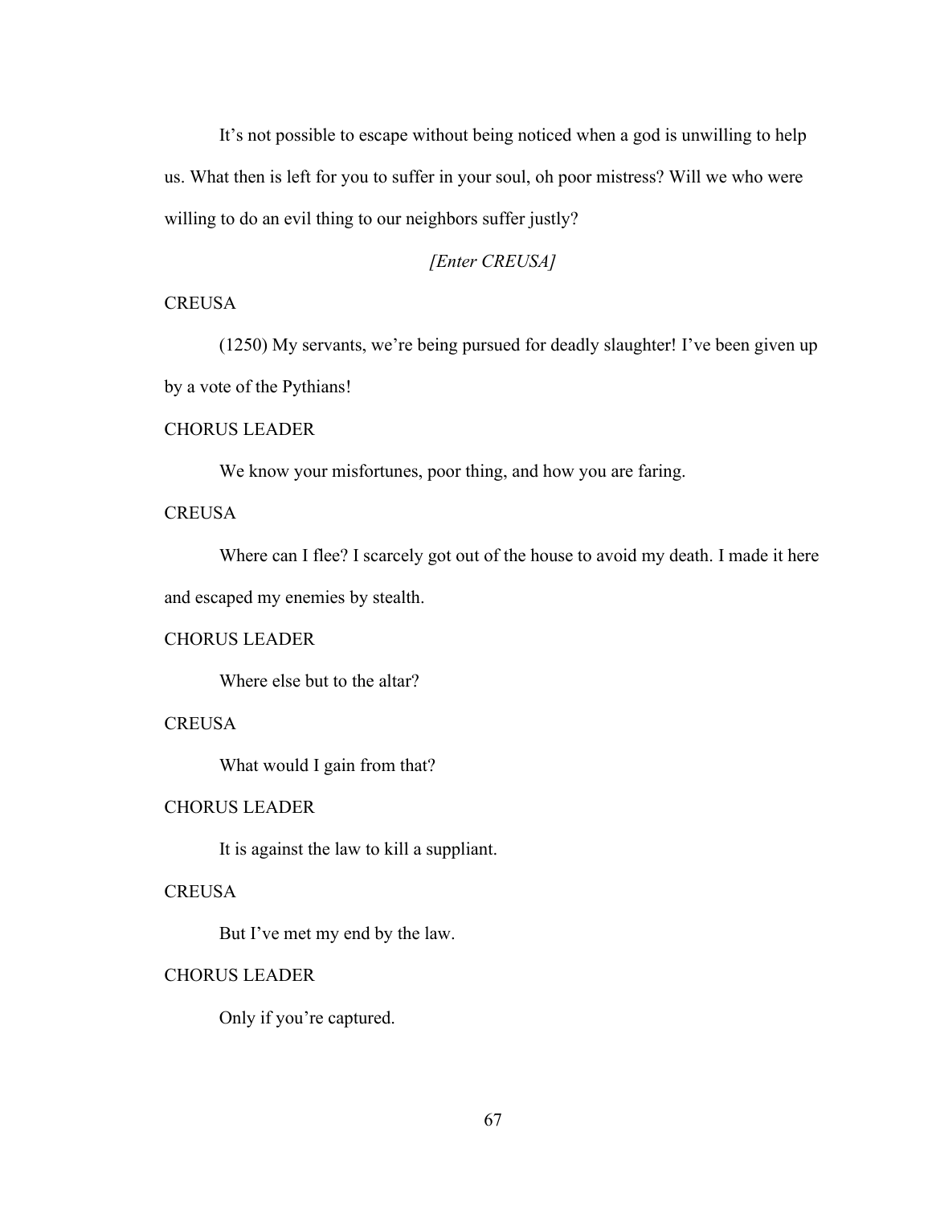It's not possible to escape without being noticed when a god is unwilling to help us. What then is left for you to suffer in your soul, oh poor mistress? Will we who were willing to do an evil thing to our neighbors suffer justly?

*[Enter CREUSA]*

CREUSA

(1250) My servants, we're being pursued for deadly slaughter! I've been given up by a vote of the Pythians!

CHORUS LEADER

We know your misfortunes, poor thing, and how you are faring.

CREUSA

Where can I flee? I scarcely got out of the house to avoid my death. I made it here and escaped my enemies by stealth.

CHORUS LEADER

Where else but to the altar?

CREUSA

What would I gain from that?

CHORUS LEADER

It is against the law to kill a suppliant.

CREUSA

But I've met my end by the law.

CHORUS LEADER

Only if you're captured.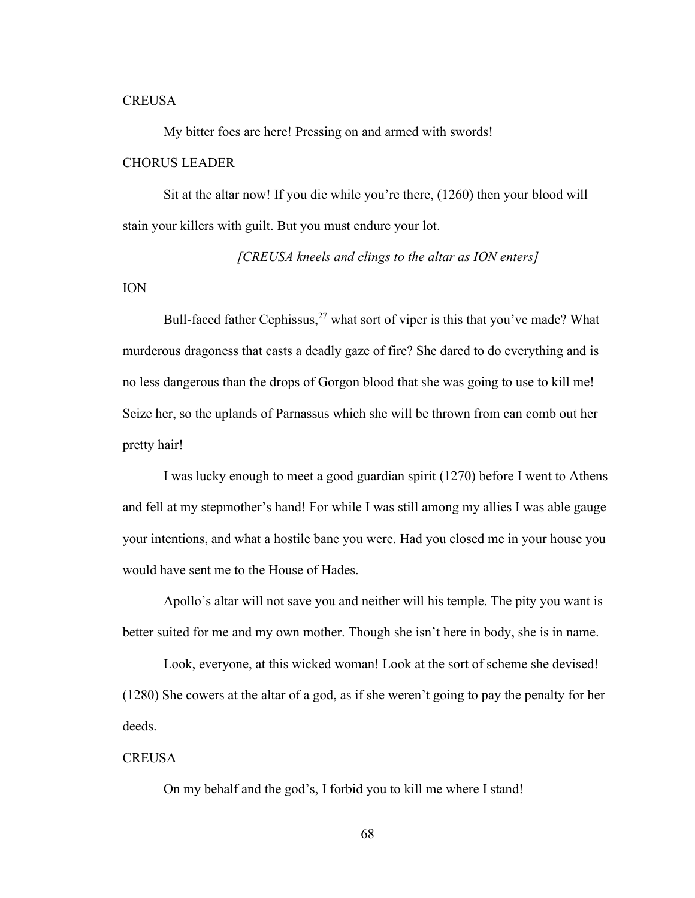CREUSA

My bitter foes are here! Pressing on and armed with swords!

CHORUS LEADER

Sit at the altar now! If you die while you're there, (1260) then your blood will stain your killers with guilt. But you must endure your lot.

*[CREUSA kneels and clings to the altar as ION enters]*

ION

Bull-faced father Cephissus,[27] what sort of viper is this that you've made? What murderous dragoness that casts a deadly gaze of fire? She dared to do everything and is no less dangerous than the drops of Gorgon blood that she was going to use to kill me! Seize her, so the uplands of Parnassus which she will be thrown from can comb out her pretty hair!

I was lucky enough to meet a good guardian spirit (1270) before I went to Athens and fell at my stepmother's hand! For while I was still among my allies I was able gauge your intentions, and what a hostile bane you were. Had you closed me in your house you would have sent me to the House of Hades.

Apollo's altar will not save you and neither will his temple. The pity you want is better suited for me and my own mother. Though she isn't here in body, she is in name.

Look, everyone, at this wicked woman! Look at the sort of scheme she devised! (1280) She cowers at the altar of a god, as if she weren't going to pay the penalty for her deeds.

CREUSA

On my behalf and the god's, I forbid you to kill me where I stand!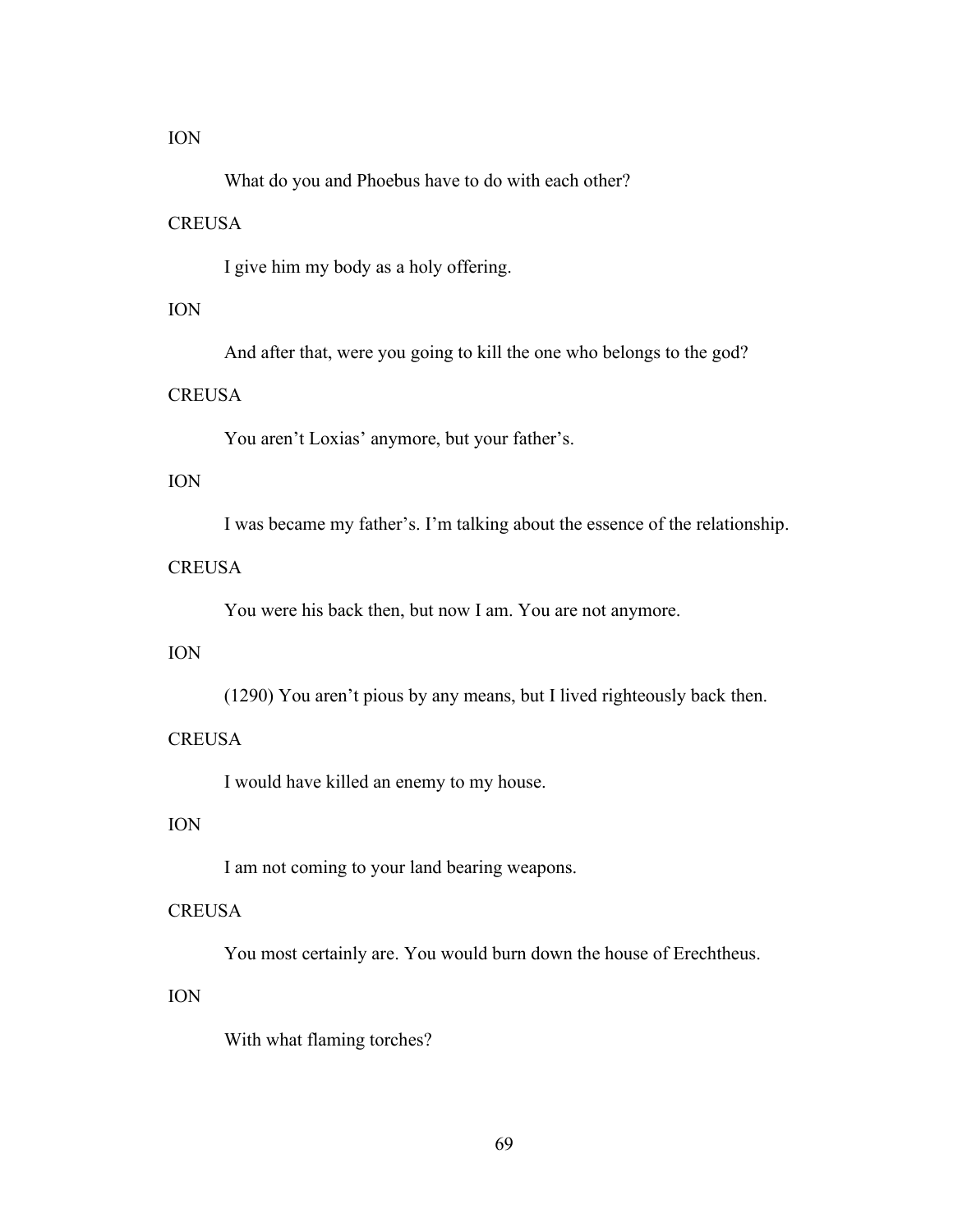ION

What do you and Phoebus have to do with each other?

CREUSA

I give him my body as a holy offering.

ION

And after that, were you going to kill the one who belongs to the god?

CREUSA

You aren't Loxias' anymore, but your father's.

ION

I was became my father's. I'm talking about the essence of the relationship.

CREUSA

You were his back then, but now I am. You are not anymore.

ION

(1290) You aren't pious by any means, but I lived righteously back then.

CREUSA

I would have killed an enemy to my house.

ION

I am not coming to your land bearing weapons.

CREUSA

You most certainly are. You would burn down the house of Erechtheus.

ION

With what flaming torches?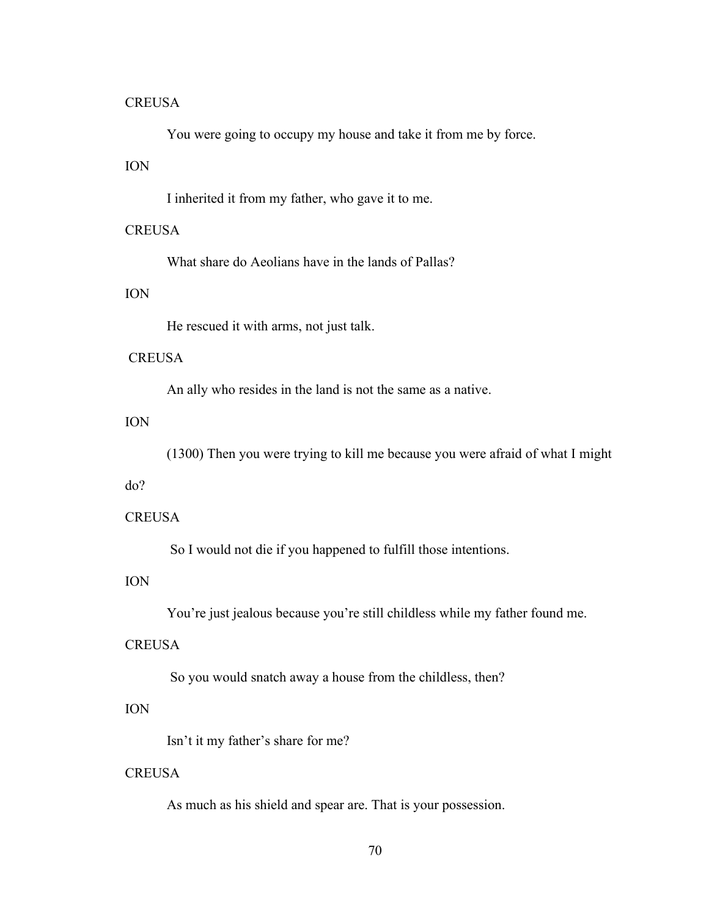CREUSA

You were going to occupy my house and take it from me by force.

ION

I inherited it from my father, who gave it to me.

CREUSA

What share do Aeolians have in the lands of Pallas?

ION

He rescued it with arms, not just talk.

CREUSA

An ally who resides in the land is not the same as a native.

ION

(1300) Then you were trying to kill me because you were afraid of what I might do?

CREUSA

So I would not die if you happened to fulfill those intentions.

ION

You're just jealous because you're still childless while my father found me.

CREUSA

So you would snatch away a house from the childless, then?

ION

Isn't it my father's share for me?

CREUSA

As much as his shield and spear are. That is your possession.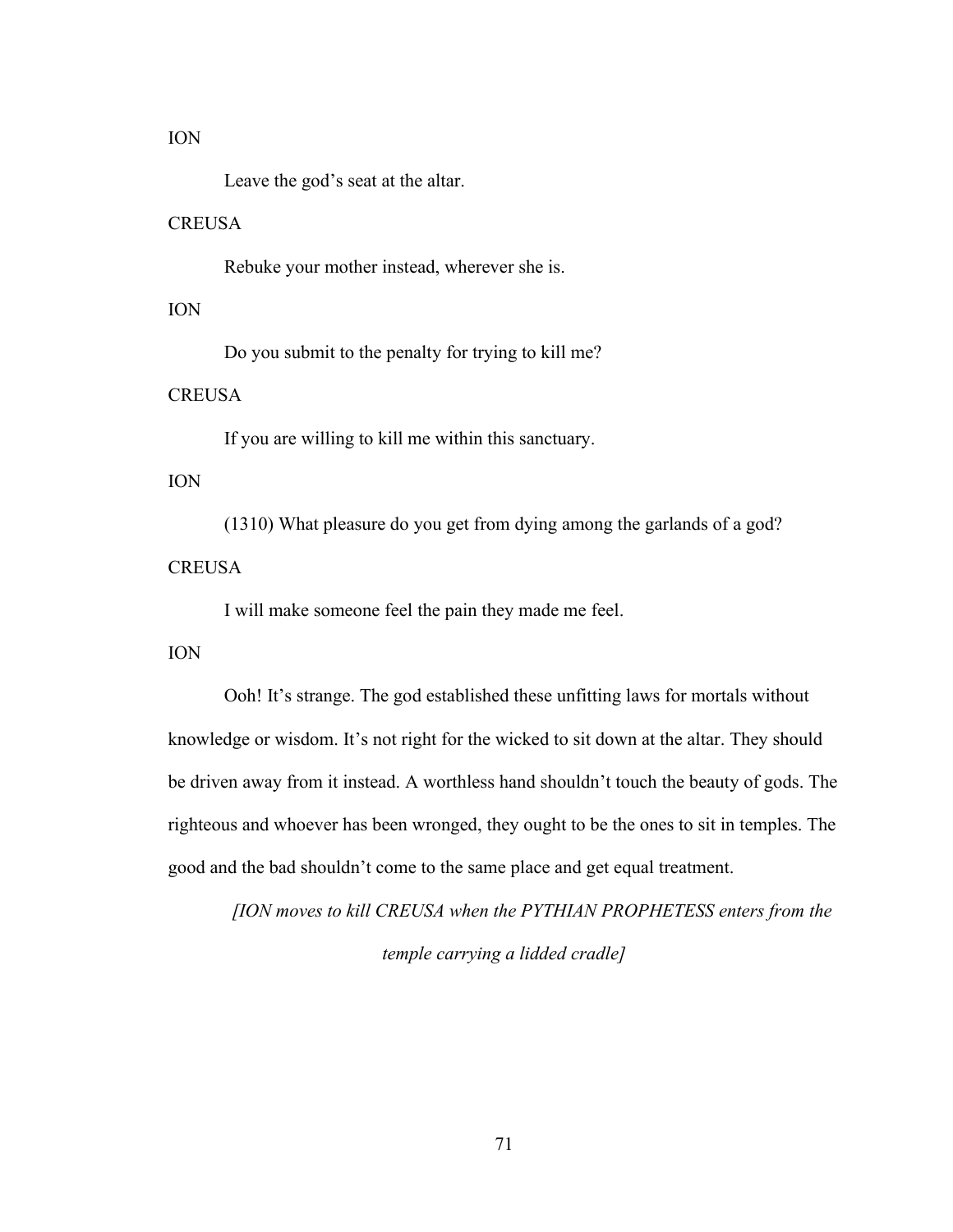ION

Leave the god's seat at the altar.

CREUSA

Rebuke your mother instead, wherever she is.

ION

Do you submit to the penalty for trying to kill me?

CREUSA

If you are willing to kill me within this sanctuary.

ION

(1310) What pleasure do you get from dying among the garlands of a god?

CREUSA

I will make someone feel the pain they made me feel.

ION

Ooh! It's strange. The god established these unfitting laws for mortals without knowledge or wisdom. It's not right for the wicked to sit down at the altar. They should be driven away from it instead. A worthless hand shouldn't touch the beauty of gods. The righteous and whoever has been wronged, they ought to be the ones to sit in temples. The good and the bad shouldn't come to the same place and get equal treatment.

*[ION moves to kill CREUSA when the PYTHIAN PROPHETESS enters from the temple carrying a lidded cradle]*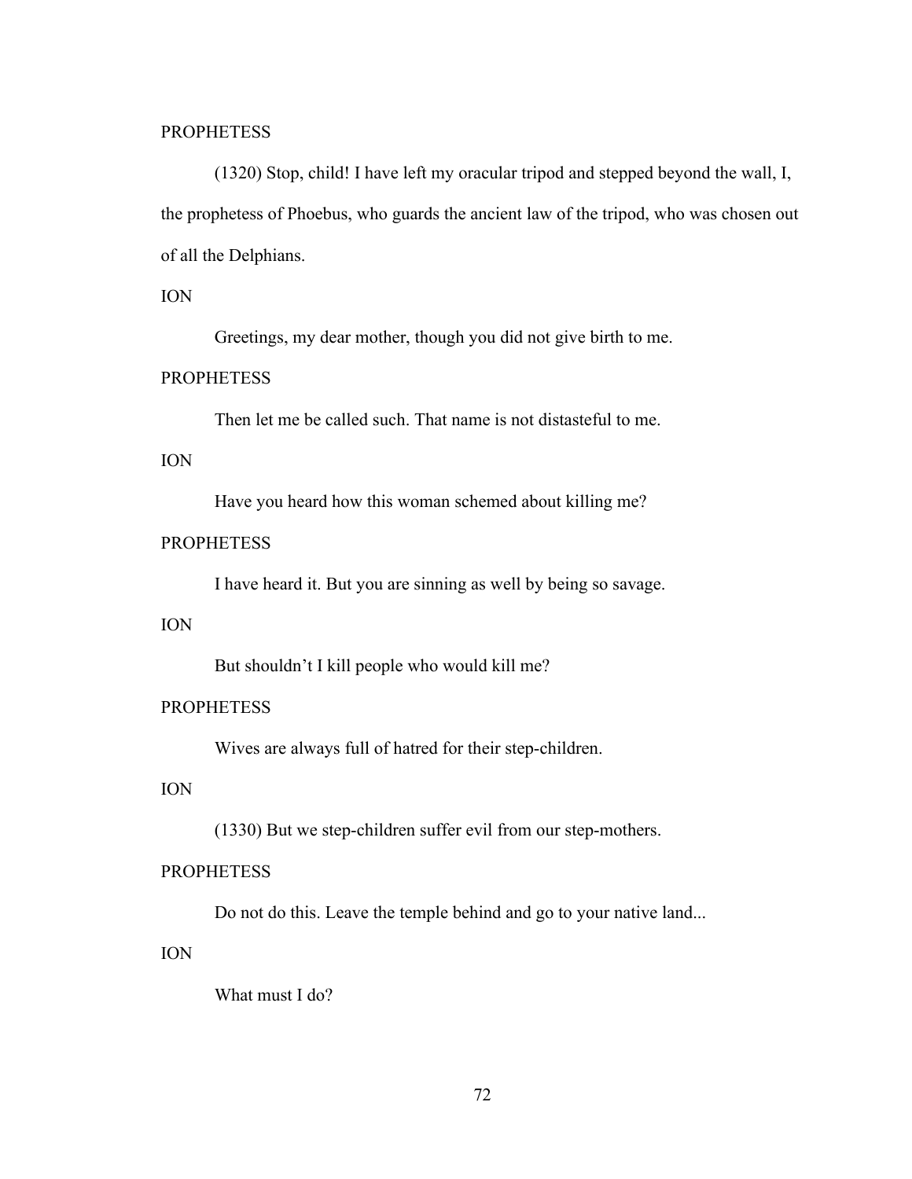PROPHETESS

(1320) Stop, child! I have left my oracular tripod and stepped beyond the wall, I, the prophetess of Phoebus, who guards the ancient law of the tripod, who was chosen out of all the Delphians.

ION

Greetings, my dear mother, though you did not give birth to me.

PROPHETESS

Then let me be called such. That name is not distasteful to me.

ION

Have you heard how this woman schemed about killing me?

PROPHETESS

I have heard it. But you are sinning as well by being so savage.

ION

But shouldn't I kill people who would kill me?

PROPHETESS

Wives are always full of hatred for their step-children.

ION

(1330) But we step-children suffer evil from our step-mothers.

PROPHETESS

Do not do this. Leave the temple behind and go to your native land...

ION

What must I do?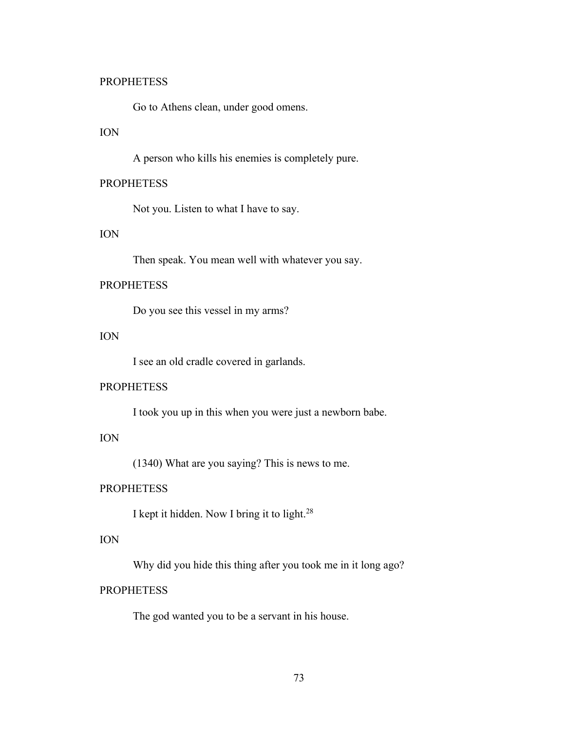PROPHETESS

Go to Athens clean, under good omens.

ION

A person who kills his enemies is completely pure.

PROPHETESS

Not you. Listen to what I have to say.

ION

Then speak. You mean well with whatever you say.

PROPHETESS

Do you see this vessel in my arms?

ION

I see an old cradle covered in garlands.

PROPHETESS

I took you up in this when you were just a newborn babe.

ION

(1340) What are you saying? This is news to me.

PROPHETESS

I kept it hidden. Now I bring it to light.[28]

ION

Why did you hide this thing after you took me in it long ago?

PROPHETESS

The god wanted you to be a servant in his house.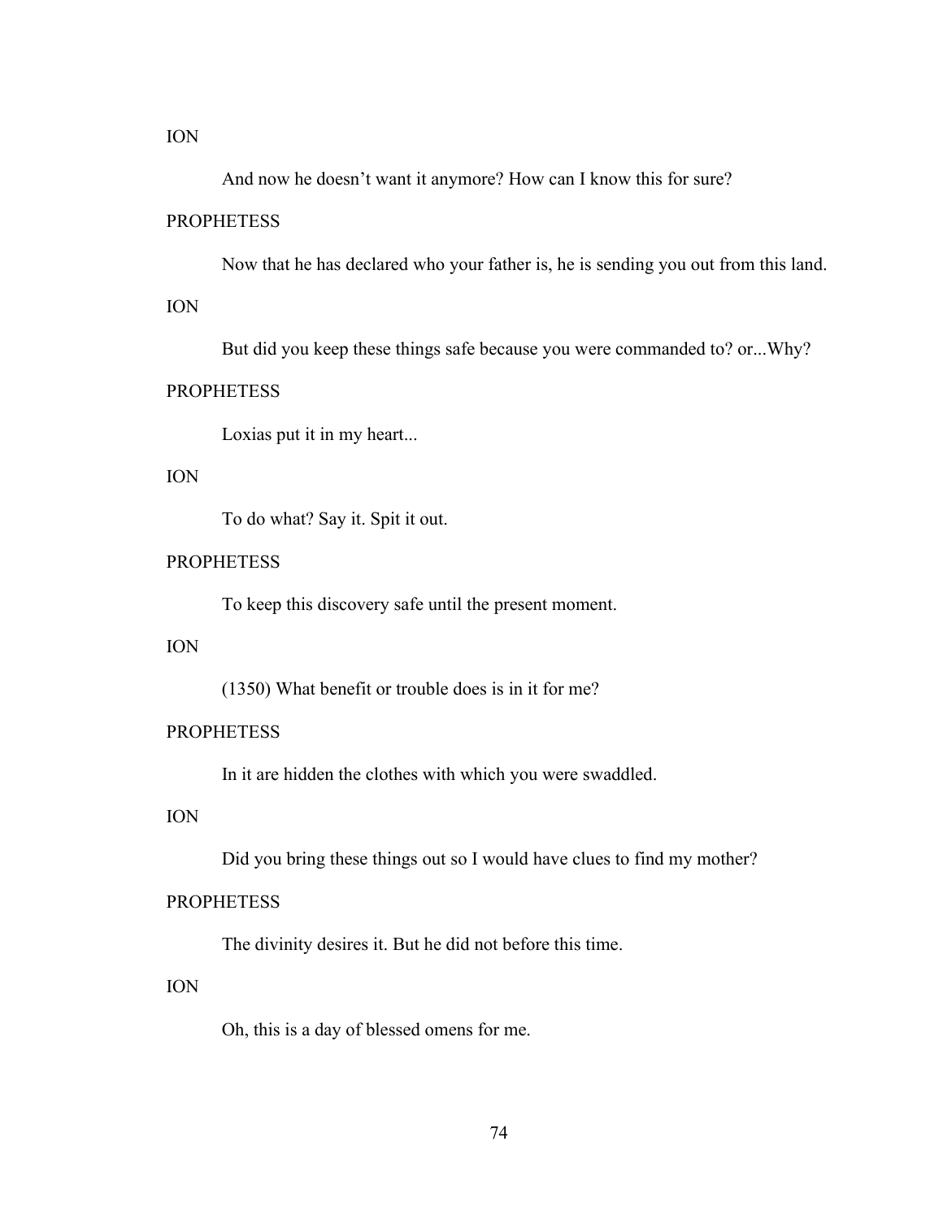ION

And now he doesn't want it anymore? How can I know this for sure?

PROPHETESS

Now that he has declared who your father is, he is sending you out from this land.

ION

But did you keep these things safe because you were commanded to? or...Why?

PROPHETESS

Loxias put it in my heart...

ION

To do what? Say it. Spit it out.

PROPHETESS

To keep this discovery safe until the present moment.

ION

(1350) What benefit or trouble does is in it for me?

PROPHETESS

In it are hidden the clothes with which you were swaddled.

ION

Did you bring these things out so I would have clues to find my mother?

PROPHETESS

The divinity desires it. But he did not before this time.

ION

Oh, this is a day of blessed omens for me.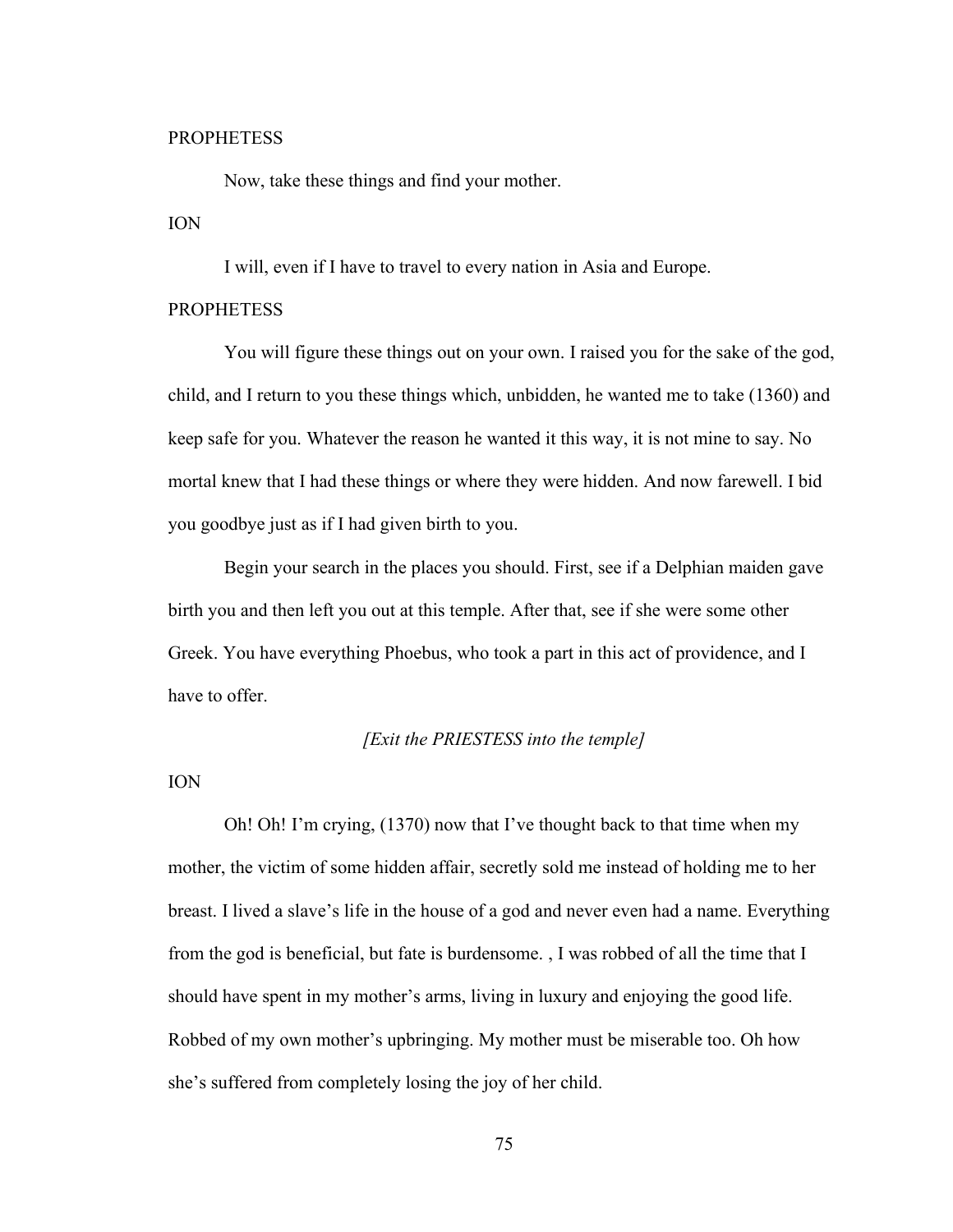PROPHETESS

Now, take these things and find your mother.

ION

I will, even if I have to travel to every nation in Asia and Europe.

PROPHETESS

You will figure these things out on your own. I raised you for the sake of the god, child, and I return to you these things which, unbidden, he wanted me to take (1360) and keep safe for you. Whatever the reason he wanted it this way, it is not mine to say. No mortal knew that I had these things or where they were hidden. And now farewell. I bid you goodbye just as if I had given birth to you.

Begin your search in the places you should. First, see if a Delphian maiden gave birth you and then left you out at this temple. After that, see if she were some other Greek. You have everything Phoebus, who took a part in this act of providence, and I have to offer.

*[Exit the PRIESTESS into the temple]*

ION

Oh! Oh! I'm crying, (1370) now that I've thought back to that time when my mother, the victim of some hidden affair, secretly sold me instead of holding me to her breast. I lived a slave's life in the house of a god and never even had a name. Everything from the god is beneficial, but fate is burdensome. , I was robbed of all the time that I should have spent in my mother's arms, living in luxury and enjoying the good life. Robbed of my own mother's upbringing. My mother must be miserable too. Oh how she's suffered from completely losing the joy of her child.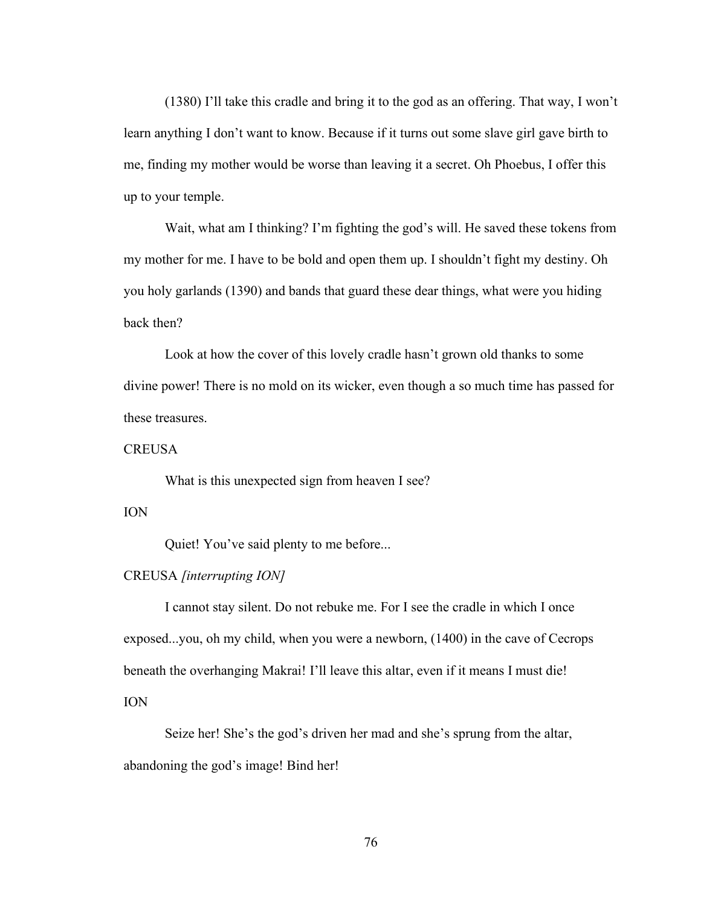(1380) I'll take this cradle and bring it to the god as an offering. That way, I won't learn anything I don't want to know. Because if it turns out some slave girl gave birth to me, finding my mother would be worse than leaving it a secret. Oh Phoebus, I offer this up to your temple.

Wait, what am I thinking? I'm fighting the god's will. He saved these tokens from my mother for me. I have to be bold and open them up. I shouldn't fight my destiny. Oh you holy garlands (1390) and bands that guard these dear things, what were you hiding back then?

Look at how the cover of this lovely cradle hasn't grown old thanks to some divine power! There is no mold on its wicker, even though a so much time has passed for these treasures.

CREUSA

What is this unexpected sign from heaven I see?

ION

Quiet! You've said plenty to me before...

CREUSA *[interrupting ION]*

I cannot stay silent. Do not rebuke me. For I see the cradle in which I once exposed...you, oh my child, when you were a newborn, (1400) in the cave of Cecrops beneath the overhanging Makrai! I'll leave this altar, even if it means I must die!

ION

Seize her! She's the god's driven her mad and she's sprung from the altar, abandoning the god's image! Bind her!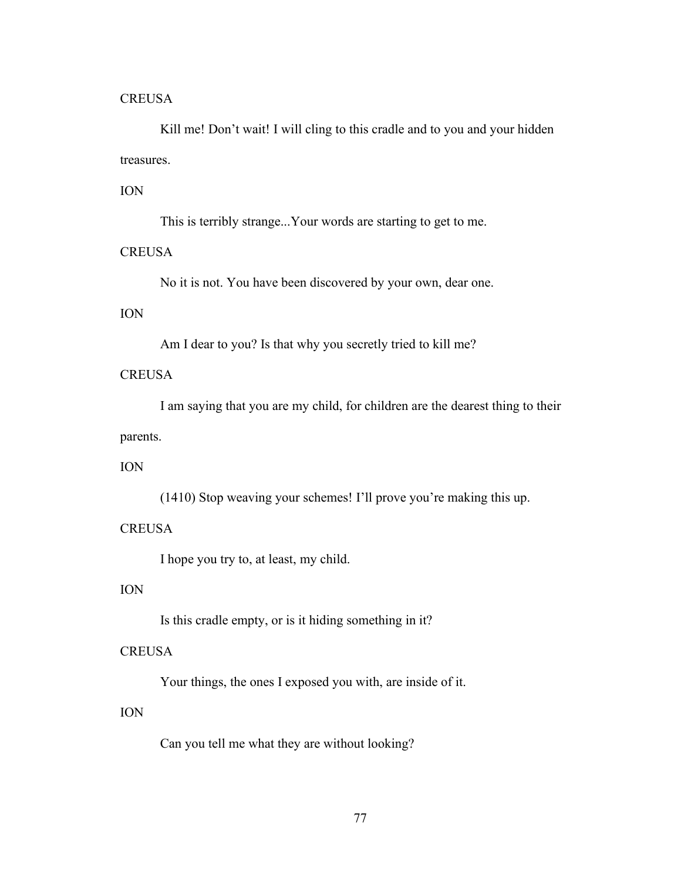CREUSA

Kill me! Don't wait! I will cling to this cradle and to you and your hidden treasures.

ION

This is terribly strange...Your words are starting to get to me.

CREUSA

No it is not. You have been discovered by your own, dear one.

ION

Am I dear to you? Is that why you secretly tried to kill me?

CREUSA

I am saying that you are my child, for children are the dearest thing to their parents.

ION

(1410) Stop weaving your schemes! I'll prove you're making this up.

CREUSA

I hope you try to, at least, my child.

ION

Is this cradle empty, or is it hiding something in it?

CREUSA

Your things, the ones I exposed you with, are inside of it.

ION

Can you tell me what they are without looking?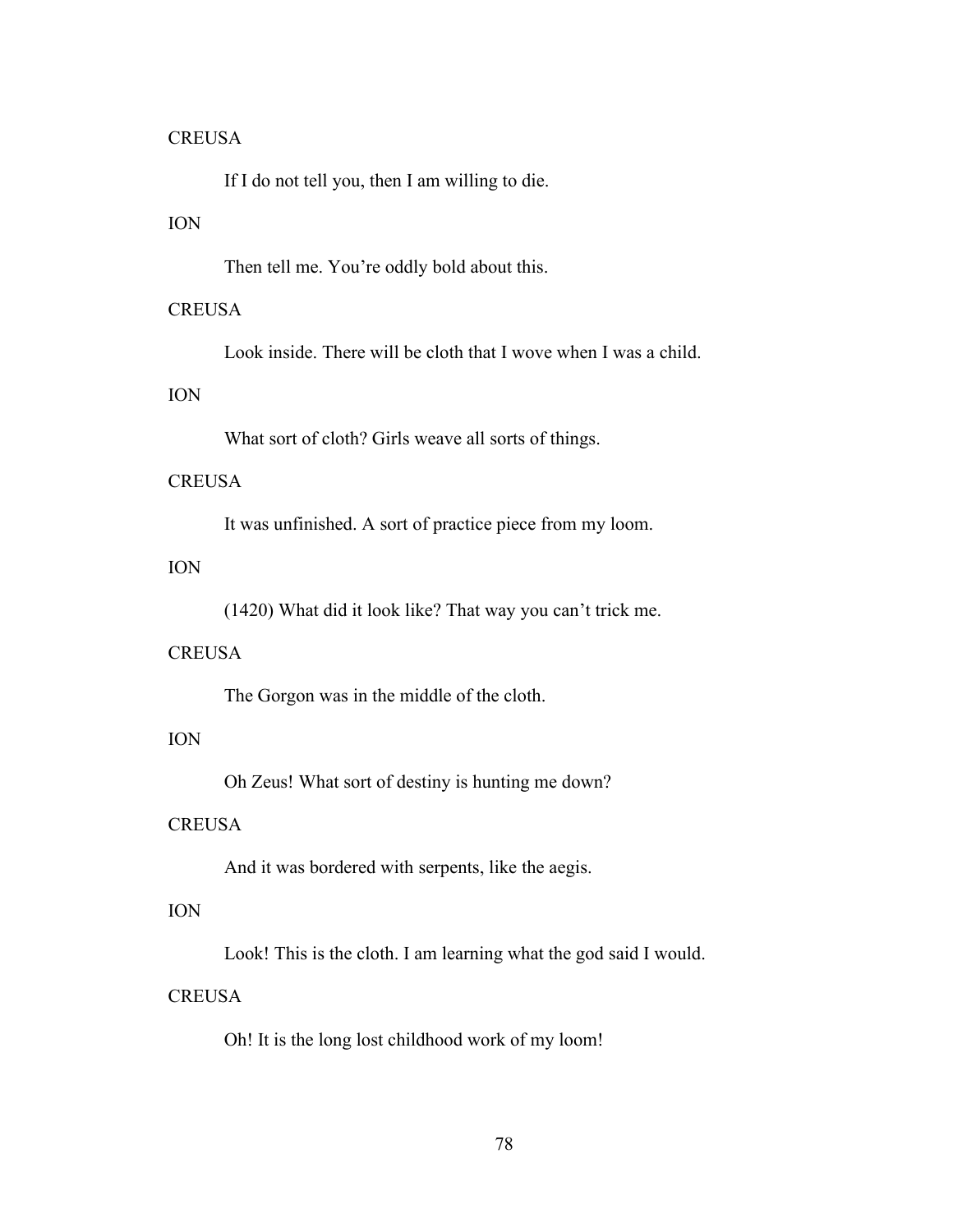CREUSA

If I do not tell you, then I am willing to die.

ION

Then tell me. You're oddly bold about this.

CREUSA

Look inside. There will be cloth that I wove when I was a child.

ION

What sort of cloth? Girls weave all sorts of things.

CREUSA

It was unfinished. A sort of practice piece from my loom.

ION

(1420) What did it look like? That way you can't trick me.

CREUSA

The Gorgon was in the middle of the cloth.

ION

Oh Zeus! What sort of destiny is hunting me down?

CREUSA

And it was bordered with serpents, like the aegis.

ION

Look! This is the cloth. I am learning what the god said I would.

CREUSA

Oh! It is the long lost childhood work of my loom!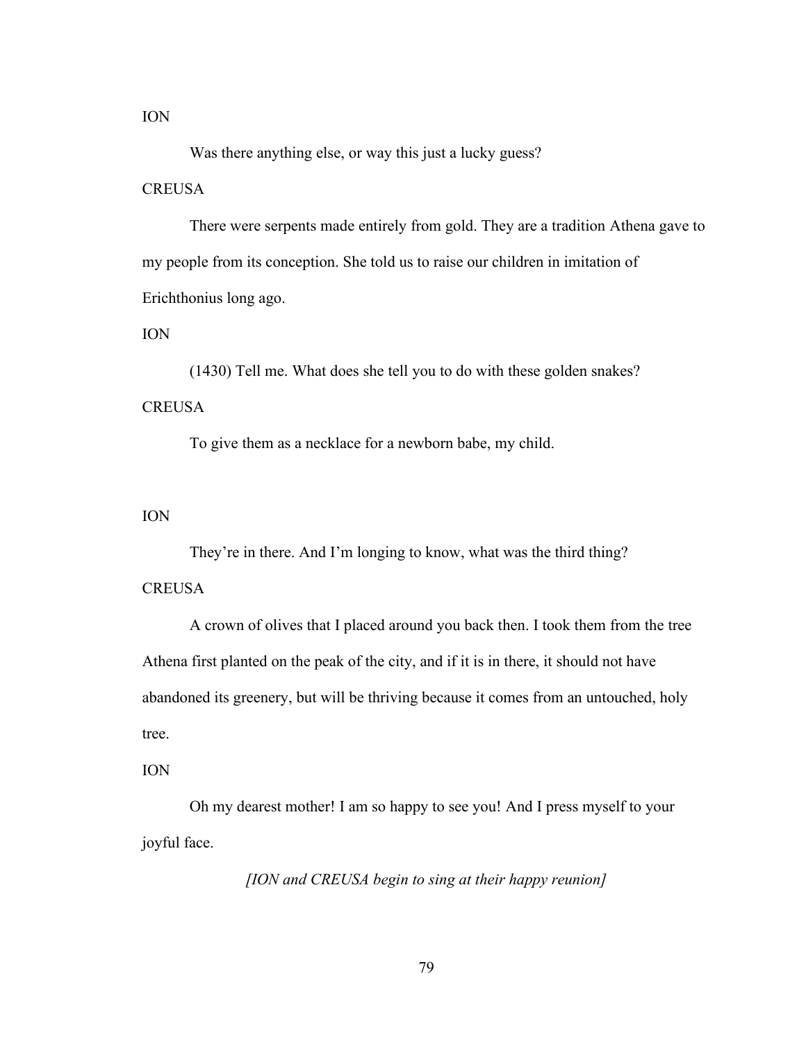ION

Was there anything else, or way this just a lucky guess?

CREUSA

There were serpents made entirely from gold. They are a tradition Athena gave to my people from its conception. She told us to raise our children in imitation of Erichthonius long ago.

ION

(1430) Tell me. What does she tell you to do with these golden snakes?

CREUSA

To give them as a necklace for a newborn babe, my child.

ION

They're in there. And I'm longing to know, what was the third thing?

CREUSA

A crown of olives that I placed around you back then. I took them from the tree Athena first planted on the peak of the city, and if it is in there, it should not have abandoned its greenery, but will be thriving because it comes from an untouched, holy tree.

ION

Oh my dearest mother! I am so happy to see you! And I press myself to your joyful face.

*[ION and CREUSA begin to sing at their happy reunion]*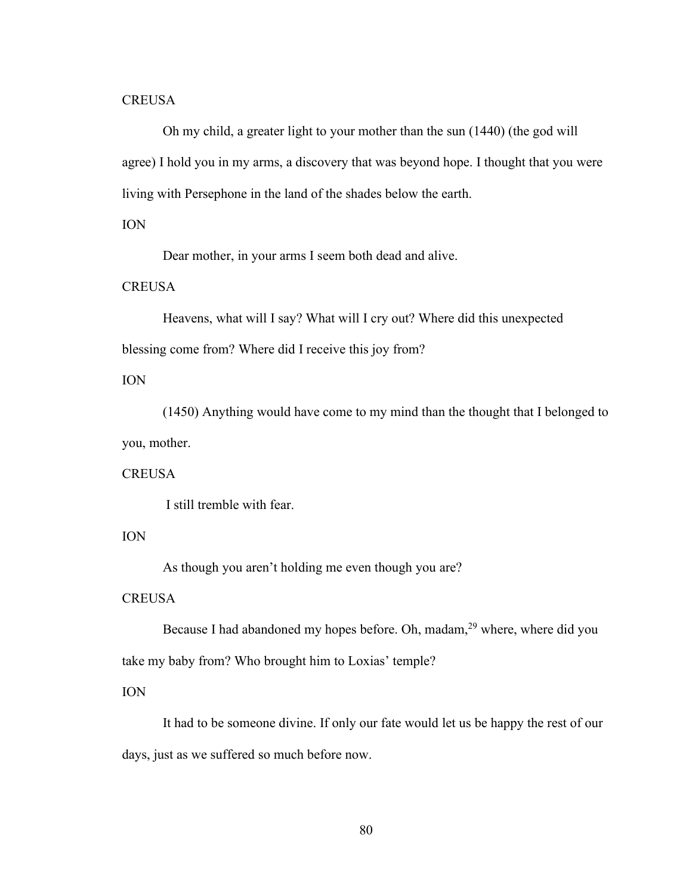CREUSA

Oh my child, a greater light to your mother than the sun (1440) (the god will agree) I hold you in my arms, a discovery that was beyond hope. I thought that you were living with Persephone in the land of the shades below the earth.

ION

Dear mother, in your arms I seem both dead and alive.

CREUSA

Heavens, what will I say? What will I cry out? Where did this unexpected blessing come from? Where did I receive this joy from?

ION

(1450) Anything would have come to my mind than the thought that I belonged to you, mother.

CREUSA

I still tremble with fear.

ION

As though you aren't holding me even though you are?

CREUSA

Because I had abandoned my hopes before. Oh, madam,[29] where, where did you take my baby from? Who brought him to Loxias' temple?

ION

It had to be someone divine. If only our fate would let us be happy the rest of our days, just as we suffered so much before now.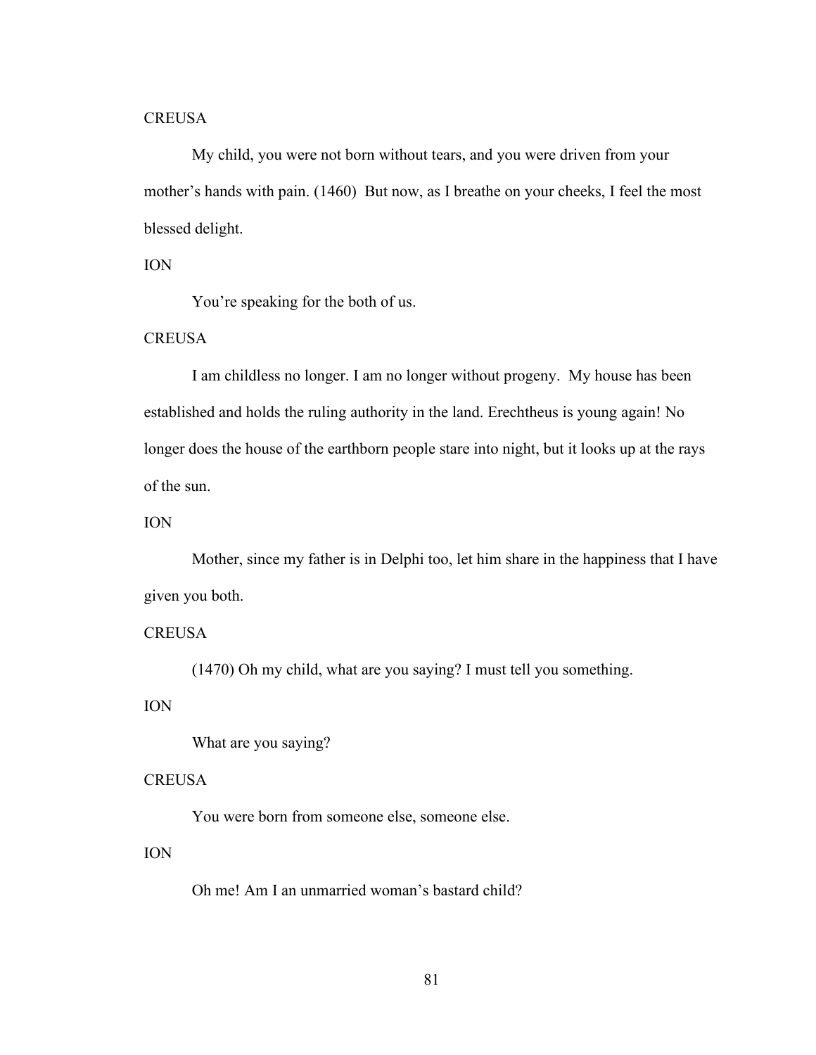CREUSA

My child, you were not born without tears, and you were driven from your mother's hands with pain. (1460) But now, as I breathe on your cheeks, I feel the most blessed delight.

ION

You're speaking for the both of us.

CREUSA

I am childless no longer. I am no longer without progeny. My house has been established and holds the ruling authority in the land. Erechtheus is young again! No longer does the house of the earthborn people stare into night, but it looks up at the rays of the sun.

ION

Mother, since my father is in Delphi too, let him share in the happiness that I have given you both.

CREUSA

(1470) Oh my child, what are you saying? I must tell you something.

ION

What are you saying?

CREUSA

You were born from someone else, someone else.

ION

Oh me! Am I an unmarried woman's bastard child?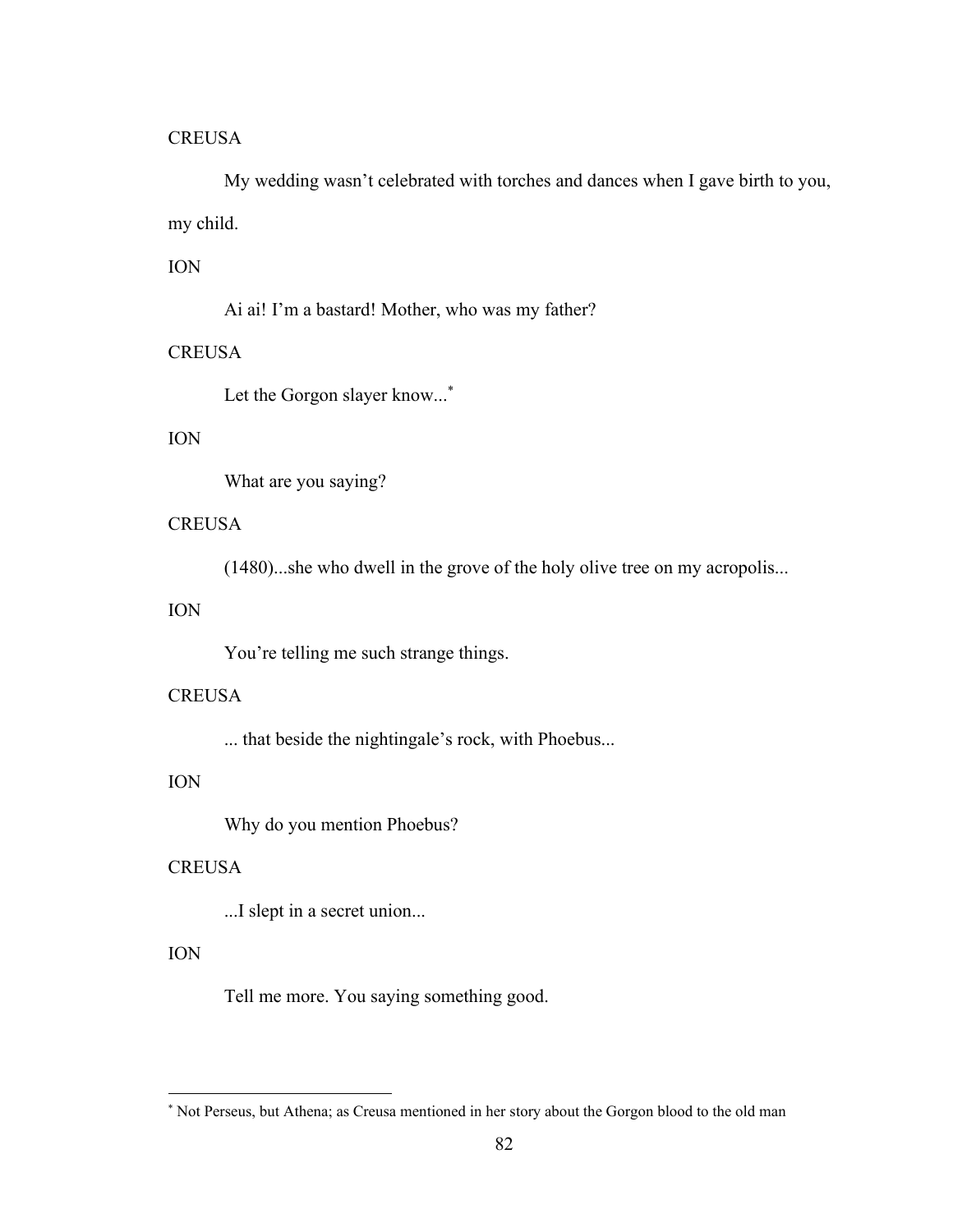CREUSA

My wedding wasn't celebrated with torches and dances when I gave birth to you, my child.

ION

Ai ai! I'm a bastard! Mother, who was my father?

CREUSA

Let the Gorgon slayer know...[*]

ION

What are you saying?

CREUSA

(1480)...she who dwell in the grove of the holy olive tree on my acropolis...

ION

You're telling me such strange things.

CREUSA

... that beside the nightingale's rock, with Phoebus...

ION

Why do you mention Phoebus?

CREUSA

...I slept in a secret union...

ION

Tell me more. You saying something good.

---

[*] Not Perseus, but Athena; as Creusa mentioned in her story about the Gorgon blood to the old man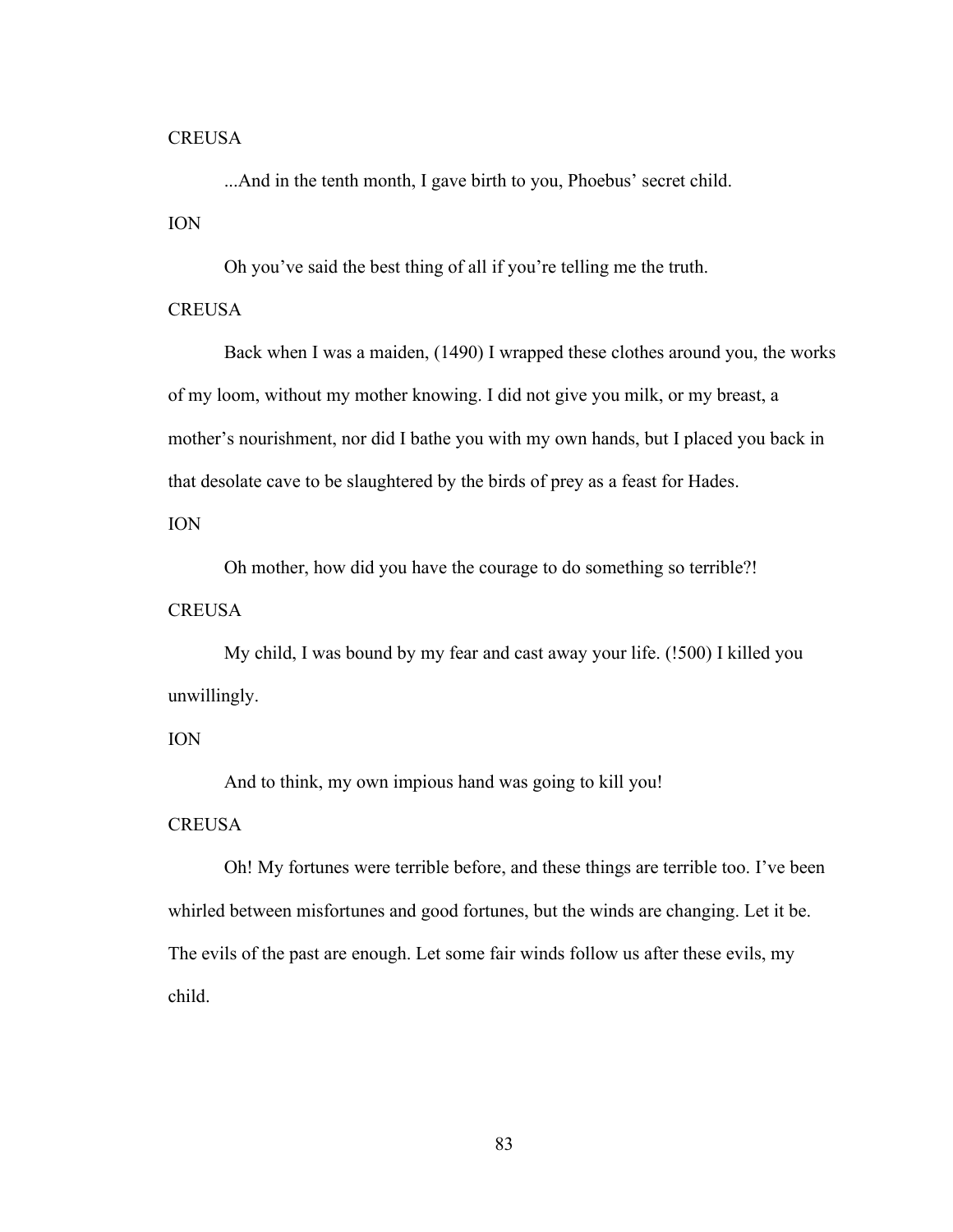CREUSA

...And in the tenth month, I gave birth to you, Phoebus' secret child.

ION

Oh you've said the best thing of all if you're telling me the truth.

CREUSA

Back when I was a maiden, (1490) I wrapped these clothes around you, the works of my loom, without my mother knowing. I did not give you milk, or my breast, a mother's nourishment, nor did I bathe you with my own hands, but I placed you back in that desolate cave to be slaughtered by the birds of prey as a feast for Hades.

ION

Oh mother, how did you have the courage to do something so terrible?!

CREUSA

My child, I was bound by my fear and cast away your life. (!500) I killed you unwillingly.

ION

And to think, my own impious hand was going to kill you!

CREUSA

Oh! My fortunes were terrible before, and these things are terrible too. I've been whirled between misfortunes and good fortunes, but the winds are changing. Let it be. The evils of the past are enough. Let some fair winds follow us after these evils, my child.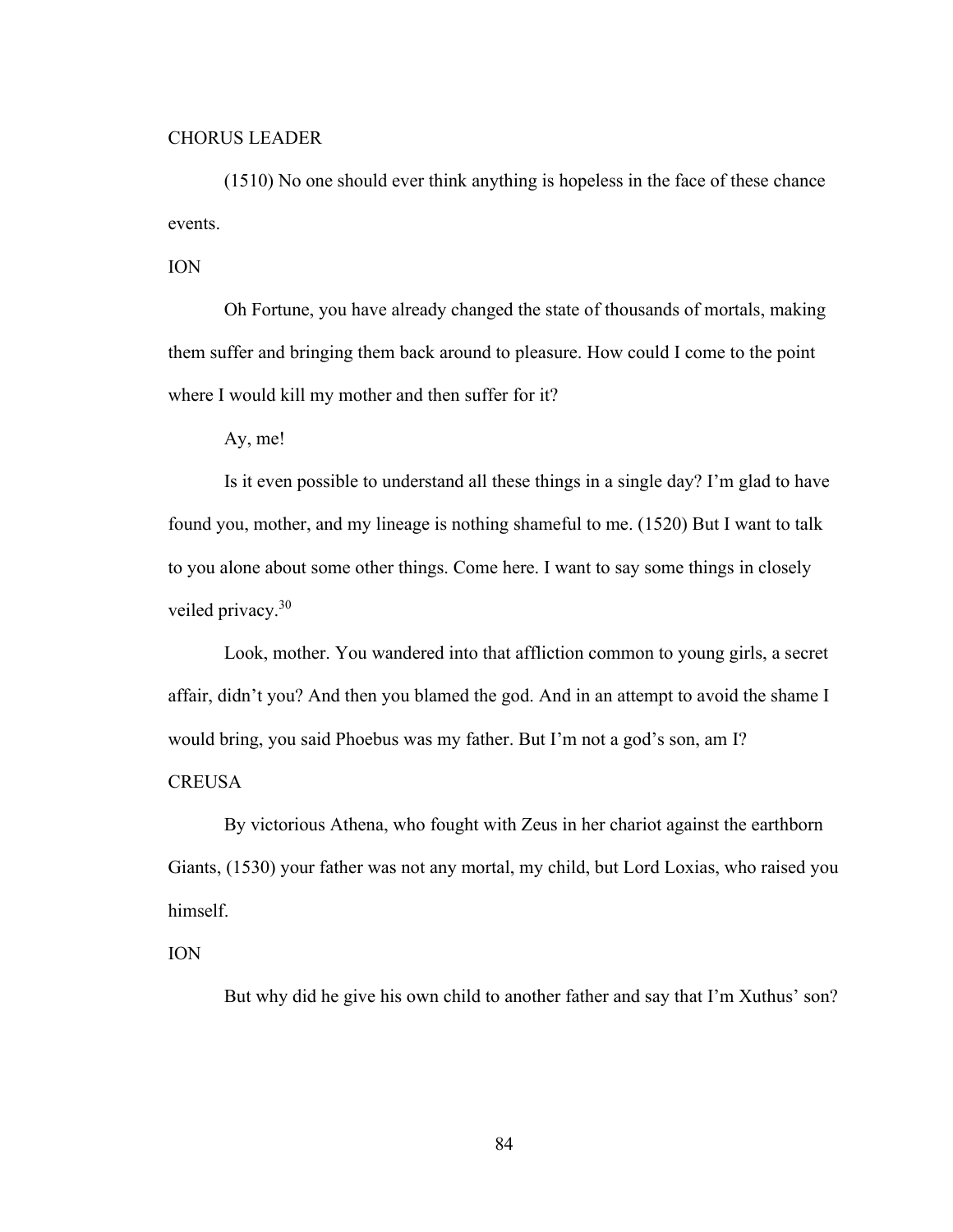CHORUS LEADER

(1510) No one should ever think anything is hopeless in the face of these chance events.

ION

Oh Fortune, you have already changed the state of thousands of mortals, making them suffer and bringing them back around to pleasure. How could I come to the point where I would kill my mother and then suffer for it?

Ay, me!

Is it even possible to understand all these things in a single day? I'm glad to have found you, mother, and my lineage is nothing shameful to me. (1520) But I want to talk to you alone about some other things. Come here. I want to say some things in closely veiled privacy.[30]

Look, mother. You wandered into that affliction common to young girls, a secret affair, didn't you? And then you blamed the god. And in an attempt to avoid the shame I would bring, you said Phoebus was my father. But I'm not a god's son, am I?

CREUSA

By victorious Athena, who fought with Zeus in her chariot against the earthborn Giants, (1530) your father was not any mortal, my child, but Lord Loxias, who raised you himself.

ION

But why did he give his own child to another father and say that I'm Xuthus' son?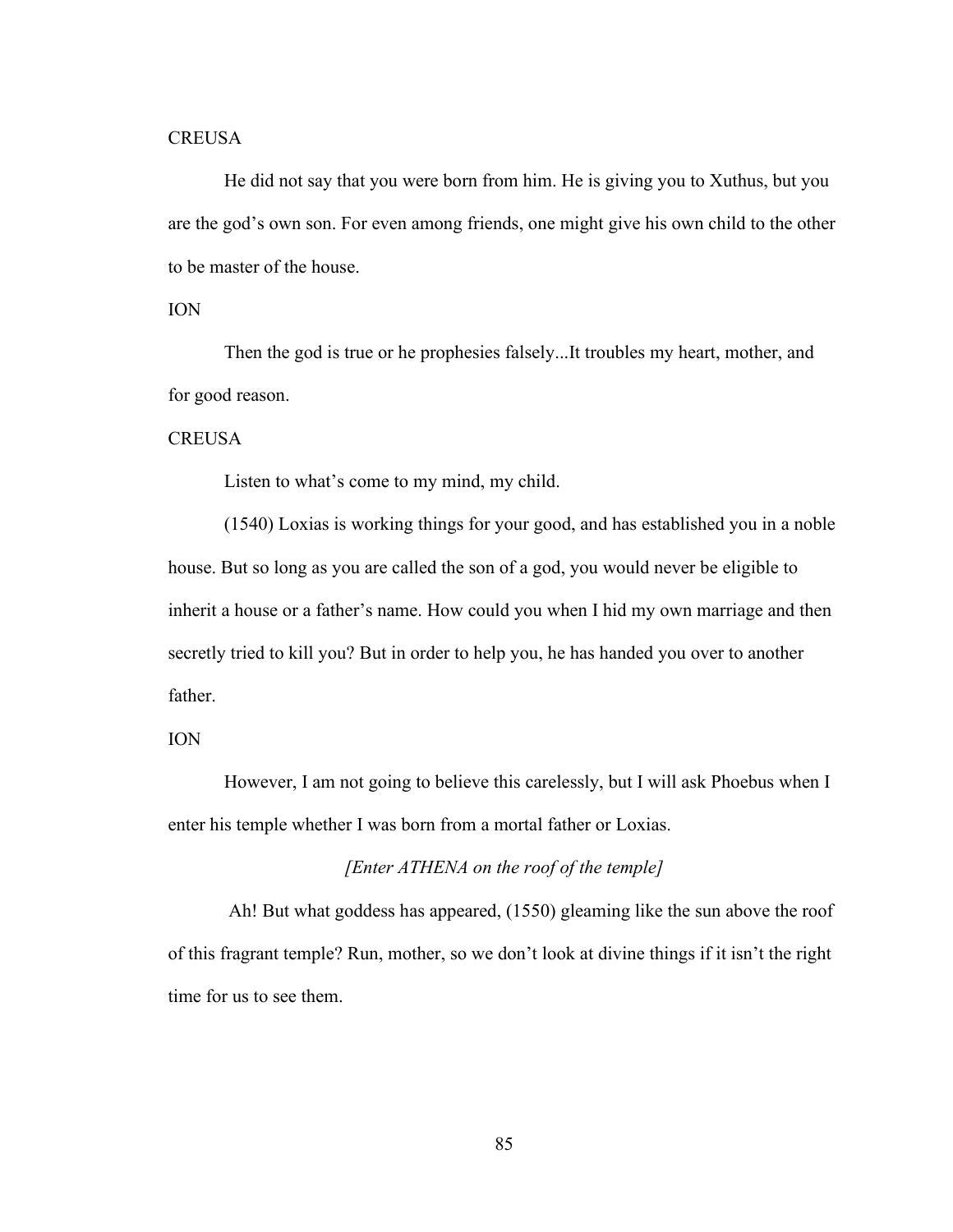CREUSA

He did not say that you were born from him. He is giving you to Xuthus, but you are the god's own son. For even among friends, one might give his own child to the other to be master of the house.

ION

Then the god is true or he prophesies falsely...It troubles my heart, mother, and for good reason.

CREUSA

Listen to what's come to my mind, my child.

(1540) Loxias is working things for your good, and has established you in a noble house. But so long as you are called the son of a god, you would never be eligible to inherit a house or a father's name. How could you when I hid my own marriage and then secretly tried to kill you? But in order to help you, he has handed you over to another father.

ION

However, I am not going to believe this carelessly, but I will ask Phoebus when I enter his temple whether I was born from a mortal father or Loxias.

*[Enter ATHENA on the roof of the temple]*

Ah! But what goddess has appeared, (1550) gleaming like the sun above the roof of this fragrant temple? Run, mother, so we don't look at divine things if it isn't the right time for us to see them.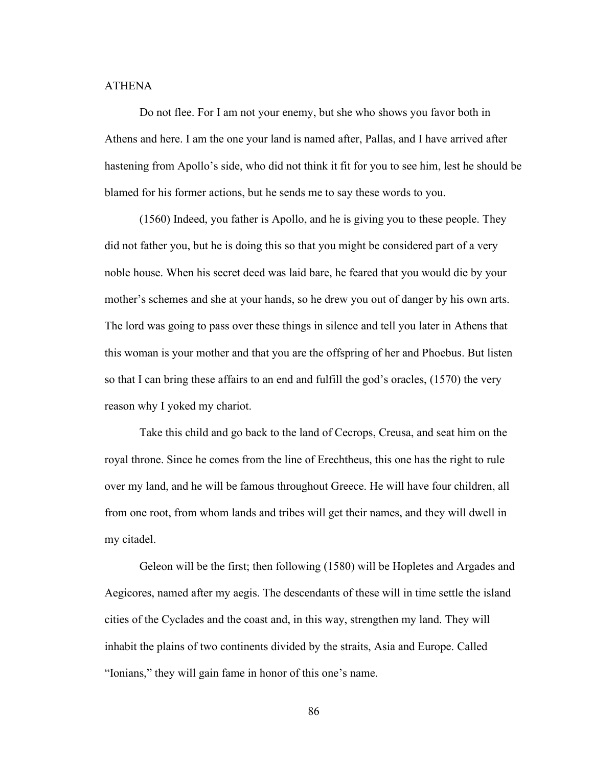ATHENA

Do not flee. For I am not your enemy, but she who shows you favor both in Athens and here. I am the one your land is named after, Pallas, and I have arrived after hastening from Apollo's side, who did not think it fit for you to see him, lest he should be blamed for his former actions, but he sends me to say these words to you.

(1560) Indeed, you father is Apollo, and he is giving you to these people. They did not father you, but he is doing this so that you might be considered part of a very noble house. When his secret deed was laid bare, he feared that you would die by your mother's schemes and she at your hands, so he drew you out of danger by his own arts. The lord was going to pass over these things in silence and tell you later in Athens that this woman is your mother and that you are the offspring of her and Phoebus. But listen so that I can bring these affairs to an end and fulfill the god's oracles, (1570) the very reason why I yoked my chariot.

Take this child and go back to the land of Cecrops, Creusa, and seat him on the royal throne. Since he comes from the line of Erechtheus, this one has the right to rule over my land, and he will be famous throughout Greece. He will have four children, all from one root, from whom lands and tribes will get their names, and they will dwell in my citadel.

Geleon will be the first; then following (1580) will be Hopletes and Argades and Aegicores, named after my aegis. The descendants of these will in time settle the island cities of the Cyclades and the coast and, in this way, strengthen my land. They will inhabit the plains of two continents divided by the straits, Asia and Europe. Called "Ionians," they will gain fame in honor of this one's name.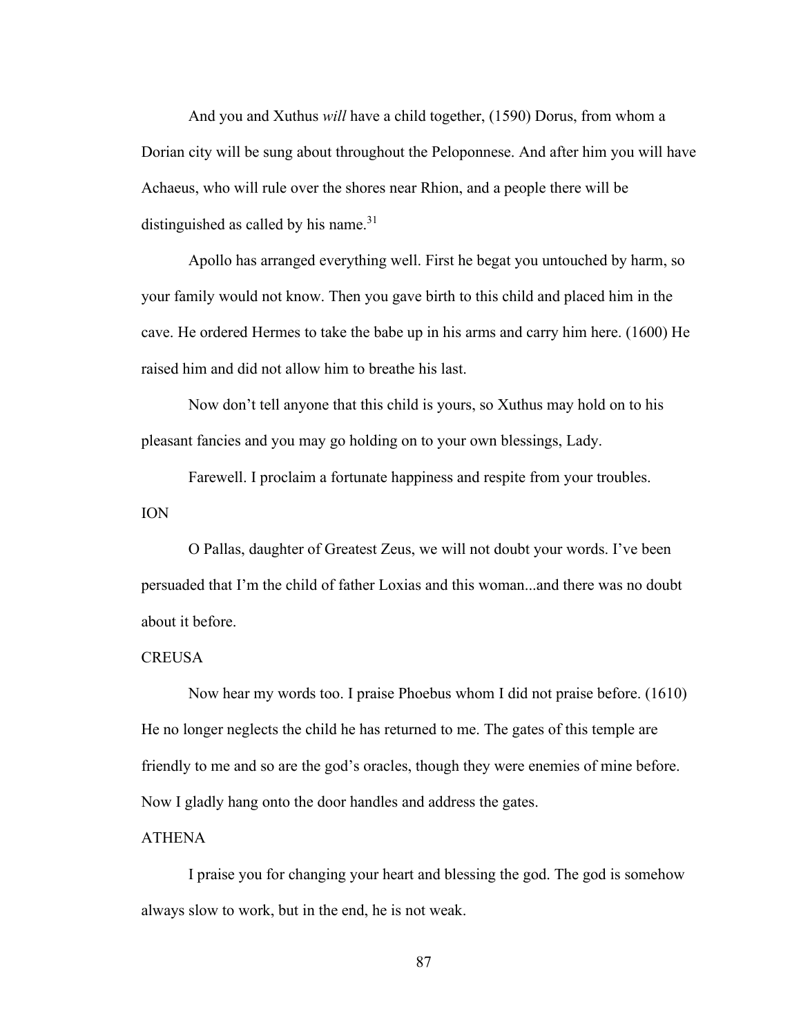And you and Xuthus *will* have a child together, (1590) Dorus, from whom a Dorian city will be sung about throughout the Peloponnese. And after him you will have Achaeus, who will rule over the shores near Rhion, and a people there will be distinguished as called by his name.[31]

Apollo has arranged everything well. First he begat you untouched by harm, so your family would not know. Then you gave birth to this child and placed him in the cave. He ordered Hermes to take the babe up in his arms and carry him here. (1600) He raised him and did not allow him to breathe his last.

Now don't tell anyone that this child is yours, so Xuthus may hold on to his pleasant fancies and you may go holding on to your own blessings, Lady.

Farewell. I proclaim a fortunate happiness and respite from your troubles.

ION

O Pallas, daughter of Greatest Zeus, we will not doubt your words. I've been persuaded that I'm the child of father Loxias and this woman...and there was no doubt about it before.

CREUSA

Now hear my words too. I praise Phoebus whom I did not praise before. (1610) He no longer neglects the child he has returned to me. The gates of this temple are friendly to me and so are the god's oracles, though they were enemies of mine before. Now I gladly hang onto the door handles and address the gates.

ATHENA

I praise you for changing your heart and blessing the god. The god is somehow always slow to work, but in the end, he is not weak.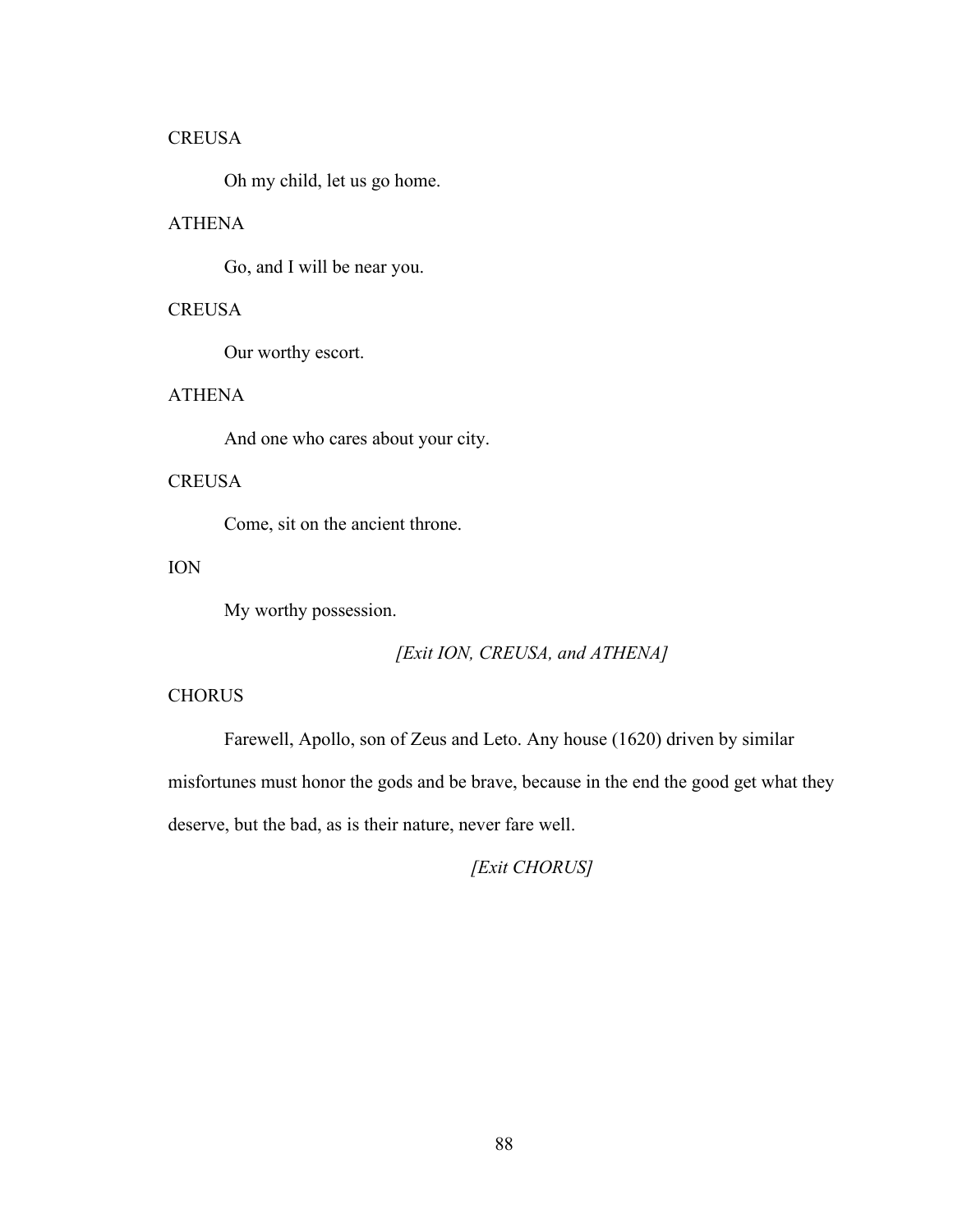CREUSA

Oh my child, let us go home.

ATHENA

Go, and I will be near you.

CREUSA

Our worthy escort.

ATHENA

And one who cares about your city.

CREUSA

Come, sit on the ancient throne.

ION

My worthy possession.

*[Exit ION, CREUSA, and ATHENA]*

CHORUS

Farewell, Apollo, son of Zeus and Leto. Any house (1620) driven by similar misfortunes must honor the gods and be brave, because in the end the good get what they deserve, but the bad, as is their nature, never fare well.

*[Exit CHORUS]*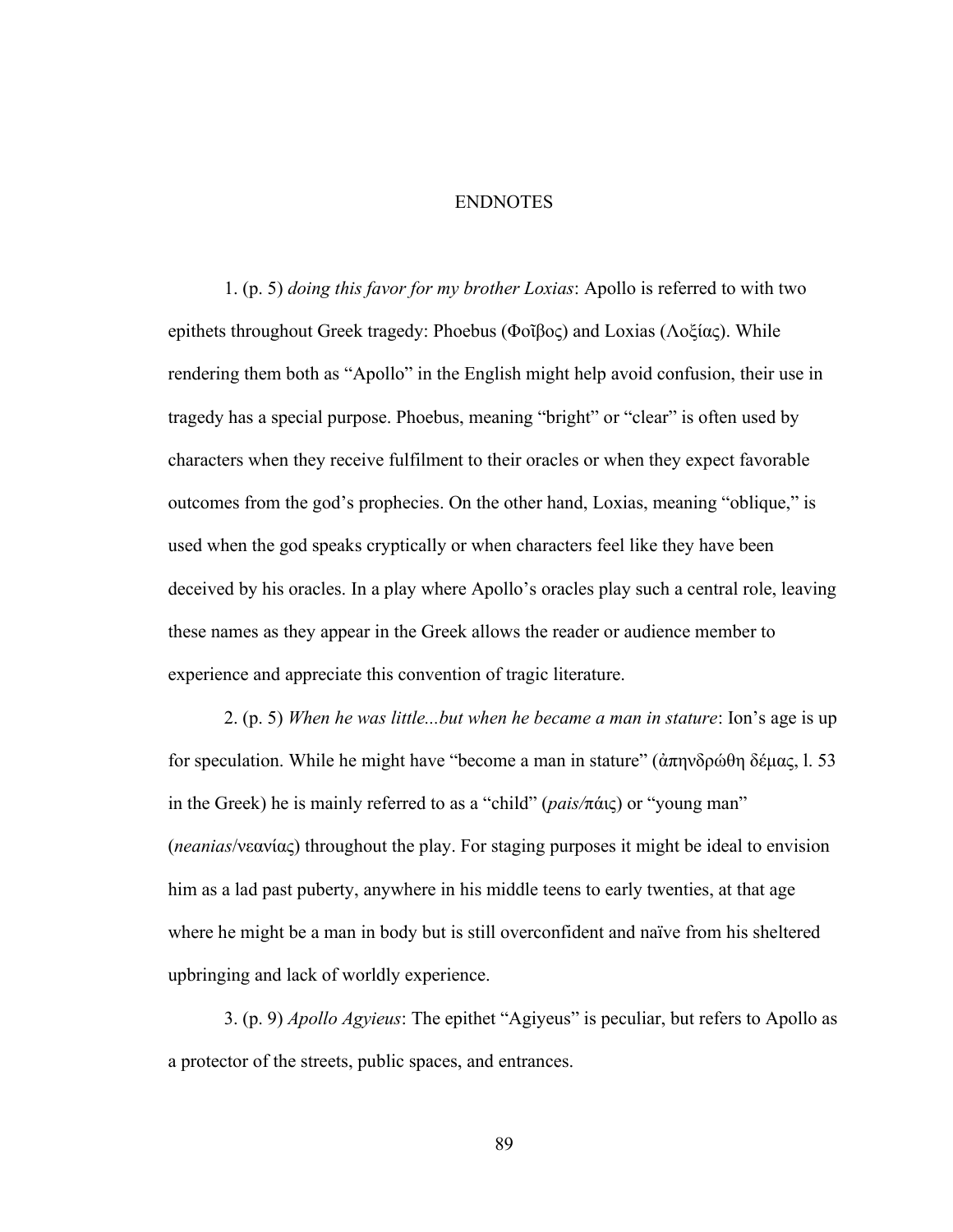# ENDNOTES

1. (p. 5) *doing this favor for my brother Loxias*: Apollo is referred to with two epithets throughout Greek tragedy: Phoebus (Φοῖβος) and Loxias (Λοξίας). While rendering them both as "Apollo" in the English might help avoid confusion, their use in tragedy has a special purpose. Phoebus, meaning "bright" or "clear" is often used by characters when they receive fulfilment to their oracles or when they expect favorable outcomes from the god's prophecies. On the other hand, Loxias, meaning "oblique," is used when the god speaks cryptically or when characters feel like they have been deceived by his oracles. In a play where Apollo's oracles play such a central role, leaving these names as they appear in the Greek allows the reader or audience member to experience and appreciate this convention of tragic literature.

2. (p. 5) *When he was little...but when he became a man in stature*: Ion's age is up for speculation. While he might have "become a man in stature" (ἀπηνδρώθη δέμας, l. 53 in the Greek) he is mainly referred to as a "child" (*pais/*πάις) or "young man" (*neanias*/νεανίας) throughout the play. For staging purposes it might be ideal to envision him as a lad past puberty, anywhere in his middle teens to early twenties, at that age where he might be a man in body but is still overconfident and naïve from his sheltered upbringing and lack of worldly experience.

3. (p. 9) *Apollo Agyieus*: The epithet "Agiyeus" is peculiar, but refers to Apollo as a protector of the streets, public spaces, and entrances.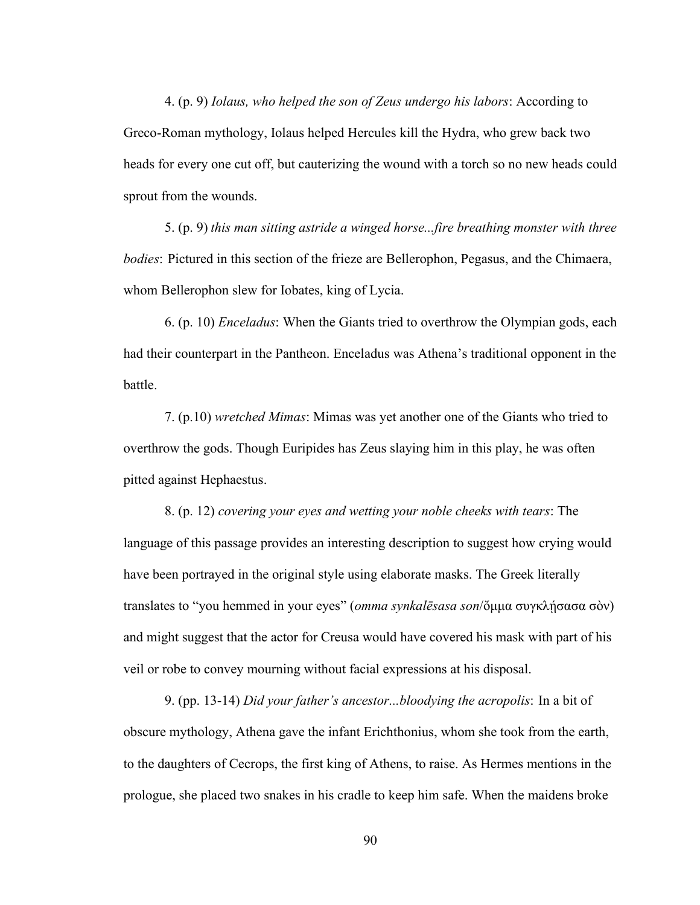4. (p. 9) *Iolaus, who helped the son of Zeus undergo his labors*: According to Greco-Roman mythology, Iolaus helped Hercules kill the Hydra, who grew back two heads for every one cut off, but cauterizing the wound with a torch so no new heads could sprout from the wounds.

5. (p. 9) *this man sitting astride a winged horse...fire breathing monster with three bodies*: Pictured in this section of the frieze are Bellerophon, Pegasus, and the Chimaera, whom Bellerophon slew for Iobates, king of Lycia.

6. (p. 10) *Enceladus*: When the Giants tried to overthrow the Olympian gods, each had their counterpart in the Pantheon. Enceladus was Athena's traditional opponent in the battle.

7. (p.10) *wretched Mimas*: Mimas was yet another one of the Giants who tried to overthrow the gods. Though Euripides has Zeus slaying him in this play, he was often pitted against Hephaestus.

8. (p. 12) *covering your eyes and wetting your noble cheeks with tears*: The language of this passage provides an interesting description to suggest how crying would have been portrayed in the original style using elaborate masks. The Greek literally translates to "you hemmed in your eyes" (*omma synkalēsasa son*/ὄμμα συγκλῄσασα σὸν) and might suggest that the actor for Creusa would have covered his mask with part of his veil or robe to convey mourning without facial expressions at his disposal.

9. (pp. 13-14) *Did your father's ancestor...bloodying the acropolis*: In a bit of obscure mythology, Athena gave the infant Erichthonius, whom she took from the earth, to the daughters of Cecrops, the first king of Athens, to raise. As Hermes mentions in the prologue, she placed two snakes in his cradle to keep him safe. When the maidens broke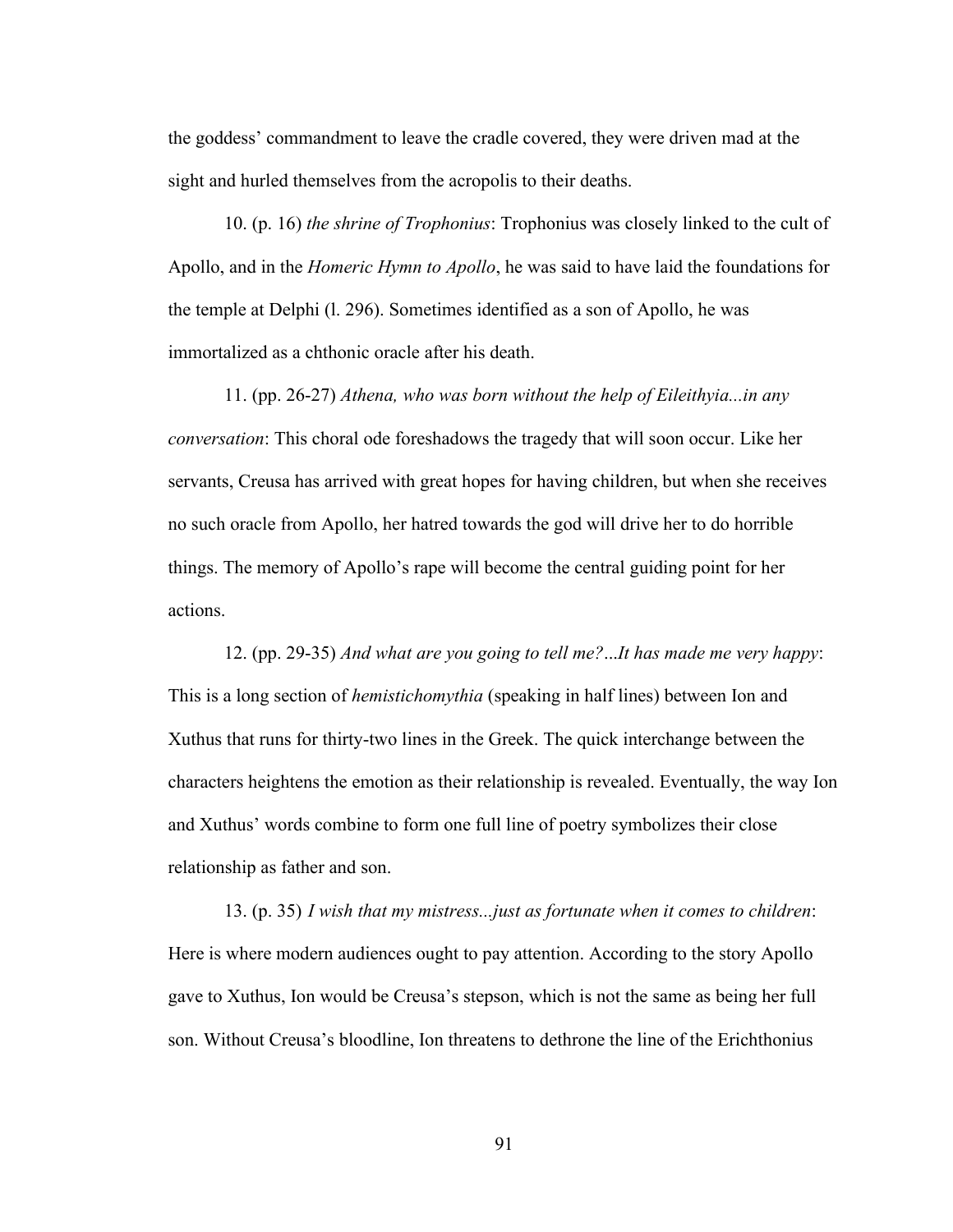the goddess' commandment to leave the cradle covered, they were driven mad at the sight and hurled themselves from the acropolis to their deaths.

10. (p. 16) *the shrine of Trophonius*: Trophonius was closely linked to the cult of Apollo, and in the *Homeric Hymn to Apollo*, he was said to have laid the foundations for the temple at Delphi (l. 296). Sometimes identified as a son of Apollo, he was immortalized as a chthonic oracle after his death.

11. (pp. 26-27) *Athena, who was born without the help of Eileithyia...in any conversation*: This choral ode foreshadows the tragedy that will soon occur. Like her servants, Creusa has arrived with great hopes for having children, but when she receives no such oracle from Apollo, her hatred towards the god will drive her to do horrible things. The memory of Apollo's rape will become the central guiding point for her actions.

12. (pp. 29-35) *And what are you going to tell me?...It has made me very happy*: This is a long section of *hemistichomythia* (speaking in half lines) between Ion and Xuthus that runs for thirty-two lines in the Greek. The quick interchange between the characters heightens the emotion as their relationship is revealed. Eventually, the way Ion and Xuthus' words combine to form one full line of poetry symbolizes their close relationship as father and son.

13. (p. 35) *I wish that my mistress...just as fortunate when it comes to children*: Here is where modern audiences ought to pay attention. According to the story Apollo gave to Xuthus, Ion would be Creusa's stepson, which is not the same as being her full son. Without Creusa's bloodline, Ion threatens to dethrone the line of the Erichthonius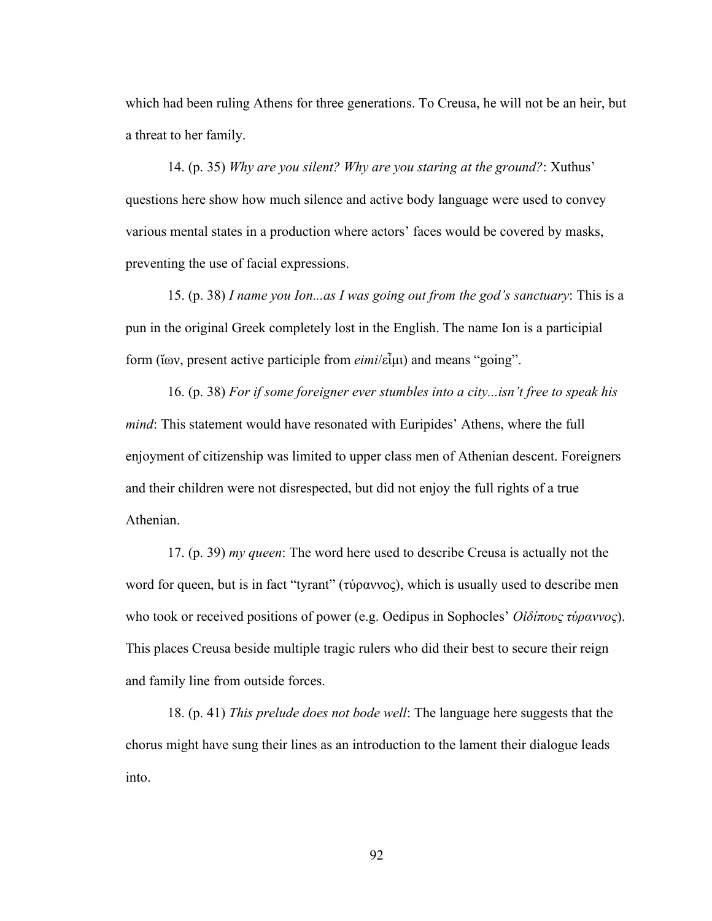which had been ruling Athens for three generations. To Creusa, he will not be an heir, but a threat to her family.

14. (p. 35) *Why are you silent? Why are you staring at the ground?*: Xuthus' questions here show how much silence and active body language were used to convey various mental states in a production where actors' faces would be covered by masks, preventing the use of facial expressions.

15. (p. 38) *I name you Ion...as I was going out from the god's sanctuary*: This is a pun in the original Greek completely lost in the English. The name Ion is a participial form (ἴων, present active participle from *eimi*/εἶμι) and means "going".

16. (p. 38) *For if some foreigner ever stumbles into a city...isn't free to speak his mind*: This statement would have resonated with Euripides' Athens, where the full enjoyment of citizenship was limited to upper class men of Athenian descent. Foreigners and their children were not disrespected, but did not enjoy the full rights of a true Athenian.

17. (p. 39) *my queen*: The word here used to describe Creusa is actually not the word for queen, but is in fact "tyrant" (τύραννος), which is usually used to describe men who took or received positions of power (e.g. Oedipus in Sophocles' *Οἰδίπους τύραννος*). This places Creusa beside multiple tragic rulers who did their best to secure their reign and family line from outside forces.

18. (p. 41) *This prelude does not bode well*: The language here suggests that the chorus might have sung their lines as an introduction to the lament their dialogue leads into.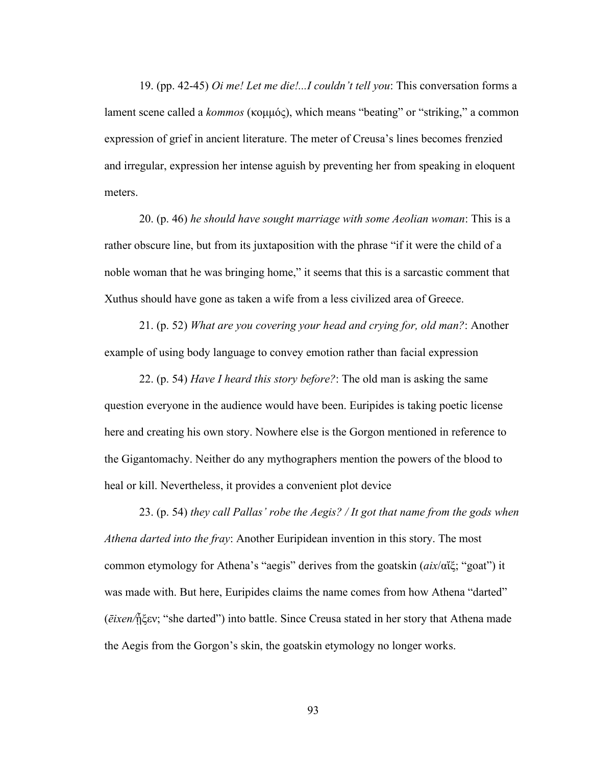19. (pp. 42-45) *Oi me! Let me die!...I couldn't tell you*: This conversation forms a lament scene called a *kommos* (κομμός), which means "beating" or "striking," a common expression of grief in ancient literature. The meter of Creusa's lines becomes frenzied and irregular, expression her intense aguish by preventing her from speaking in eloquent meters.

20. (p. 46) *he should have sought marriage with some Aeolian woman*: This is a rather obscure line, but from its juxtaposition with the phrase "if it were the child of a noble woman that he was bringing home," it seems that this is a sarcastic comment that Xuthus should have gone as taken a wife from a less civilized area of Greece.

21. (p. 52) *What are you covering your head and crying for, old man?*: Another example of using body language to convey emotion rather than facial expression

22. (p. 54) *Have I heard this story before?*: The old man is asking the same question everyone in the audience would have been. Euripides is taking poetic license here and creating his own story. Nowhere else is the Gorgon mentioned in reference to the Gigantomachy. Neither do any mythographers mention the powers of the blood to heal or kill. Nevertheless, it provides a convenient plot device

23. (p. 54) *they call Pallas' robe the Aegis? / It got that name from the gods when Athena darted into the fray*: Another Euripidean invention in this story. The most common etymology for Athena's "aegis" derives from the goatskin (*aix*/αἴξ; "goat") it was made with. But here, Euripides claims the name comes from how Athena "darted" (*ēixen*/ᾗξεν; "she darted") into battle. Since Creusa stated in her story that Athena made the Aegis from the Gorgon's skin, the goatskin etymology no longer works.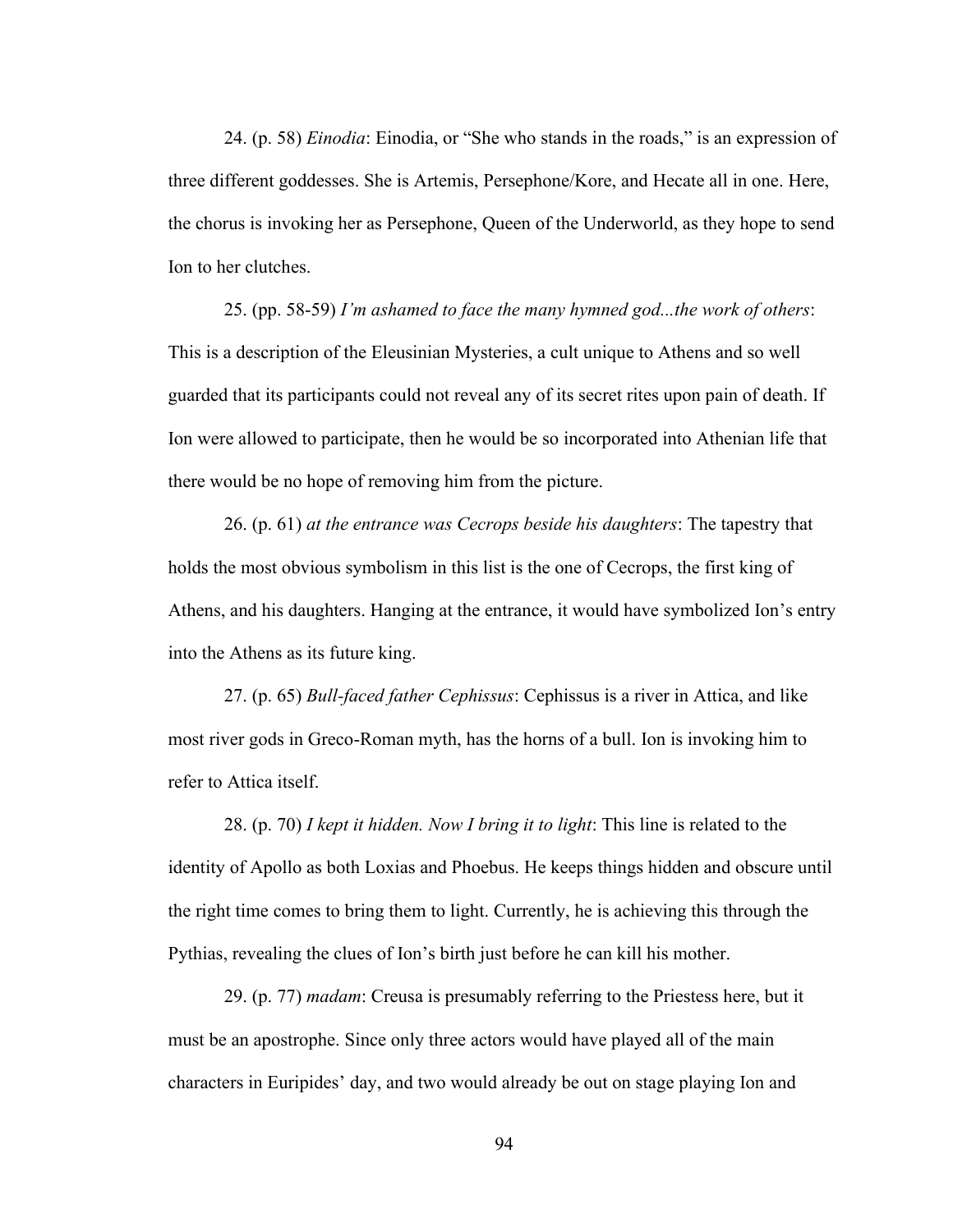24. (p. 58) *Einodia*: Einodia, or "She who stands in the roads," is an expression of three different goddesses. She is Artemis, Persephone/Kore, and Hecate all in one. Here, the chorus is invoking her as Persephone, Queen of the Underworld, as they hope to send Ion to her clutches.

25. (pp. 58-59) *I'm ashamed to face the many hymned god...the work of others*: This is a description of the Eleusinian Mysteries, a cult unique to Athens and so well guarded that its participants could not reveal any of its secret rites upon pain of death. If Ion were allowed to participate, then he would be so incorporated into Athenian life that there would be no hope of removing him from the picture.

26. (p. 61) *at the entrance was Cecrops beside his daughters*: The tapestry that holds the most obvious symbolism in this list is the one of Cecrops, the first king of Athens, and his daughters. Hanging at the entrance, it would have symbolized Ion's entry into the Athens as its future king.

27. (p. 65) *Bull-faced father Cephissus*: Cephissus is a river in Attica, and like most river gods in Greco-Roman myth, has the horns of a bull. Ion is invoking him to refer to Attica itself.

28. (p. 70) *I kept it hidden. Now I bring it to light*: This line is related to the identity of Apollo as both Loxias and Phoebus. He keeps things hidden and obscure until the right time comes to bring them to light. Currently, he is achieving this through the Pythias, revealing the clues of Ion's birth just before he can kill his mother.

29. (p. 77) *madam*: Creusa is presumably referring to the Priestess here, but it must be an apostrophe. Since only three actors would have played all of the main characters in Euripides' day, and two would already be out on stage playing Ion and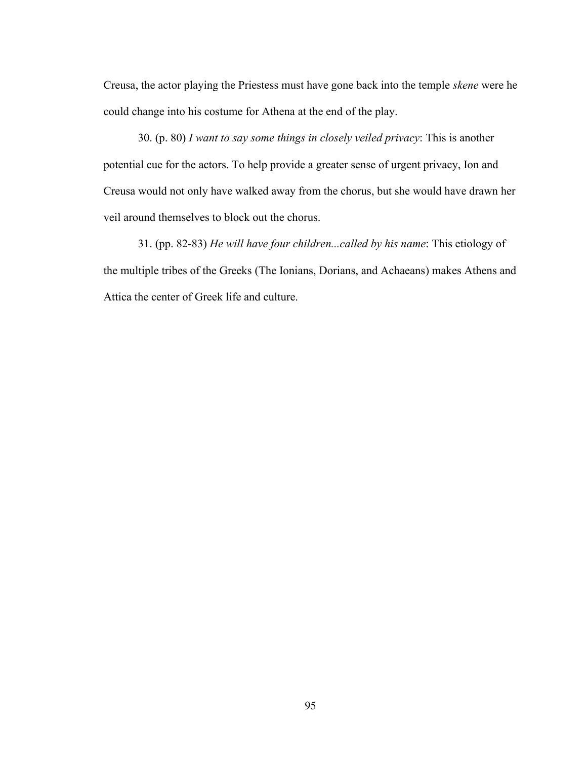Creusa, the actor playing the Priestess must have gone back into the temple *skene* were he could change into his costume for Athena at the end of the play.

30. (p. 80) *I want to say some things in closely veiled privacy*: This is another potential cue for the actors. To help provide a greater sense of urgent privacy, Ion and Creusa would not only have walked away from the chorus, but she would have drawn her veil around themselves to block out the chorus.

31. (pp. 82-83) *He will have four children...called by his name*: This etiology of the multiple tribes of the Greeks (The Ionians, Dorians, and Achaeans) makes Athens and Attica the center of Greek life and culture.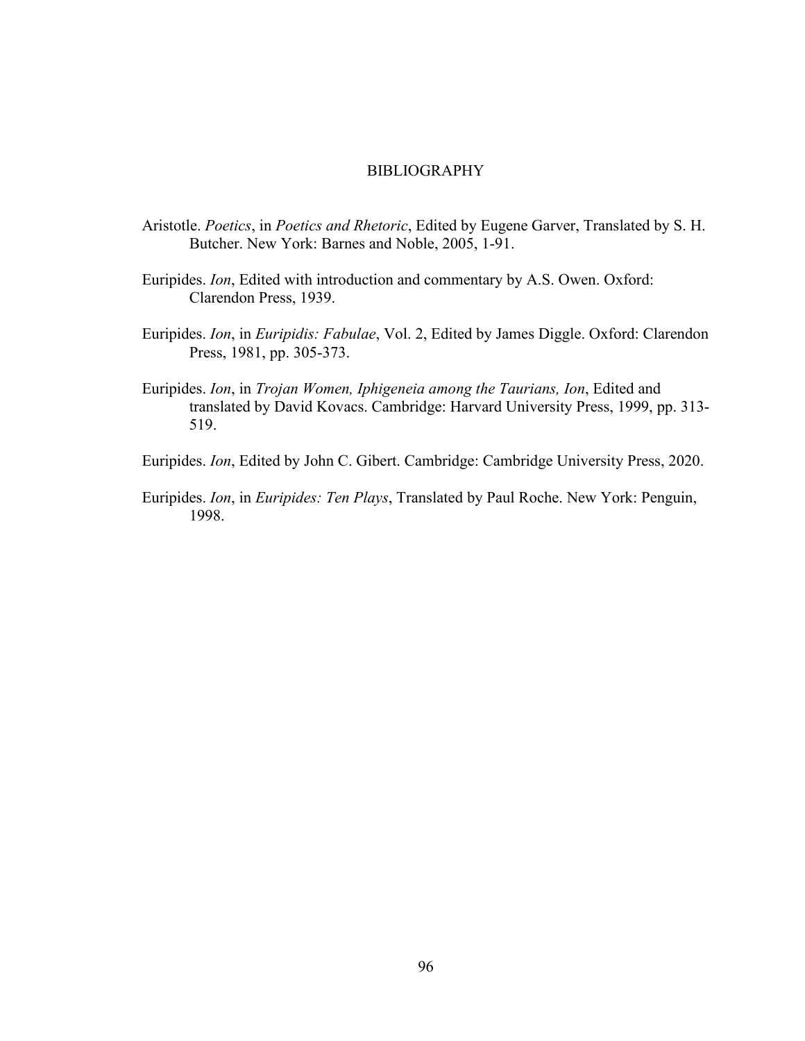# BIBLIOGRAPHY

Aristotle. *Poetics*, in *Poetics and Rhetoric*, Edited by Eugene Garver, Translated by S. H. Butcher. New York: Barnes and Noble, 2005, 1-91.

Euripides. *Ion*, Edited with introduction and commentary by A.S. Owen. Oxford: Clarendon Press, 1939.

Euripides. *Ion*, in *Euripidis: Fabulae*, Vol. 2, Edited by James Diggle. Oxford: Clarendon Press, 1981, pp. 305-373.

Euripides. *Ion*, in *Trojan Women, Iphigeneia among the Taurians, Ion*, Edited and translated by David Kovacs. Cambridge: Harvard University Press, 1999, pp. 313-519.

Euripides. *Ion*, Edited by John C. Gibert. Cambridge: Cambridge University Press, 2020.

Euripides. *Ion*, in *Euripides: Ten Plays*, Translated by Paul Roche. New York: Penguin, 1998.